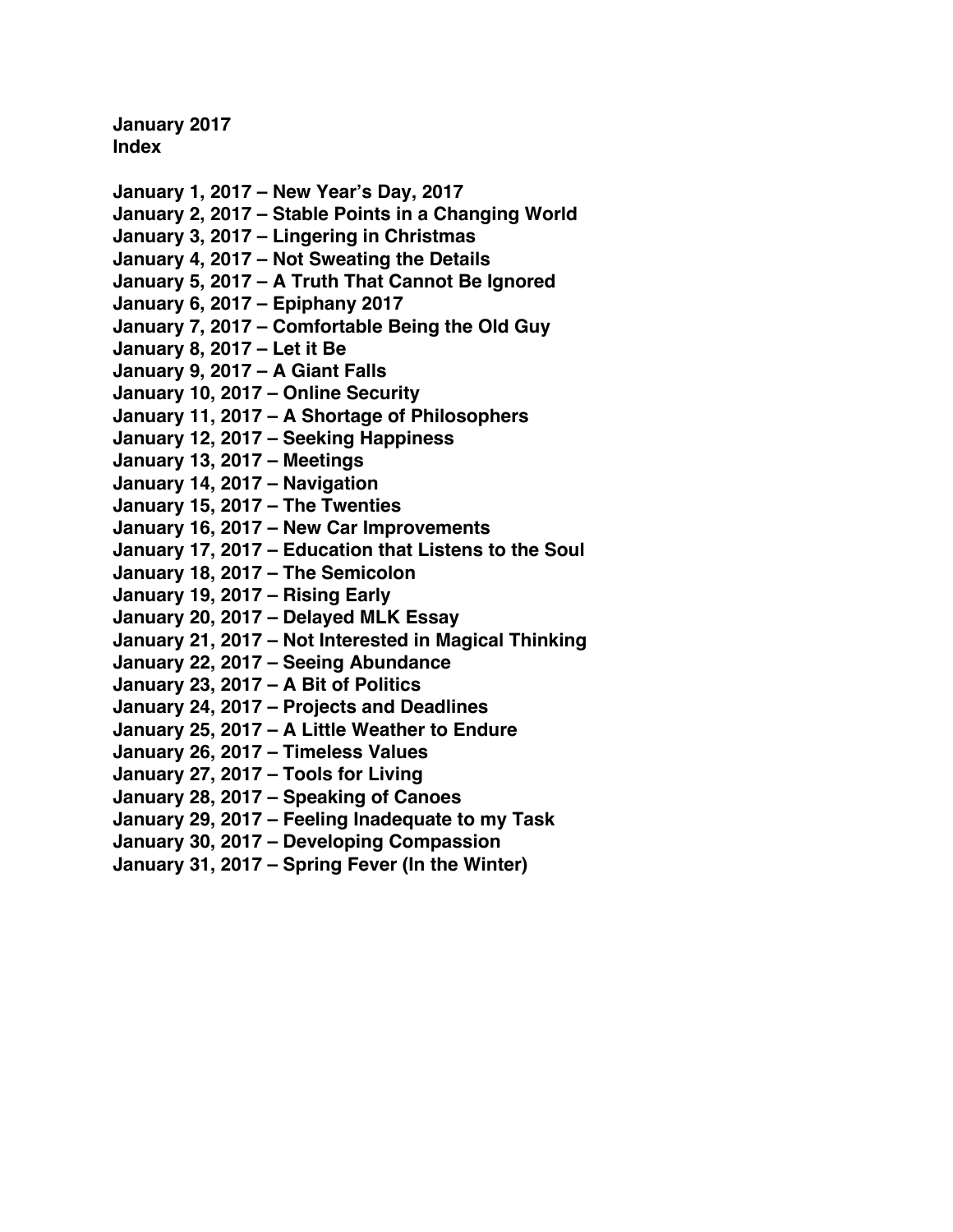**January 2017**
**Index**

**January 1, 2017 – New Year's Day, 2017**
**January 2, 2017 – Stable Points in a Changing World**
**January 3, 2017 – Lingering in Christmas**
**January 4, 2017 – Not Sweating the Details**
**January 5, 2017 – A Truth That Cannot Be Ignored**
**January 6, 2017 – Epiphany 2017**
**January 7, 2017 – Comfortable Being the Old Guy**
**January 8, 2017 – Let it Be**
**January 9, 2017 – A Giant Falls**
**January 10, 2017 – Online Security**
**January 11, 2017 – A Shortage of Philosophers**
**January 12, 2017 – Seeking Happiness**
**January 13, 2017 – Meetings**
**January 14, 2017 – Navigation**
**January 15, 2017 – The Twenties**
**January 16, 2017 – New Car Improvements**
**January 17, 2017 – Education that Listens to the Soul**
**January 18, 2017 – The Semicolon**
**January 19, 2017 – Rising Early**
**January 20, 2017 – Delayed MLK Essay**
**January 21, 2017 – Not Interested in Magical Thinking**
**January 22, 2017 – Seeing Abundance**
**January 23, 2017 – A Bit of Politics**
**January 24, 2017 – Projects and Deadlines**
**January 25, 2017 – A Little Weather to Endure**
**January 26, 2017 – Timeless Values**
**January 27, 2017 – Tools for Living**
**January 28, 2017 – Speaking of Canoes**
**January 29, 2017 – Feeling Inadequate to my Task**
**January 30, 2017 – Developing Compassion**
**January 31, 2017 – Spring Fever (In the Winter)**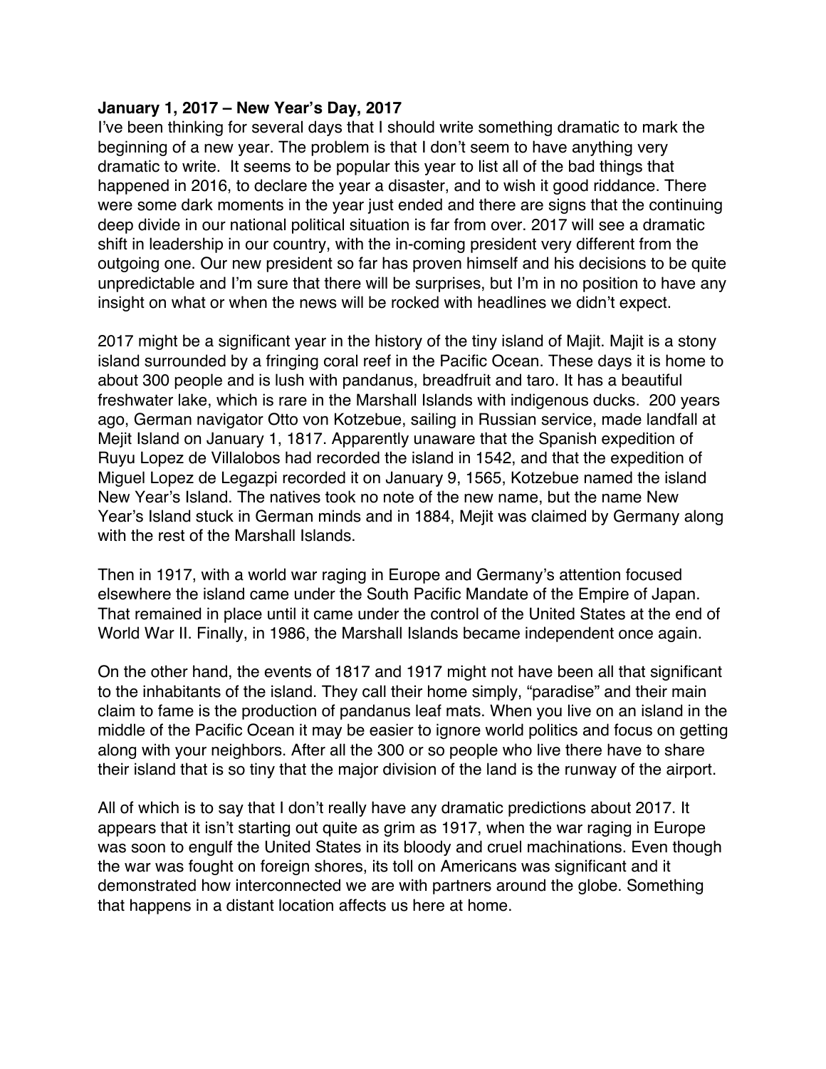**January 1, 2017 – New Year's Day, 2017**

I've been thinking for several days that I should write something dramatic to mark the beginning of a new year. The problem is that I don't seem to have anything very dramatic to write. It seems to be popular this year to list all of the bad things that happened in 2016, to declare the year a disaster, and to wish it good riddance. There were some dark moments in the year just ended and there are signs that the continuing deep divide in our national political situation is far from over. 2017 will see a dramatic shift in leadership in our country, with the in-coming president very different from the outgoing one. Our new president so far has proven himself and his decisions to be quite unpredictable and I'm sure that there will be surprises, but I'm in no position to have any insight on what or when the news will be rocked with headlines we didn't expect.

2017 might be a significant year in the history of the tiny island of Majit. Majit is a stony island surrounded by a fringing coral reef in the Pacific Ocean. These days it is home to about 300 people and is lush with pandanus, breadfruit and taro. It has a beautiful freshwater lake, which is rare in the Marshall Islands with indigenous ducks. 200 years ago, German navigator Otto von Kotzebue, sailing in Russian service, made landfall at Mejit Island on January 1, 1817. Apparently unaware that the Spanish expedition of Ruyu Lopez de Villalobos had recorded the island in 1542, and that the expedition of Miguel Lopez de Legazpi recorded it on January 9, 1565, Kotzebue named the island New Year's Island. The natives took no note of the new name, but the name New Year's Island stuck in German minds and in 1884, Mejit was claimed by Germany along with the rest of the Marshall Islands.

Then in 1917, with a world war raging in Europe and Germany's attention focused elsewhere the island came under the South Pacific Mandate of the Empire of Japan. That remained in place until it came under the control of the United States at the end of World War II. Finally, in 1986, the Marshall Islands became independent once again.

On the other hand, the events of 1817 and 1917 might not have been all that significant to the inhabitants of the island. They call their home simply, "paradise" and their main claim to fame is the production of pandanus leaf mats. When you live on an island in the middle of the Pacific Ocean it may be easier to ignore world politics and focus on getting along with your neighbors. After all the 300 or so people who live there have to share their island that is so tiny that the major division of the land is the runway of the airport.

All of which is to say that I don't really have any dramatic predictions about 2017. It appears that it isn't starting out quite as grim as 1917, when the war raging in Europe was soon to engulf the United States in its bloody and cruel machinations. Even though the war was fought on foreign shores, its toll on Americans was significant and it demonstrated how interconnected we are with partners around the globe. Something that happens in a distant location affects us here at home.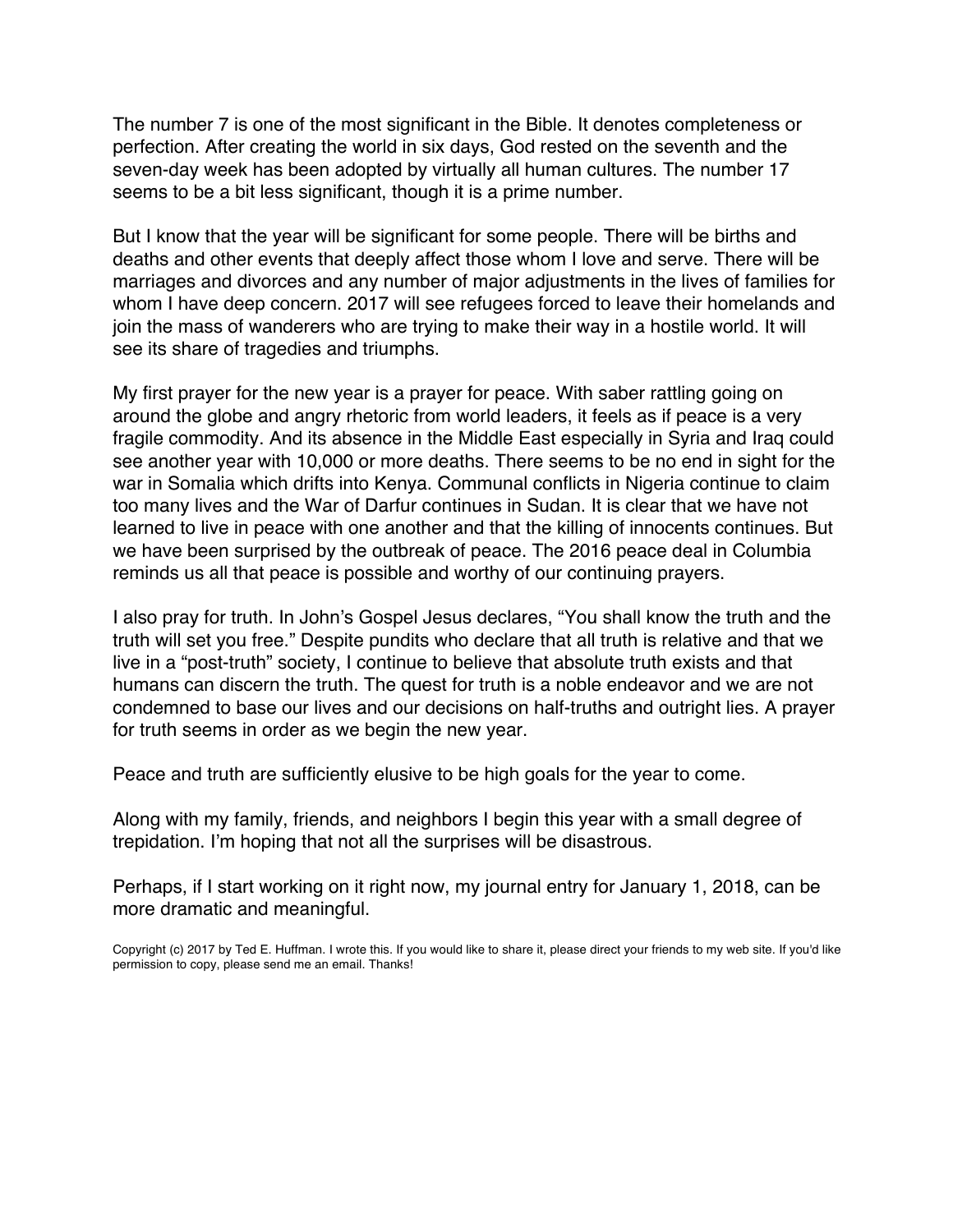The number 7 is one of the most significant in the Bible. It denotes completeness or perfection. After creating the world in six days, God rested on the seventh and the seven-day week has been adopted by virtually all human cultures. The number 17 seems to be a bit less significant, though it is a prime number.

But I know that the year will be significant for some people. There will be births and deaths and other events that deeply affect those whom I love and serve. There will be marriages and divorces and any number of major adjustments in the lives of families for whom I have deep concern. 2017 will see refugees forced to leave their homelands and join the mass of wanderers who are trying to make their way in a hostile world. It will see its share of tragedies and triumphs.

My first prayer for the new year is a prayer for peace. With saber rattling going on around the globe and angry rhetoric from world leaders, it feels as if peace is a very fragile commodity. And its absence in the Middle East especially in Syria and Iraq could see another year with 10,000 or more deaths. There seems to be no end in sight for the war in Somalia which drifts into Kenya. Communal conflicts in Nigeria continue to claim too many lives and the War of Darfur continues in Sudan. It is clear that we have not learned to live in peace with one another and that the killing of innocents continues. But we have been surprised by the outbreak of peace. The 2016 peace deal in Columbia reminds us all that peace is possible and worthy of our continuing prayers.

I also pray for truth. In John's Gospel Jesus declares, "You shall know the truth and the truth will set you free." Despite pundits who declare that all truth is relative and that we live in a "post-truth" society, I continue to believe that absolute truth exists and that humans can discern the truth. The quest for truth is a noble endeavor and we are not condemned to base our lives and our decisions on half-truths and outright lies. A prayer for truth seems in order as we begin the new year.

Peace and truth are sufficiently elusive to be high goals for the year to come.

Along with my family, friends, and neighbors I begin this year with a small degree of trepidation. I'm hoping that not all the surprises will be disastrous.

Perhaps, if I start working on it right now, my journal entry for January 1, 2018, can be more dramatic and meaningful.

Copyright (c) 2017 by Ted E. Huffman. I wrote this. If you would like to share it, please direct your friends to my web site. If you'd like permission to copy, please send me an email. Thanks!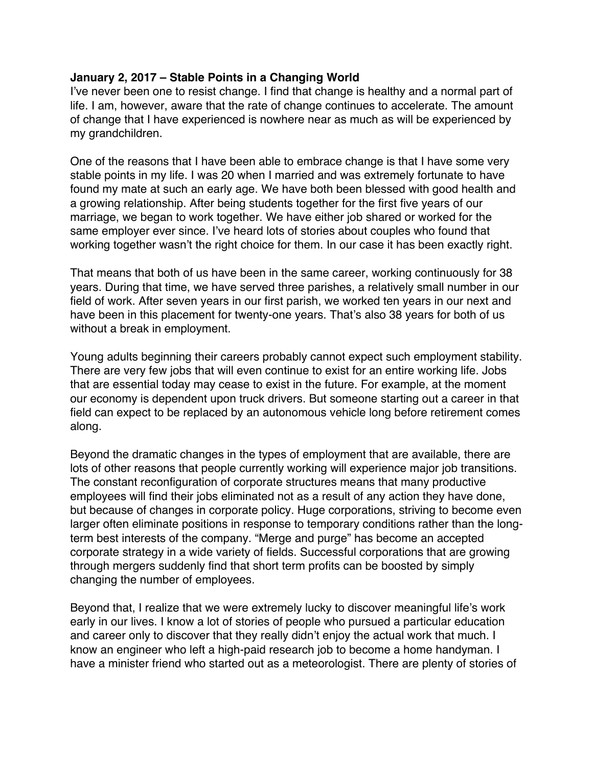**January 2, 2017 – Stable Points in a Changing World**

I've never been one to resist change. I find that change is healthy and a normal part of life. I am, however, aware that the rate of change continues to accelerate. The amount of change that I have experienced is nowhere near as much as will be experienced by my grandchildren.

One of the reasons that I have been able to embrace change is that I have some very stable points in my life. I was 20 when I married and was extremely fortunate to have found my mate at such an early age. We have both been blessed with good health and a growing relationship. After being students together for the first five years of our marriage, we began to work together. We have either job shared or worked for the same employer ever since. I've heard lots of stories about couples who found that working together wasn't the right choice for them. In our case it has been exactly right.

That means that both of us have been in the same career, working continuously for 38 years. During that time, we have served three parishes, a relatively small number in our field of work. After seven years in our first parish, we worked ten years in our next and have been in this placement for twenty-one years. That's also 38 years for both of us without a break in employment.

Young adults beginning their careers probably cannot expect such employment stability. There are very few jobs that will even continue to exist for an entire working life. Jobs that are essential today may cease to exist in the future. For example, at the moment our economy is dependent upon truck drivers. But someone starting out a career in that field can expect to be replaced by an autonomous vehicle long before retirement comes along.

Beyond the dramatic changes in the types of employment that are available, there are lots of other reasons that people currently working will experience major job transitions. The constant reconfiguration of corporate structures means that many productive employees will find their jobs eliminated not as a result of any action they have done, but because of changes in corporate policy. Huge corporations, striving to become even larger often eliminate positions in response to temporary conditions rather than the long-term best interests of the company. "Merge and purge" has become an accepted corporate strategy in a wide variety of fields. Successful corporations that are growing through mergers suddenly find that short term profits can be boosted by simply changing the number of employees.

Beyond that, I realize that we were extremely lucky to discover meaningful life's work early in our lives. I know a lot of stories of people who pursued a particular education and career only to discover that they really didn't enjoy the actual work that much. I know an engineer who left a high-paid research job to become a home handyman. I have a minister friend who started out as a meteorologist. There are plenty of stories of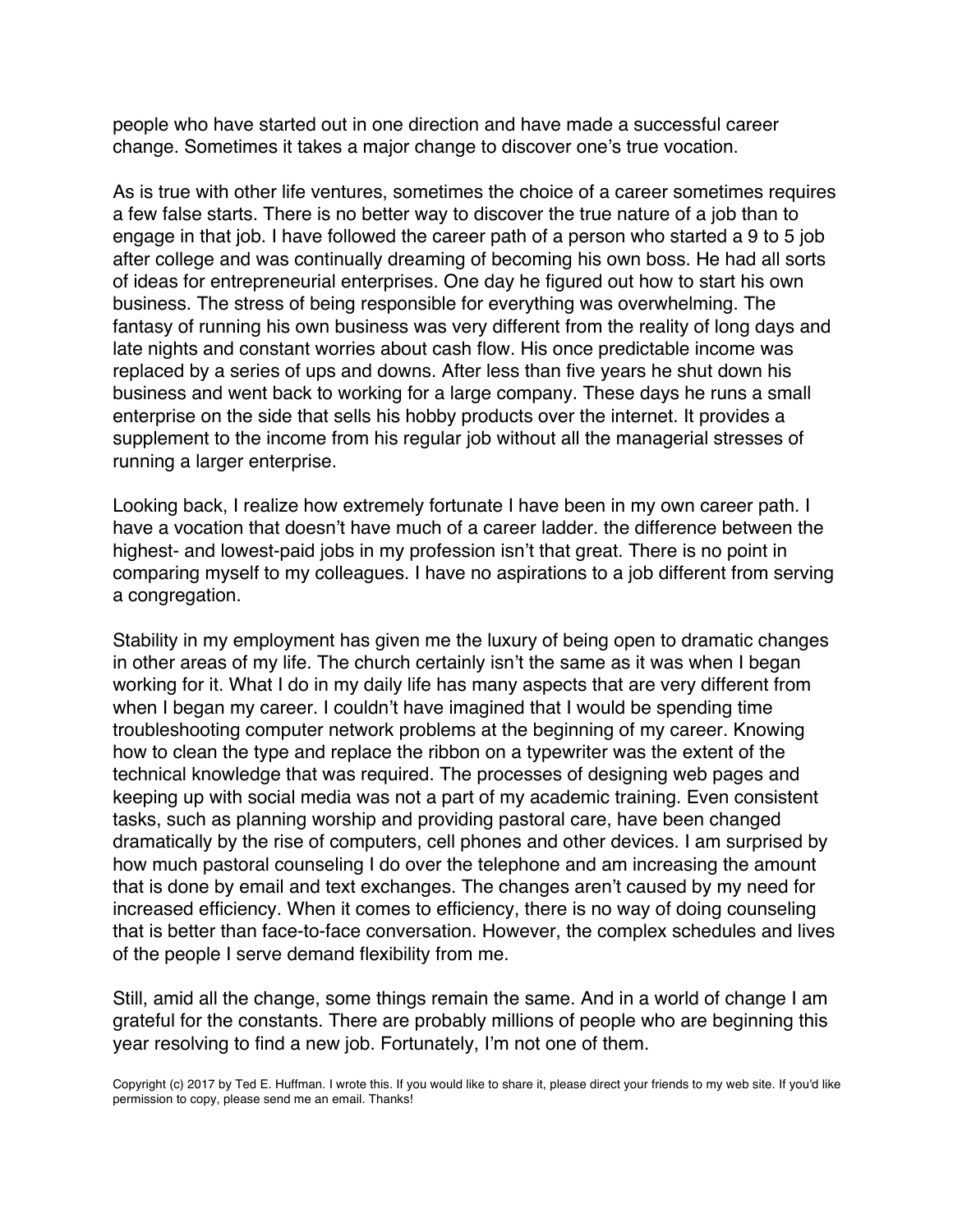people who have started out in one direction and have made a successful career change. Sometimes it takes a major change to discover one's true vocation.

As is true with other life ventures, sometimes the choice of a career sometimes requires a few false starts. There is no better way to discover the true nature of a job than to engage in that job. I have followed the career path of a person who started a 9 to 5 job after college and was continually dreaming of becoming his own boss. He had all sorts of ideas for entrepreneurial enterprises. One day he figured out how to start his own business. The stress of being responsible for everything was overwhelming. The fantasy of running his own business was very different from the reality of long days and late nights and constant worries about cash flow. His once predictable income was replaced by a series of ups and downs. After less than five years he shut down his business and went back to working for a large company. These days he runs a small enterprise on the side that sells his hobby products over the internet. It provides a supplement to the income from his regular job without all the managerial stresses of running a larger enterprise.

Looking back, I realize how extremely fortunate I have been in my own career path. I have a vocation that doesn't have much of a career ladder. the difference between the highest- and lowest-paid jobs in my profession isn't that great. There is no point in comparing myself to my colleagues. I have no aspirations to a job different from serving a congregation.

Stability in my employment has given me the luxury of being open to dramatic changes in other areas of my life. The church certainly isn't the same as it was when I began working for it. What I do in my daily life has many aspects that are very different from when I began my career. I couldn't have imagined that I would be spending time troubleshooting computer network problems at the beginning of my career. Knowing how to clean the type and replace the ribbon on a typewriter was the extent of the technical knowledge that was required. The processes of designing web pages and keeping up with social media was not a part of my academic training. Even consistent tasks, such as planning worship and providing pastoral care, have been changed dramatically by the rise of computers, cell phones and other devices. I am surprised by how much pastoral counseling I do over the telephone and am increasing the amount that is done by email and text exchanges. The changes aren't caused by my need for increased efficiency. When it comes to efficiency, there is no way of doing counseling that is better than face-to-face conversation. However, the complex schedules and lives of the people I serve demand flexibility from me.

Still, amid all the change, some things remain the same. And in a world of change I am grateful for the constants. There are probably millions of people who are beginning this year resolving to find a new job. Fortunately, I'm not one of them.

Copyright (c) 2017 by Ted E. Huffman. I wrote this. If you would like to share it, please direct your friends to my web site. If you'd like permission to copy, please send me an email. Thanks!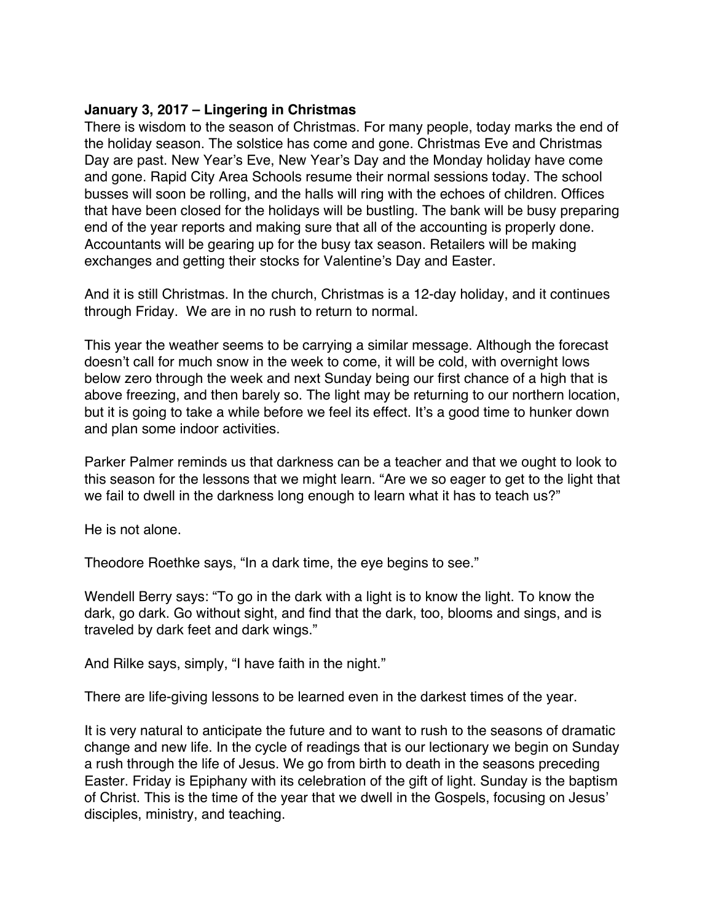**January 3, 2017 – Lingering in Christmas**

There is wisdom to the season of Christmas. For many people, today marks the end of the holiday season. The solstice has come and gone. Christmas Eve and Christmas Day are past. New Year's Eve, New Year's Day and the Monday holiday have come and gone. Rapid City Area Schools resume their normal sessions today. The school busses will soon be rolling, and the halls will ring with the echoes of children. Offices that have been closed for the holidays will be bustling. The bank will be busy preparing end of the year reports and making sure that all of the accounting is properly done. Accountants will be gearing up for the busy tax season. Retailers will be making exchanges and getting their stocks for Valentine's Day and Easter.

And it is still Christmas. In the church, Christmas is a 12-day holiday, and it continues through Friday. We are in no rush to return to normal.

This year the weather seems to be carrying a similar message. Although the forecast doesn't call for much snow in the week to come, it will be cold, with overnight lows below zero through the week and next Sunday being our first chance of a high that is above freezing, and then barely so. The light may be returning to our northern location, but it is going to take a while before we feel its effect. It's a good time to hunker down and plan some indoor activities.

Parker Palmer reminds us that darkness can be a teacher and that we ought to look to this season for the lessons that we might learn. "Are we so eager to get to the light that we fail to dwell in the darkness long enough to learn what it has to teach us?"

He is not alone.

Theodore Roethke says, "In a dark time, the eye begins to see."

Wendell Berry says: "To go in the dark with a light is to know the light. To know the dark, go dark. Go without sight, and find that the dark, too, blooms and sings, and is traveled by dark feet and dark wings."

And Rilke says, simply, "I have faith in the night."

There are life-giving lessons to be learned even in the darkest times of the year.

It is very natural to anticipate the future and to want to rush to the seasons of dramatic change and new life. In the cycle of readings that is our lectionary we begin on Sunday a rush through the life of Jesus. We go from birth to death in the seasons preceding Easter. Friday is Epiphany with its celebration of the gift of light. Sunday is the baptism of Christ. This is the time of the year that we dwell in the Gospels, focusing on Jesus' disciples, ministry, and teaching.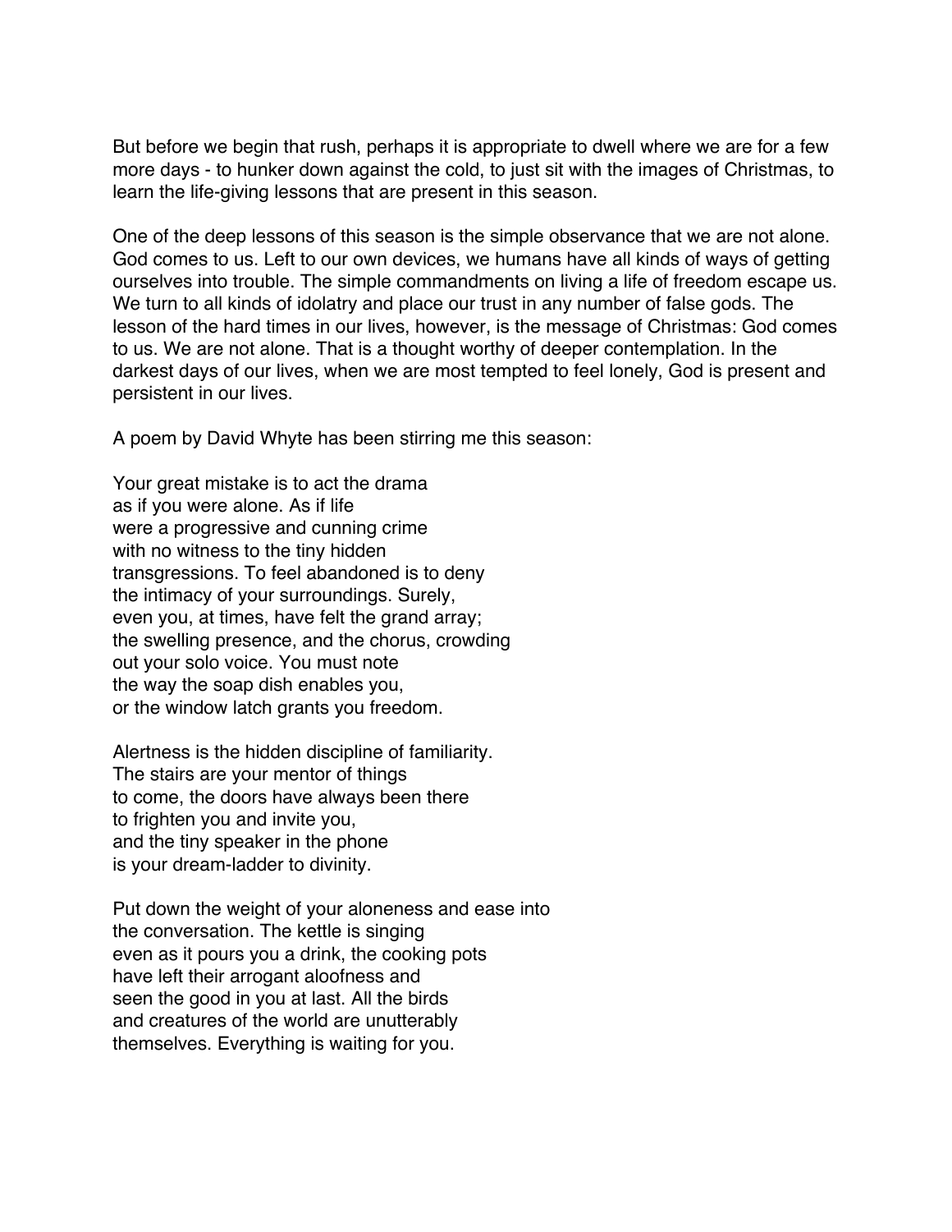But before we begin that rush, perhaps it is appropriate to dwell where we are for a few more days - to hunker down against the cold, to just sit with the images of Christmas, to learn the life-giving lessons that are present in this season.

One of the deep lessons of this season is the simple observance that we are not alone. God comes to us. Left to our own devices, we humans have all kinds of ways of getting ourselves into trouble. The simple commandments on living a life of freedom escape us. We turn to all kinds of idolatry and place our trust in any number of false gods. The lesson of the hard times in our lives, however, is the message of Christmas: God comes to us. We are not alone. That is a thought worthy of deeper contemplation. In the darkest days of our lives, when we are most tempted to feel lonely, God is present and persistent in our lives.

A poem by David Whyte has been stirring me this season:

Your great mistake is to act the drama  
as if you were alone. As if life  
were a progressive and cunning crime  
with no witness to the tiny hidden  
transgressions. To feel abandoned is to deny  
the intimacy of your surroundings. Surely,  
even you, at times, have felt the grand array;  
the swelling presence, and the chorus, crowding  
out your solo voice. You must note  
the way the soap dish enables you,  
or the window latch grants you freedom.

Alertness is the hidden discipline of familiarity.  
The stairs are your mentor of things  
to come, the doors have always been there  
to frighten you and invite you,  
and the tiny speaker in the phone  
is your dream-ladder to divinity.

Put down the weight of your aloneness and ease into  
the conversation. The kettle is singing  
even as it pours you a drink, the cooking pots  
have left their arrogant aloofness and  
seen the good in you at last. All the birds  
and creatures of the world are unutterably  
themselves. Everything is waiting for you.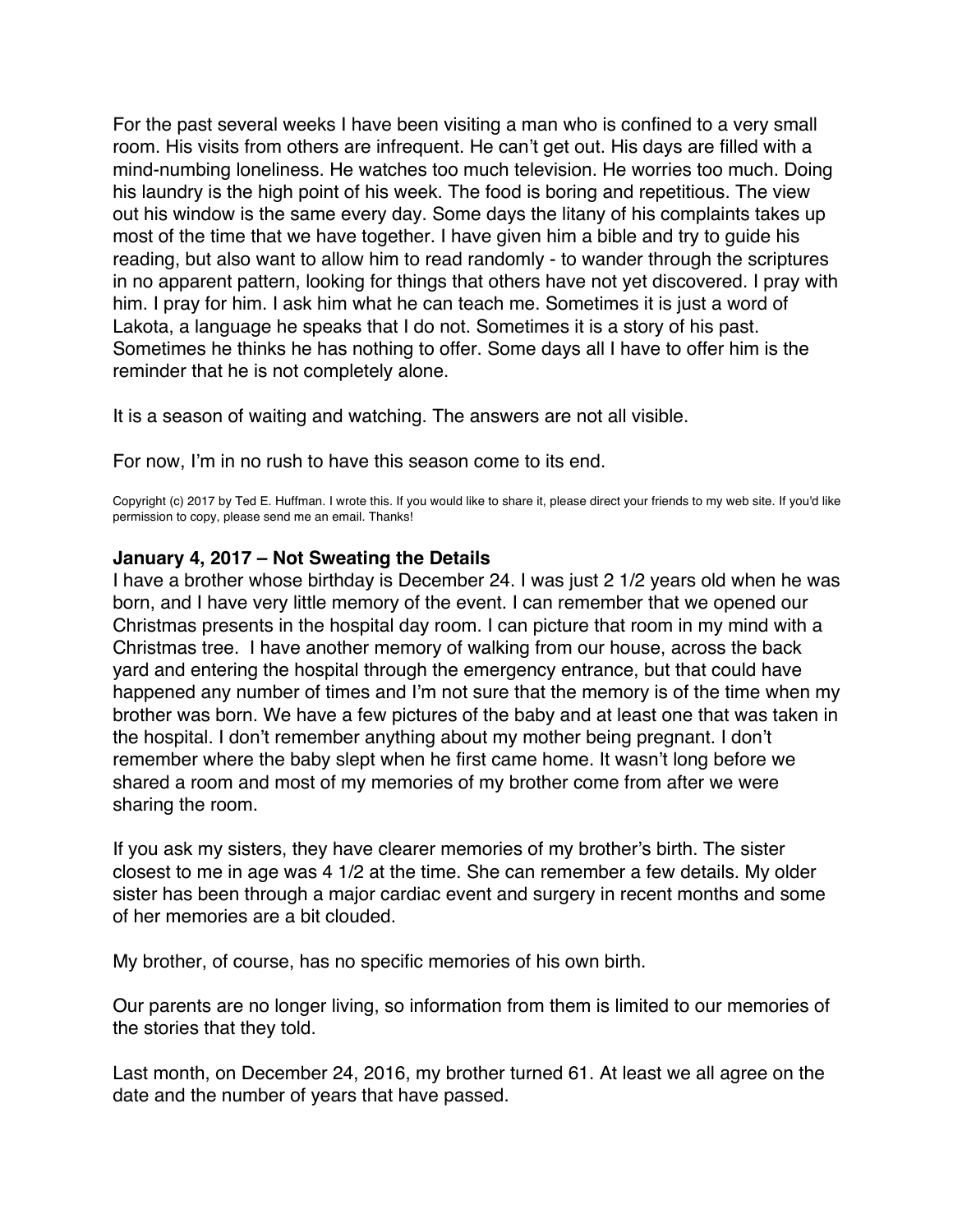For the past several weeks I have been visiting a man who is confined to a very small room. His visits from others are infrequent. He can't get out. His days are filled with a mind-numbing loneliness. He watches too much television. He worries too much. Doing his laundry is the high point of his week. The food is boring and repetitious. The view out his window is the same every day. Some days the litany of his complaints takes up most of the time that we have together. I have given him a bible and try to guide his reading, but also want to allow him to read randomly - to wander through the scriptures in no apparent pattern, looking for things that others have not yet discovered. I pray with him. I pray for him. I ask him what he can teach me. Sometimes it is just a word of Lakota, a language he speaks that I do not. Sometimes it is a story of his past. Sometimes he thinks he has nothing to offer. Some days all I have to offer him is the reminder that he is not completely alone.

It is a season of waiting and watching. The answers are not all visible.

For now, I'm in no rush to have this season come to its end.

Copyright (c) 2017 by Ted E. Huffman. I wrote this. If you would like to share it, please direct your friends to my web site. If you'd like permission to copy, please send me an email. Thanks!

### January 4, 2017 – Not Sweating the Details

I have a brother whose birthday is December 24. I was just 2 1/2 years old when he was born, and I have very little memory of the event. I can remember that we opened our Christmas presents in the hospital day room. I can picture that room in my mind with a Christmas tree. I have another memory of walking from our house, across the back yard and entering the hospital through the emergency entrance, but that could have happened any number of times and I'm not sure that the memory is of the time when my brother was born. We have a few pictures of the baby and at least one that was taken in the hospital. I don't remember anything about my mother being pregnant. I don't remember where the baby slept when he first came home. It wasn't long before we shared a room and most of my memories of my brother come from after we were sharing the room.

If you ask my sisters, they have clearer memories of my brother's birth. The sister closest to me in age was 4 1/2 at the time. She can remember a few details. My older sister has been through a major cardiac event and surgery in recent months and some of her memories are a bit clouded.

My brother, of course, has no specific memories of his own birth.

Our parents are no longer living, so information from them is limited to our memories of the stories that they told.

Last month, on December 24, 2016, my brother turned 61. At least we all agree on the date and the number of years that have passed.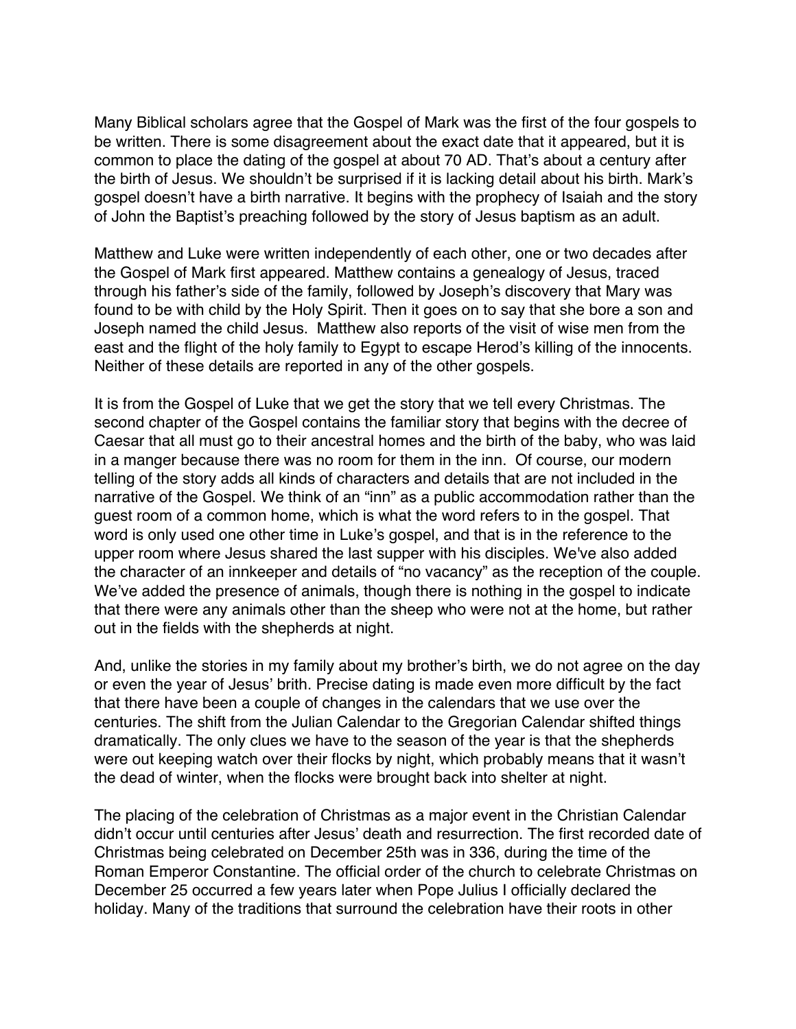Many Biblical scholars agree that the Gospel of Mark was the first of the four gospels to be written. There is some disagreement about the exact date that it appeared, but it is common to place the dating of the gospel at about 70 AD. That's about a century after the birth of Jesus. We shouldn't be surprised if it is lacking detail about his birth. Mark's gospel doesn't have a birth narrative. It begins with the prophecy of Isaiah and the story of John the Baptist's preaching followed by the story of Jesus baptism as an adult.

Matthew and Luke were written independently of each other, one or two decades after the Gospel of Mark first appeared. Matthew contains a genealogy of Jesus, traced through his father's side of the family, followed by Joseph's discovery that Mary was found to be with child by the Holy Spirit. Then it goes on to say that she bore a son and Joseph named the child Jesus. Matthew also reports of the visit of wise men from the east and the flight of the holy family to Egypt to escape Herod's killing of the innocents. Neither of these details are reported in any of the other gospels.

It is from the Gospel of Luke that we get the story that we tell every Christmas. The second chapter of the Gospel contains the familiar story that begins with the decree of Caesar that all must go to their ancestral homes and the birth of the baby, who was laid in a manger because there was no room for them in the inn. Of course, our modern telling of the story adds all kinds of characters and details that are not included in the narrative of the Gospel. We think of an "inn" as a public accommodation rather than the guest room of a common home, which is what the word refers to in the gospel. That word is only used one other time in Luke's gospel, and that is in the reference to the upper room where Jesus shared the last supper with his disciples. We've also added the character of an innkeeper and details of "no vacancy" as the reception of the couple. We've added the presence of animals, though there is nothing in the gospel to indicate that there were any animals other than the sheep who were not at the home, but rather out in the fields with the shepherds at night.

And, unlike the stories in my family about my brother's birth, we do not agree on the day or even the year of Jesus' brith. Precise dating is made even more difficult by the fact that there have been a couple of changes in the calendars that we use over the centuries. The shift from the Julian Calendar to the Gregorian Calendar shifted things dramatically. The only clues we have to the season of the year is that the shepherds were out keeping watch over their flocks by night, which probably means that it wasn't the dead of winter, when the flocks were brought back into shelter at night.

The placing of the celebration of Christmas as a major event in the Christian Calendar didn't occur until centuries after Jesus' death and resurrection. The first recorded date of Christmas being celebrated on December 25th was in 336, during the time of the Roman Emperor Constantine. The official order of the church to celebrate Christmas on December 25 occurred a few years later when Pope Julius I officially declared the holiday. Many of the traditions that surround the celebration have their roots in other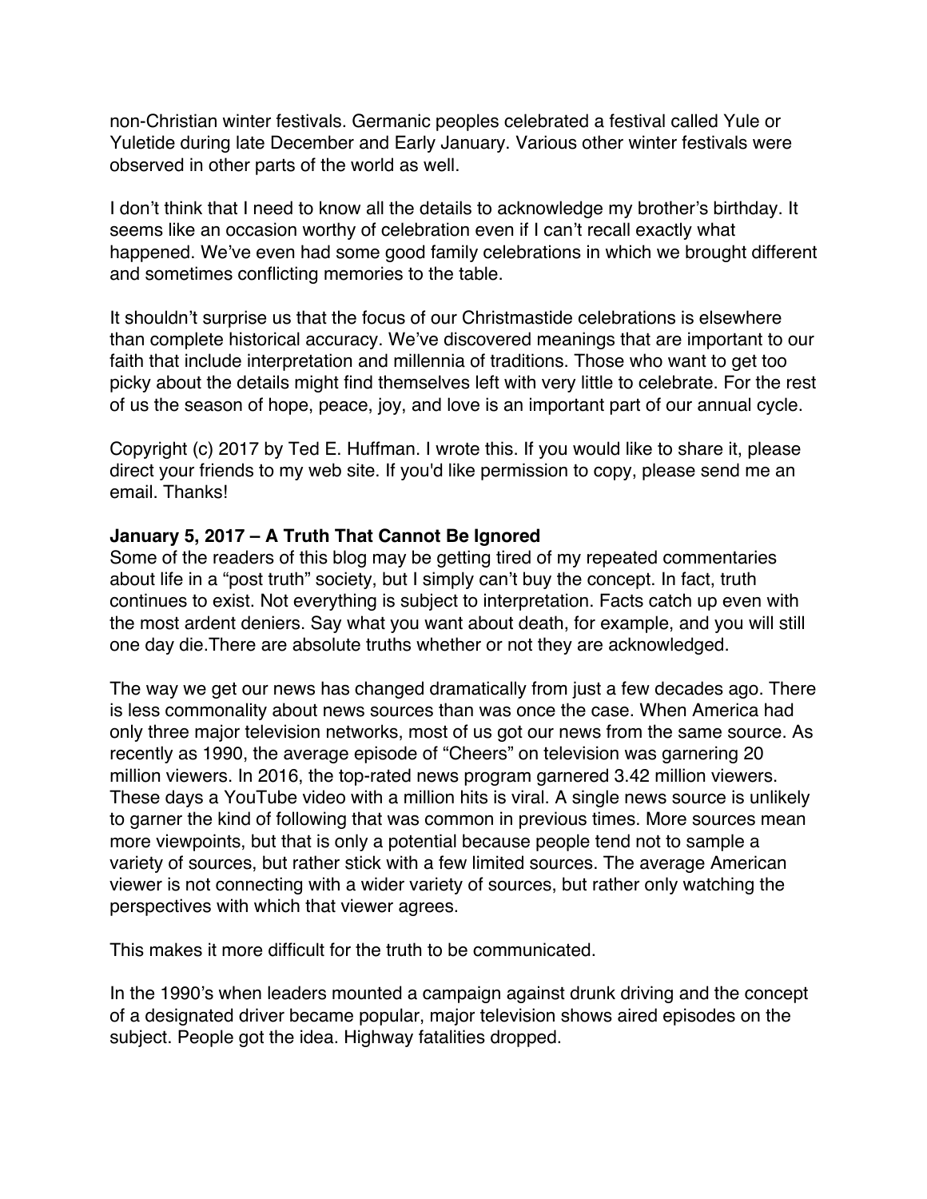non-Christian winter festivals. Germanic peoples celebrated a festival called Yule or Yuletide during late December and Early January. Various other winter festivals were observed in other parts of the world as well.

I don't think that I need to know all the details to acknowledge my brother's birthday. It seems like an occasion worthy of celebration even if I can't recall exactly what happened. We've even had some good family celebrations in which we brought different and sometimes conflicting memories to the table.

It shouldn't surprise us that the focus of our Christmastide celebrations is elsewhere than complete historical accuracy. We've discovered meanings that are important to our faith that include interpretation and millennia of traditions. Those who want to get too picky about the details might find themselves left with very little to celebrate. For the rest of us the season of hope, peace, joy, and love is an important part of our annual cycle.

Copyright (c) 2017 by Ted E. Huffman. I wrote this. If you would like to share it, please direct your friends to my web site. If you'd like permission to copy, please send me an email. Thanks!

**January 5, 2017 – A Truth That Cannot Be Ignored**

Some of the readers of this blog may be getting tired of my repeated commentaries about life in a "post truth" society, but I simply can't buy the concept. In fact, truth continues to exist. Not everything is subject to interpretation. Facts catch up even with the most ardent deniers. Say what you want about death, for example, and you will still one day die.There are absolute truths whether or not they are acknowledged.

The way we get our news has changed dramatically from just a few decades ago. There is less commonality about news sources than was once the case. When America had only three major television networks, most of us got our news from the same source. As recently as 1990, the average episode of "Cheers" on television was garnering 20 million viewers. In 2016, the top-rated news program garnered 3.42 million viewers. These days a YouTube video with a million hits is viral. A single news source is unlikely to garner the kind of following that was common in previous times. More sources mean more viewpoints, but that is only a potential because people tend not to sample a variety of sources, but rather stick with a few limited sources. The average American viewer is not connecting with a wider variety of sources, but rather only watching the perspectives with which that viewer agrees.

This makes it more difficult for the truth to be communicated.

In the 1990's when leaders mounted a campaign against drunk driving and the concept of a designated driver became popular, major television shows aired episodes on the subject. People got the idea. Highway fatalities dropped.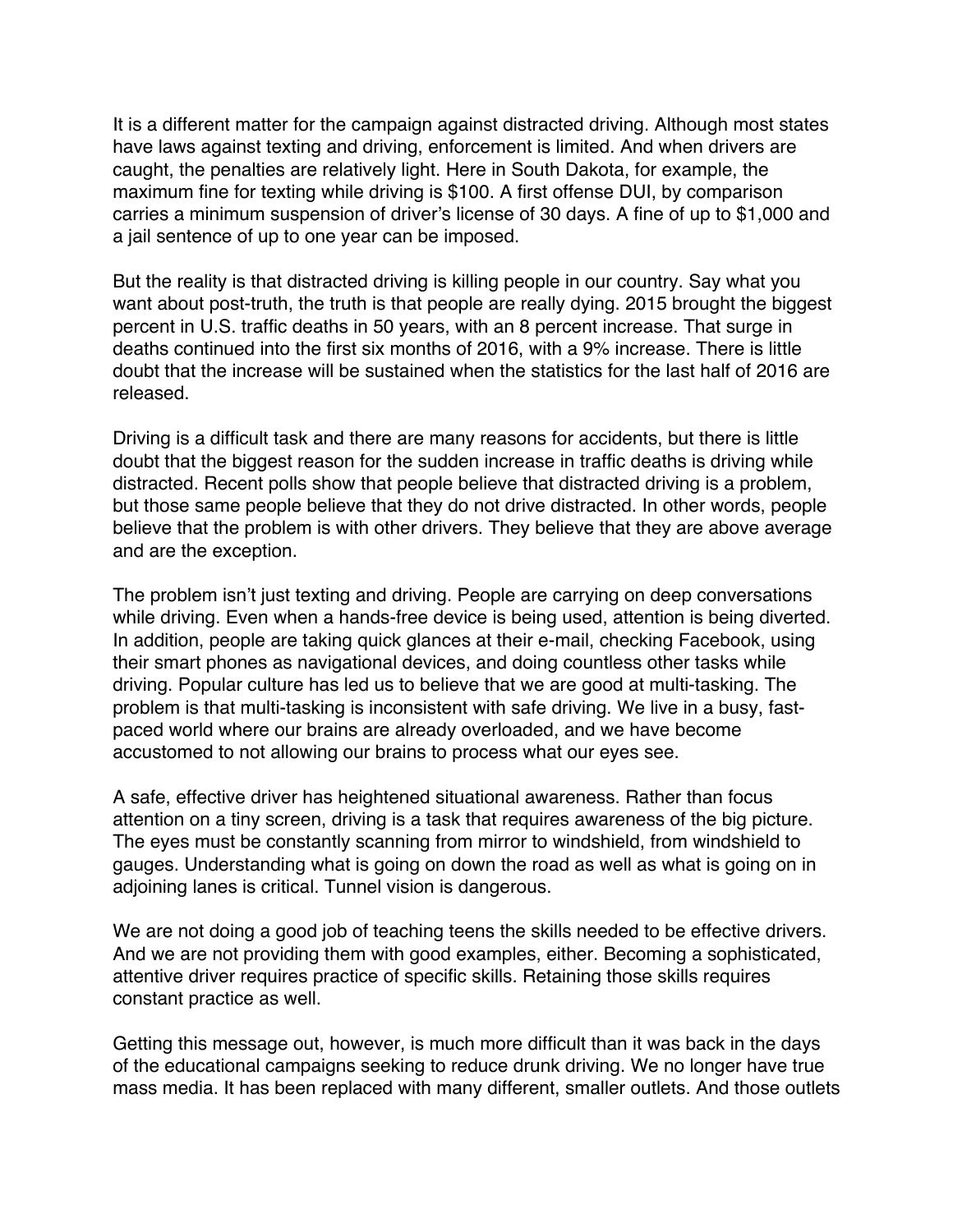It is a different matter for the campaign against distracted driving. Although most states have laws against texting and driving, enforcement is limited. And when drivers are caught, the penalties are relatively light. Here in South Dakota, for example, the maximum fine for texting while driving is $100. A first offense DUI, by comparison carries a minimum suspension of driver's license of 30 days. A fine of up to $1,000 and a jail sentence of up to one year can be imposed.

But the reality is that distracted driving is killing people in our country. Say what you want about post-truth, the truth is that people are really dying. 2015 brought the biggest percent in U.S. traffic deaths in 50 years, with an 8 percent increase. That surge in deaths continued into the first six months of 2016, with a 9% increase. There is little doubt that the increase will be sustained when the statistics for the last half of 2016 are released.

Driving is a difficult task and there are many reasons for accidents, but there is little doubt that the biggest reason for the sudden increase in traffic deaths is driving while distracted. Recent polls show that people believe that distracted driving is a problem, but those same people believe that they do not drive distracted. In other words, people believe that the problem is with other drivers. They believe that they are above average and are the exception.

The problem isn't just texting and driving. People are carrying on deep conversations while driving. Even when a hands-free device is being used, attention is being diverted. In addition, people are taking quick glances at their e-mail, checking Facebook, using their smart phones as navigational devices, and doing countless other tasks while driving. Popular culture has led us to believe that we are good at multi-tasking. The problem is that multi-tasking is inconsistent with safe driving. We live in a busy, fast-paced world where our brains are already overloaded, and we have become accustomed to not allowing our brains to process what our eyes see.

A safe, effective driver has heightened situational awareness. Rather than focus attention on a tiny screen, driving is a task that requires awareness of the big picture. The eyes must be constantly scanning from mirror to windshield, from windshield to gauges. Understanding what is going on down the road as well as what is going on in adjoining lanes is critical. Tunnel vision is dangerous.

We are not doing a good job of teaching teens the skills needed to be effective drivers. And we are not providing them with good examples, either. Becoming a sophisticated, attentive driver requires practice of specific skills. Retaining those skills requires constant practice as well.

Getting this message out, however, is much more difficult than it was back in the days of the educational campaigns seeking to reduce drunk driving. We no longer have true mass media. It has been replaced with many different, smaller outlets. And those outlets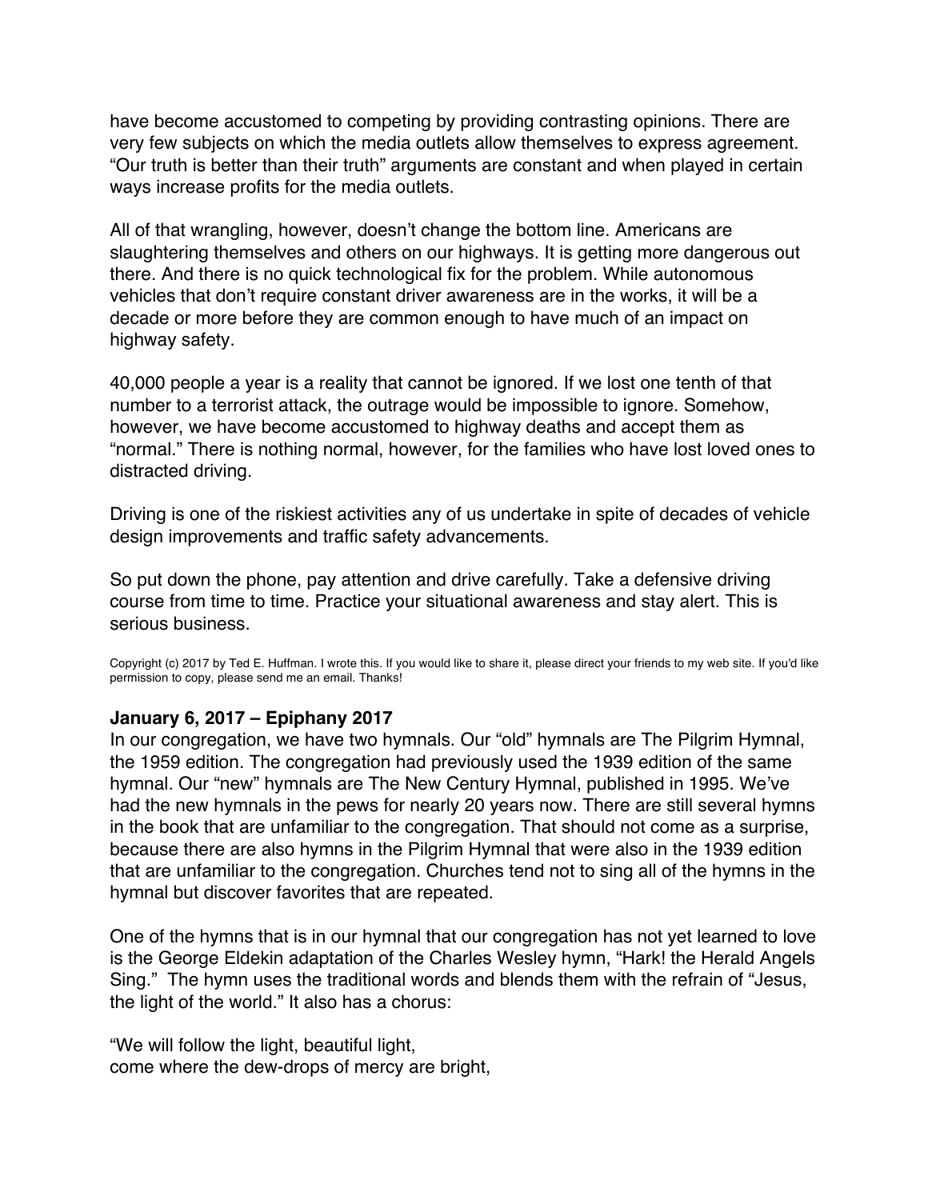have become accustomed to competing by providing contrasting opinions. There are very few subjects on which the media outlets allow themselves to express agreement. "Our truth is better than their truth" arguments are constant and when played in certain ways increase profits for the media outlets.

All of that wrangling, however, doesn't change the bottom line. Americans are slaughtering themselves and others on our highways. It is getting more dangerous out there. And there is no quick technological fix for the problem. While autonomous vehicles that don't require constant driver awareness are in the works, it will be a decade or more before they are common enough to have much of an impact on highway safety.

40,000 people a year is a reality that cannot be ignored. If we lost one tenth of that number to a terrorist attack, the outrage would be impossible to ignore. Somehow, however, we have become accustomed to highway deaths and accept them as "normal." There is nothing normal, however, for the families who have lost loved ones to distracted driving.

Driving is one of the riskiest activities any of us undertake in spite of decades of vehicle design improvements and traffic safety advancements.

So put down the phone, pay attention and drive carefully. Take a defensive driving course from time to time. Practice your situational awareness and stay alert. This is serious business.

Copyright (c) 2017 by Ted E. Huffman. I wrote this. If you would like to share it, please direct your friends to my web site. If you'd like permission to copy, please send me an email. Thanks!

**January 6, 2017 – Epiphany 2017**

In our congregation, we have two hymnals. Our "old" hymnals are The Pilgrim Hymnal, the 1959 edition. The congregation had previously used the 1939 edition of the same hymnal. Our "new" hymnals are The New Century Hymnal, published in 1995. We've had the new hymnals in the pews for nearly 20 years now. There are still several hymns in the book that are unfamiliar to the congregation. That should not come as a surprise, because there are also hymns in the Pilgrim Hymnal that were also in the 1939 edition that are unfamiliar to the congregation. Churches tend not to sing all of the hymns in the hymnal but discover favorites that are repeated.

One of the hymns that is in our hymnal that our congregation has not yet learned to love is the George Eldekin adaptation of the Charles Wesley hymn, "Hark! the Herald Angels Sing." The hymn uses the traditional words and blends them with the refrain of "Jesus, the light of the world." It also has a chorus:

"We will follow the light, beautiful light,
come where the dew-drops of mercy are bright,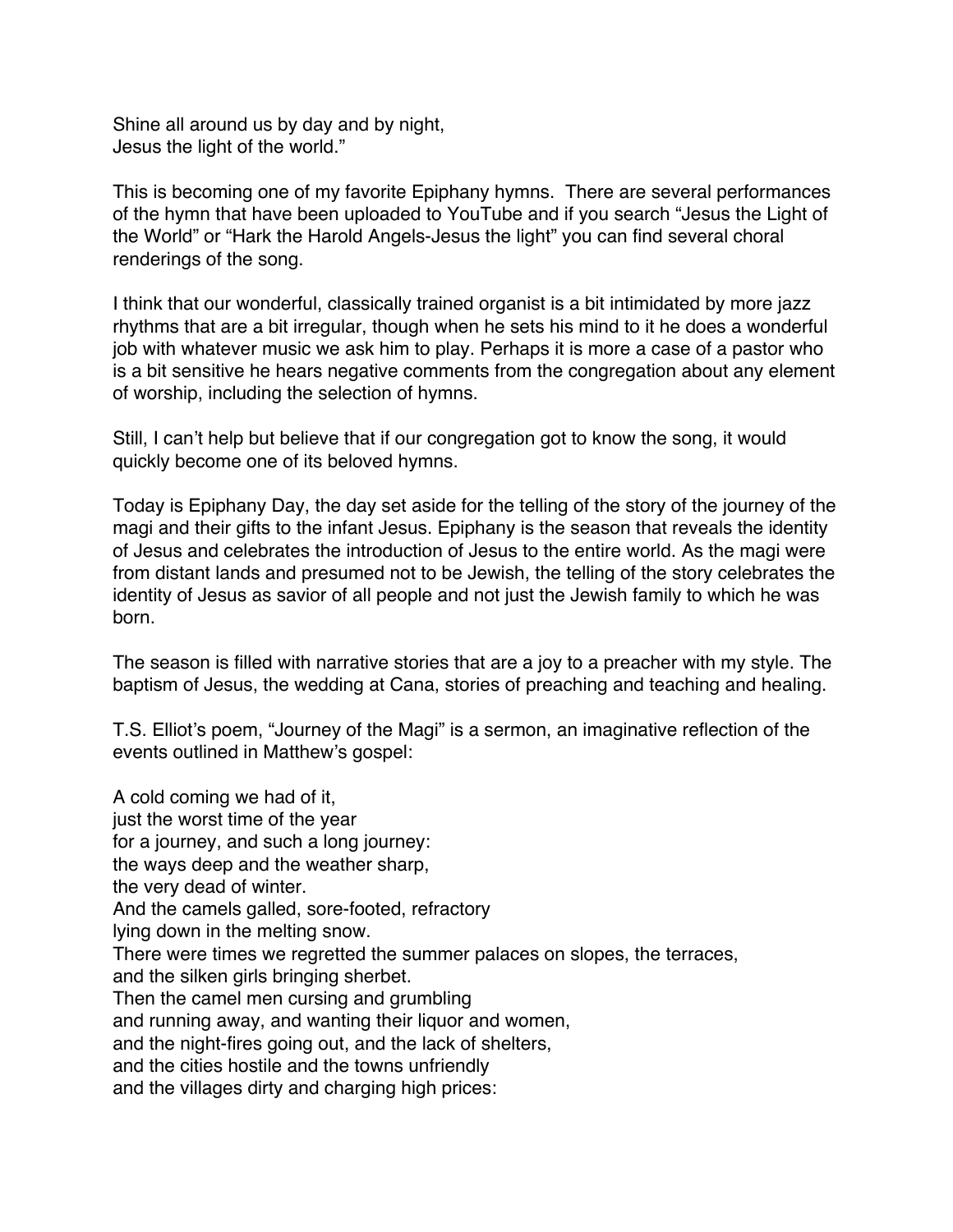Shine all around us by day and by night,
Jesus the light of the world."

This is becoming one of my favorite Epiphany hymns. There are several performances of the hymn that have been uploaded to YouTube and if you search "Jesus the Light of the World" or "Hark the Harold Angels-Jesus the light" you can find several choral renderings of the song.

I think that our wonderful, classically trained organist is a bit intimidated by more jazz rhythms that are a bit irregular, though when he sets his mind to it he does a wonderful job with whatever music we ask him to play. Perhaps it is more a case of a pastor who is a bit sensitive he hears negative comments from the congregation about any element of worship, including the selection of hymns.

Still, I can't help but believe that if our congregation got to know the song, it would quickly become one of its beloved hymns.

Today is Epiphany Day, the day set aside for the telling of the story of the journey of the magi and their gifts to the infant Jesus. Epiphany is the season that reveals the identity of Jesus and celebrates the introduction of Jesus to the entire world. As the magi were from distant lands and presumed not to be Jewish, the telling of the story celebrates the identity of Jesus as savior of all people and not just the Jewish family to which he was born.

The season is filled with narrative stories that are a joy to a preacher with my style. The baptism of Jesus, the wedding at Cana, stories of preaching and teaching and healing.

T.S. Elliot's poem, "Journey of the Magi" is a sermon, an imaginative reflection of the events outlined in Matthew's gospel:

A cold coming we had of it,
just the worst time of the year
for a journey, and such a long journey:
the ways deep and the weather sharp,
the very dead of winter.
And the camels galled, sore-footed, refractory
lying down in the melting snow.
There were times we regretted the summer palaces on slopes, the terraces,
and the silken girls bringing sherbet.
Then the camel men cursing and grumbling
and running away, and wanting their liquor and women,
and the night-fires going out, and the lack of shelters,
and the cities hostile and the towns unfriendly
and the villages dirty and charging high prices: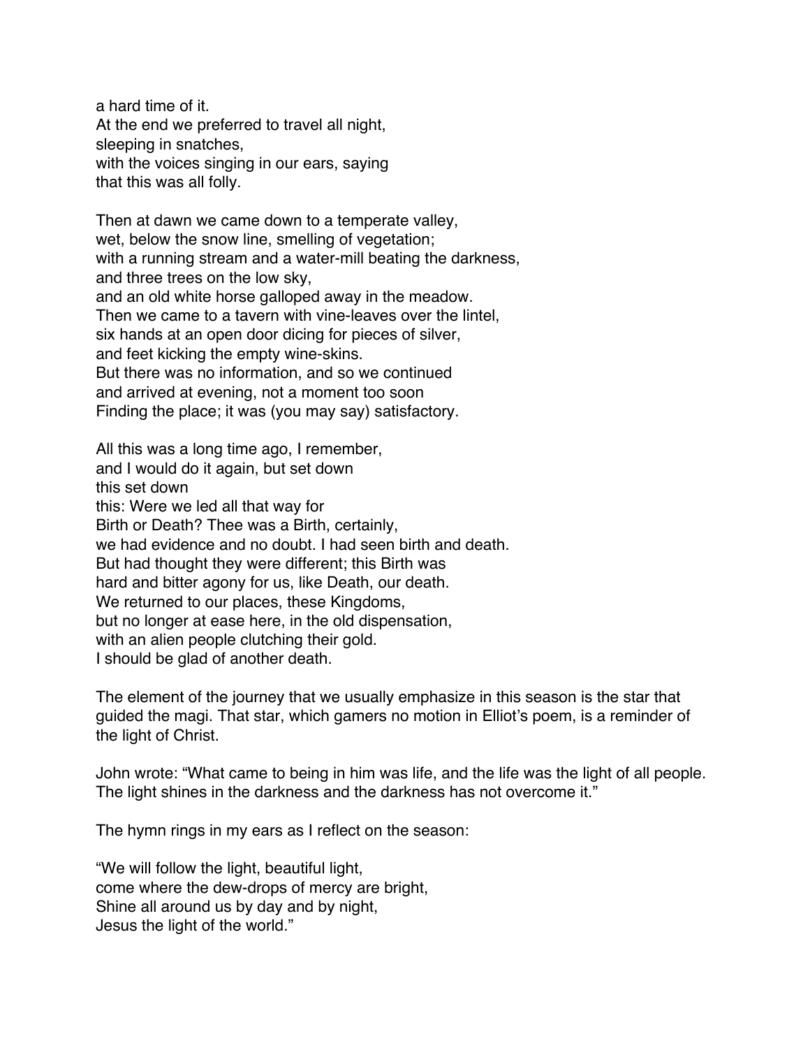a hard time of it.
At the end we preferred to travel all night,
sleeping in snatches,
with the voices singing in our ears, saying
that this was all folly.

Then at dawn we came down to a temperate valley,
wet, below the snow line, smelling of vegetation;
with a running stream and a water-mill beating the darkness,
and three trees on the low sky,
and an old white horse galloped away in the meadow.
Then we came to a tavern with vine-leaves over the lintel,
six hands at an open door dicing for pieces of silver,
and feet kicking the empty wine-skins.
But there was no information, and so we continued
and arrived at evening, not a moment too soon
Finding the place; it was (you may say) satisfactory.

All this was a long time ago, I remember,
and I would do it again, but set down
this set down
this: Were we led all that way for
Birth or Death? Thee was a Birth, certainly,
we had evidence and no doubt. I had seen birth and death.
But had thought they were different; this Birth was
hard and bitter agony for us, like Death, our death.
We returned to our places, these Kingdoms,
but no longer at ease here, in the old dispensation,
with an alien people clutching their gold.
I should be glad of another death.

The element of the journey that we usually emphasize in this season is the star that guided the magi. That star, which gamers no motion in Elliot's poem, is a reminder of the light of Christ.

John wrote: "What came to being in him was life, and the life was the light of all people. The light shines in the darkness and the darkness has not overcome it."

The hymn rings in my ears as I reflect on the season:

"We will follow the light, beautiful light,
come where the dew-drops of mercy are bright,
Shine all around us by day and by night,
Jesus the light of the world."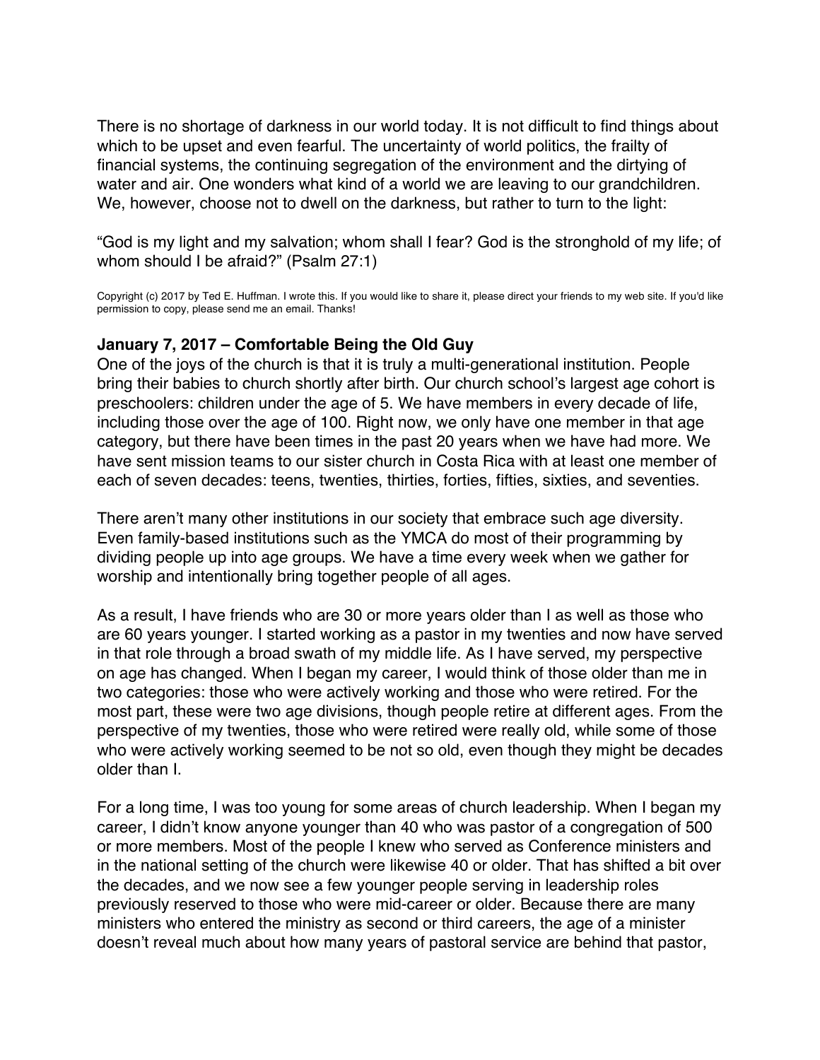There is no shortage of darkness in our world today. It is not difficult to find things about which to be upset and even fearful. The uncertainty of world politics, the frailty of financial systems, the continuing segregation of the environment and the dirtying of water and air. One wonders what kind of a world we are leaving to our grandchildren. We, however, choose not to dwell on the darkness, but rather to turn to the light:

"God is my light and my salvation; whom shall I fear? God is the stronghold of my life; of whom should I be afraid?" (Psalm 27:1)

Copyright (c) 2017 by Ted E. Huffman. I wrote this. If you would like to share it, please direct your friends to my web site. If you'd like permission to copy, please send me an email. Thanks!

### January 7, 2017 – Comfortable Being the Old Guy

One of the joys of the church is that it is truly a multi-generational institution. People bring their babies to church shortly after birth. Our church school's largest age cohort is preschoolers: children under the age of 5. We have members in every decade of life, including those over the age of 100. Right now, we only have one member in that age category, but there have been times in the past 20 years when we have had more. We have sent mission teams to our sister church in Costa Rica with at least one member of each of seven decades: teens, twenties, thirties, forties, fifties, sixties, and seventies.

There aren't many other institutions in our society that embrace such age diversity. Even family-based institutions such as the YMCA do most of their programming by dividing people up into age groups. We have a time every week when we gather for worship and intentionally bring together people of all ages.

As a result, I have friends who are 30 or more years older than I as well as those who are 60 years younger. I started working as a pastor in my twenties and now have served in that role through a broad swath of my middle life. As I have served, my perspective on age has changed. When I began my career, I would think of those older than me in two categories: those who were actively working and those who were retired. For the most part, these were two age divisions, though people retire at different ages. From the perspective of my twenties, those who were retired were really old, while some of those who were actively working seemed to be not so old, even though they might be decades older than I.

For a long time, I was too young for some areas of church leadership. When I began my career, I didn't know anyone younger than 40 who was pastor of a congregation of 500 or more members. Most of the people I knew who served as Conference ministers and in the national setting of the church were likewise 40 or older. That has shifted a bit over the decades, and we now see a few younger people serving in leadership roles previously reserved to those who were mid-career or older. Because there are many ministers who entered the ministry as second or third careers, the age of a minister doesn't reveal much about how many years of pastoral service are behind that pastor,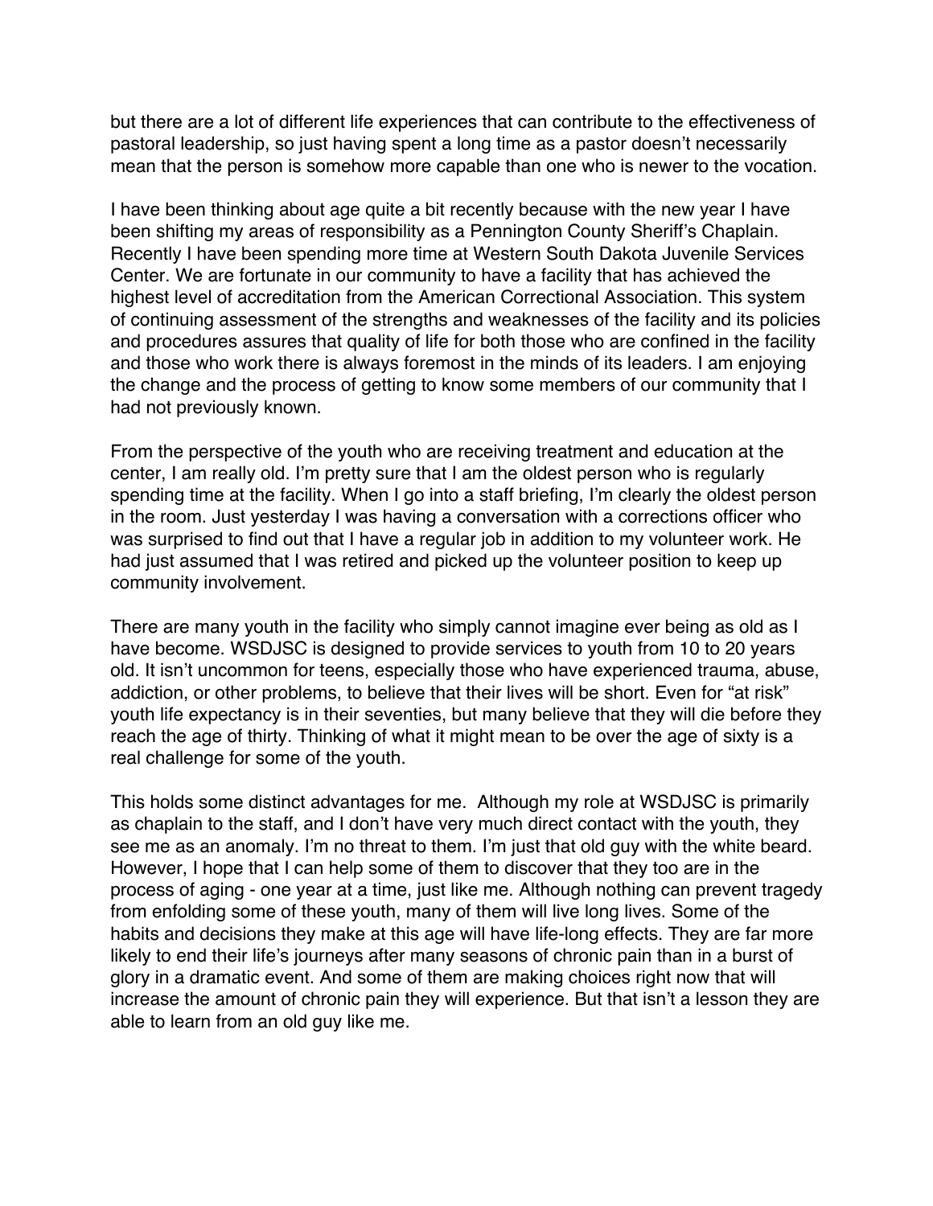but there are a lot of different life experiences that can contribute to the effectiveness of pastoral leadership, so just having spent a long time as a pastor doesn't necessarily mean that the person is somehow more capable than one who is newer to the vocation.

I have been thinking about age quite a bit recently because with the new year I have been shifting my areas of responsibility as a Pennington County Sheriff's Chaplain. Recently I have been spending more time at Western South Dakota Juvenile Services Center. We are fortunate in our community to have a facility that has achieved the highest level of accreditation from the American Correctional Association. This system of continuing assessment of the strengths and weaknesses of the facility and its policies and procedures assures that quality of life for both those who are confined in the facility and those who work there is always foremost in the minds of its leaders. I am enjoying the change and the process of getting to know some members of our community that I had not previously known.

From the perspective of the youth who are receiving treatment and education at the center, I am really old. I'm pretty sure that I am the oldest person who is regularly spending time at the facility. When I go into a staff briefing, I'm clearly the oldest person in the room. Just yesterday I was having a conversation with a corrections officer who was surprised to find out that I have a regular job in addition to my volunteer work. He had just assumed that I was retired and picked up the volunteer position to keep up community involvement.

There are many youth in the facility who simply cannot imagine ever being as old as I have become. WSDJSC is designed to provide services to youth from 10 to 20 years old. It isn't uncommon for teens, especially those who have experienced trauma, abuse, addiction, or other problems, to believe that their lives will be short. Even for "at risk" youth life expectancy is in their seventies, but many believe that they will die before they reach the age of thirty. Thinking of what it might mean to be over the age of sixty is a real challenge for some of the youth.

This holds some distinct advantages for me. Although my role at WSDJSC is primarily as chaplain to the staff, and I don't have very much direct contact with the youth, they see me as an anomaly. I'm no threat to them. I'm just that old guy with the white beard. However, I hope that I can help some of them to discover that they too are in the process of aging - one year at a time, just like me. Although nothing can prevent tragedy from enfolding some of these youth, many of them will live long lives. Some of the habits and decisions they make at this age will have life-long effects. They are far more likely to end their life's journeys after many seasons of chronic pain than in a burst of glory in a dramatic event. And some of them are making choices right now that will increase the amount of chronic pain they will experience. But that isn't a lesson they are able to learn from an old guy like me.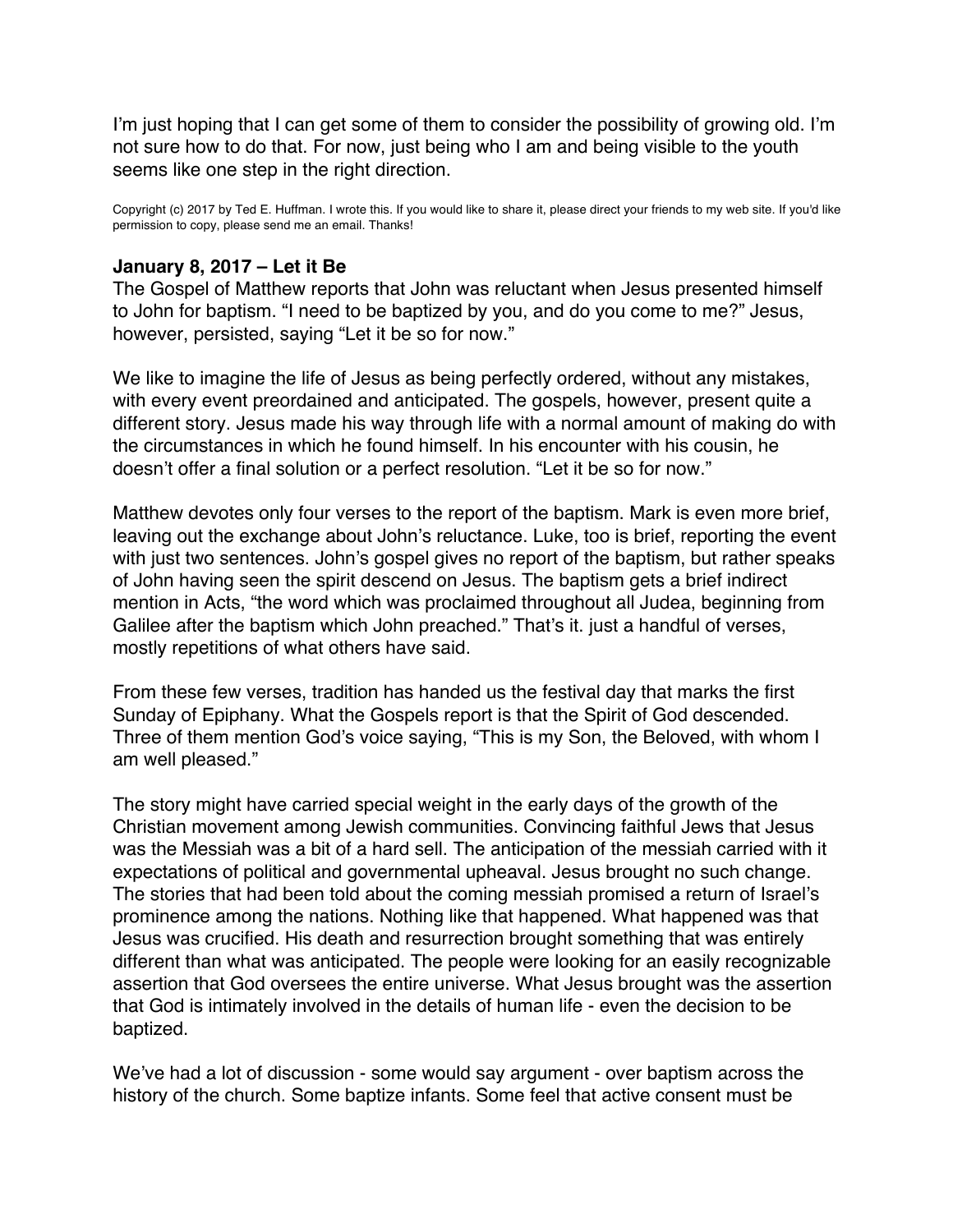I'm just hoping that I can get some of them to consider the possibility of growing old. I'm not sure how to do that. For now, just being who I am and being visible to the youth seems like one step in the right direction.

Copyright (c) 2017 by Ted E. Huffman. I wrote this. If you would like to share it, please direct your friends to my web site. If you'd like permission to copy, please send me an email. Thanks!

**January 8, 2017 – Let it Be**

The Gospel of Matthew reports that John was reluctant when Jesus presented himself to John for baptism. "I need to be baptized by you, and do you come to me?" Jesus, however, persisted, saying "Let it be so for now."

We like to imagine the life of Jesus as being perfectly ordered, without any mistakes, with every event preordained and anticipated. The gospels, however, present quite a different story. Jesus made his way through life with a normal amount of making do with the circumstances in which he found himself. In his encounter with his cousin, he doesn't offer a final solution or a perfect resolution. "Let it be so for now."

Matthew devotes only four verses to the report of the baptism. Mark is even more brief, leaving out the exchange about John's reluctance. Luke, too is brief, reporting the event with just two sentences. John's gospel gives no report of the baptism, but rather speaks of John having seen the spirit descend on Jesus. The baptism gets a brief indirect mention in Acts, "the word which was proclaimed throughout all Judea, beginning from Galilee after the baptism which John preached." That's it. just a handful of verses, mostly repetitions of what others have said.

From these few verses, tradition has handed us the festival day that marks the first Sunday of Epiphany. What the Gospels report is that the Spirit of God descended. Three of them mention God's voice saying, "This is my Son, the Beloved, with whom I am well pleased."

The story might have carried special weight in the early days of the growth of the Christian movement among Jewish communities. Convincing faithful Jews that Jesus was the Messiah was a bit of a hard sell. The anticipation of the messiah carried with it expectations of political and governmental upheaval. Jesus brought no such change. The stories that had been told about the coming messiah promised a return of Israel's prominence among the nations. Nothing like that happened. What happened was that Jesus was crucified. His death and resurrection brought something that was entirely different than what was anticipated. The people were looking for an easily recognizable assertion that God oversees the entire universe. What Jesus brought was the assertion that God is intimately involved in the details of human life - even the decision to be baptized.

We've had a lot of discussion - some would say argument - over baptism across the history of the church. Some baptize infants. Some feel that active consent must be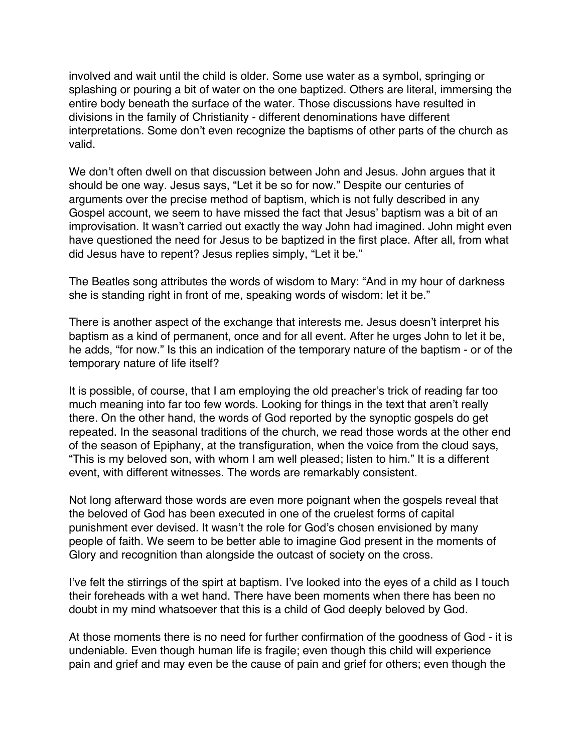involved and wait until the child is older. Some use water as a symbol, springing or splashing or pouring a bit of water on the one baptized. Others are literal, immersing the entire body beneath the surface of the water. Those discussions have resulted in divisions in the family of Christianity - different denominations have different interpretations. Some don't even recognize the baptisms of other parts of the church as valid.

We don't often dwell on that discussion between John and Jesus. John argues that it should be one way. Jesus says, "Let it be so for now." Despite our centuries of arguments over the precise method of baptism, which is not fully described in any Gospel account, we seem to have missed the fact that Jesus' baptism was a bit of an improvisation. It wasn't carried out exactly the way John had imagined. John might even have questioned the need for Jesus to be baptized in the first place. After all, from what did Jesus have to repent? Jesus replies simply, "Let it be."

The Beatles song attributes the words of wisdom to Mary: "And in my hour of darkness she is standing right in front of me, speaking words of wisdom: let it be."

There is another aspect of the exchange that interests me. Jesus doesn't interpret his baptism as a kind of permanent, once and for all event. After he urges John to let it be, he adds, "for now." Is this an indication of the temporary nature of the baptism - or of the temporary nature of life itself?

It is possible, of course, that I am employing the old preacher's trick of reading far too much meaning into far too few words. Looking for things in the text that aren't really there. On the other hand, the words of God reported by the synoptic gospels do get repeated. In the seasonal traditions of the church, we read those words at the other end of the season of Epiphany, at the transfiguration, when the voice from the cloud says, "This is my beloved son, with whom I am well pleased; listen to him." It is a different event, with different witnesses. The words are remarkably consistent.

Not long afterward those words are even more poignant when the gospels reveal that the beloved of God has been executed in one of the cruelest forms of capital punishment ever devised. It wasn't the role for God's chosen envisioned by many people of faith. We seem to be better able to imagine God present in the moments of Glory and recognition than alongside the outcast of society on the cross.

I've felt the stirrings of the spirt at baptism. I've looked into the eyes of a child as I touch their foreheads with a wet hand. There have been moments when there has been no doubt in my mind whatsoever that this is a child of God deeply beloved by God.

At those moments there is no need for further confirmation of the goodness of God - it is undeniable. Even though human life is fragile; even though this child will experience pain and grief and may even be the cause of pain and grief for others; even though the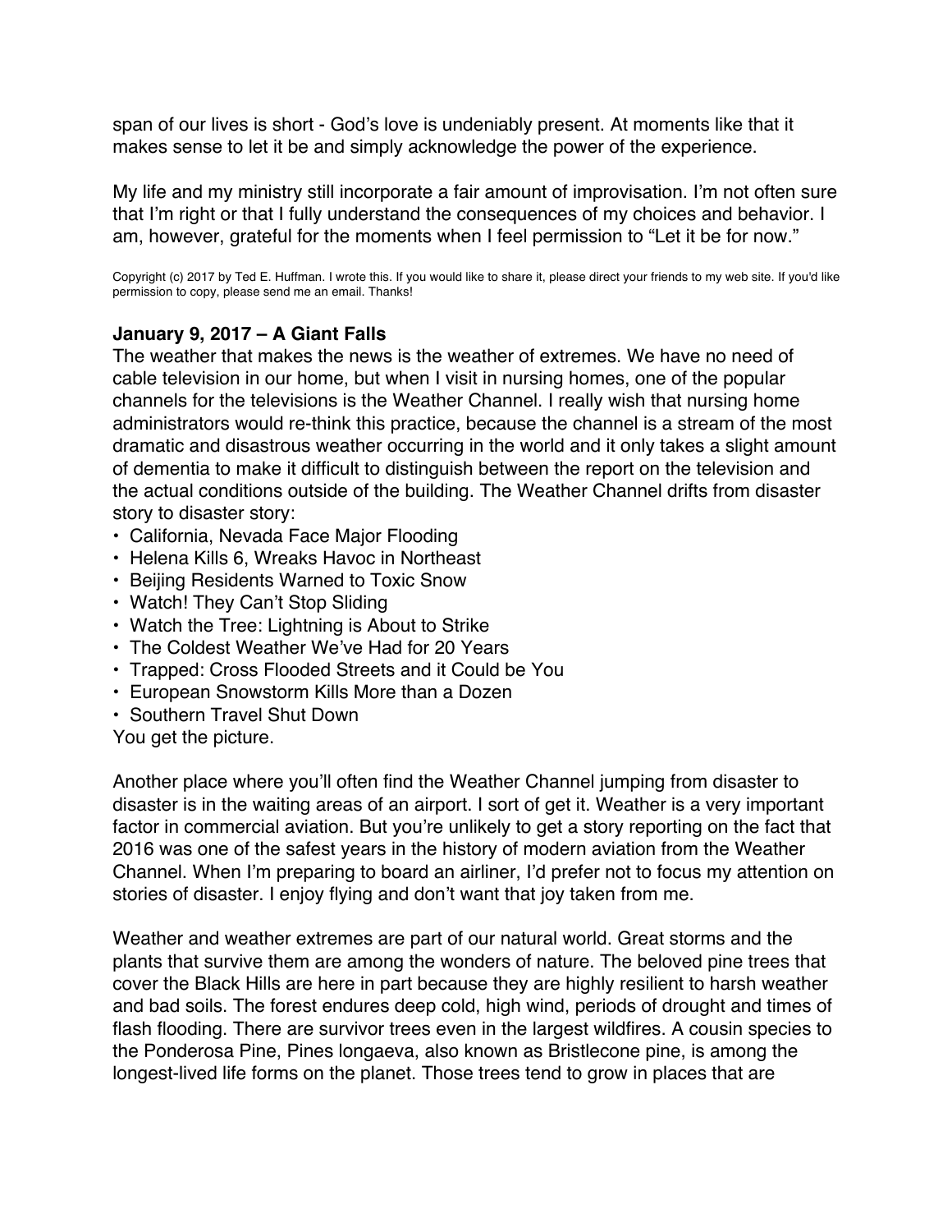span of our lives is short - God's love is undeniably present. At moments like that it makes sense to let it be and simply acknowledge the power of the experience.

My life and my ministry still incorporate a fair amount of improvisation. I'm not often sure that I'm right or that I fully understand the consequences of my choices and behavior. I am, however, grateful for the moments when I feel permission to "Let it be for now."

Copyright (c) 2017 by Ted E. Huffman. I wrote this. If you would like to share it, please direct your friends to my web site. If you'd like permission to copy, please send me an email. Thanks!

**January 9, 2017 – A Giant Falls**

The weather that makes the news is the weather of extremes. We have no need of cable television in our home, but when I visit in nursing homes, one of the popular channels for the televisions is the Weather Channel. I really wish that nursing home administrators would re-think this practice, because the channel is a stream of the most dramatic and disastrous weather occurring in the world and it only takes a slight amount of dementia to make it difficult to distinguish between the report on the television and the actual conditions outside of the building. The Weather Channel drifts from disaster story to disaster story:

- California, Nevada Face Major Flooding
- Helena Kills 6, Wreaks Havoc in Northeast
- Beijing Residents Warned to Toxic Snow
- Watch! They Can't Stop Sliding
- Watch the Tree: Lightning is About to Strike
- The Coldest Weather We've Had for 20 Years
- Trapped: Cross Flooded Streets and it Could be You
- European Snowstorm Kills More than a Dozen
- Southern Travel Shut Down

You get the picture.

Another place where you'll often find the Weather Channel jumping from disaster to disaster is in the waiting areas of an airport. I sort of get it. Weather is a very important factor in commercial aviation. But you're unlikely to get a story reporting on the fact that 2016 was one of the safest years in the history of modern aviation from the Weather Channel. When I'm preparing to board an airliner, I'd prefer not to focus my attention on stories of disaster. I enjoy flying and don't want that joy taken from me.

Weather and weather extremes are part of our natural world. Great storms and the plants that survive them are among the wonders of nature. The beloved pine trees that cover the Black Hills are here in part because they are highly resilient to harsh weather and bad soils. The forest endures deep cold, high wind, periods of drought and times of flash flooding. There are survivor trees even in the largest wildfires. A cousin species to the Ponderosa Pine, Pines longaeva, also known as Bristlecone pine, is among the longest-lived life forms on the planet. Those trees tend to grow in places that are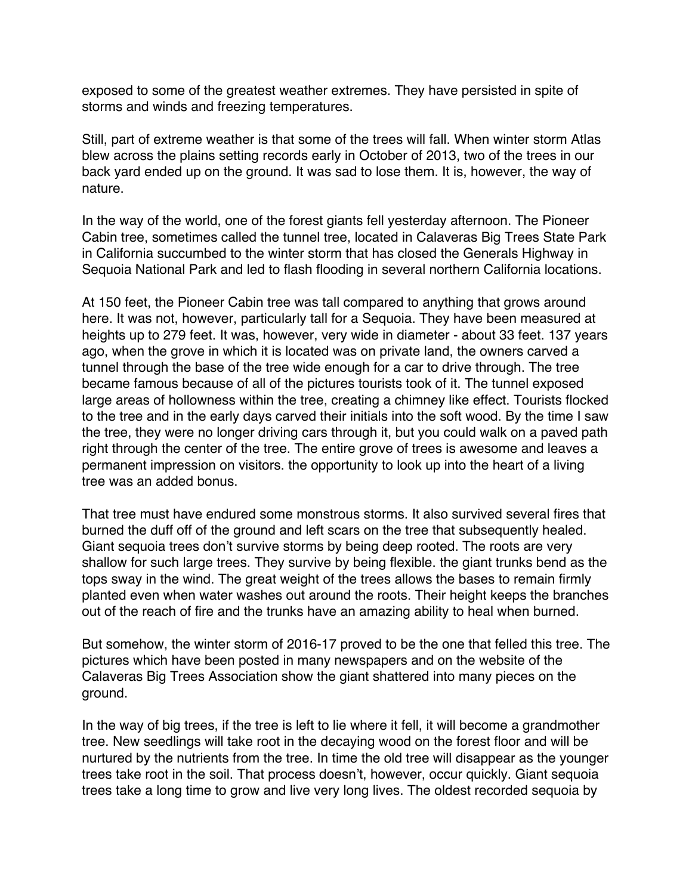exposed to some of the greatest weather extremes. They have persisted in spite of storms and winds and freezing temperatures.

Still, part of extreme weather is that some of the trees will fall. When winter storm Atlas blew across the plains setting records early in October of 2013, two of the trees in our back yard ended up on the ground. It was sad to lose them. It is, however, the way of nature.

In the way of the world, one of the forest giants fell yesterday afternoon. The Pioneer Cabin tree, sometimes called the tunnel tree, located in Calaveras Big Trees State Park in California succumbed to the winter storm that has closed the Generals Highway in Sequoia National Park and led to flash flooding in several northern California locations.

At 150 feet, the Pioneer Cabin tree was tall compared to anything that grows around here. It was not, however, particularly tall for a Sequoia. They have been measured at heights up to 279 feet. It was, however, very wide in diameter - about 33 feet. 137 years ago, when the grove in which it is located was on private land, the owners carved a tunnel through the base of the tree wide enough for a car to drive through. The tree became famous because of all of the pictures tourists took of it. The tunnel exposed large areas of hollowness within the tree, creating a chimney like effect. Tourists flocked to the tree and in the early days carved their initials into the soft wood. By the time I saw the tree, they were no longer driving cars through it, but you could walk on a paved path right through the center of the tree. The entire grove of trees is awesome and leaves a permanent impression on visitors. the opportunity to look up into the heart of a living tree was an added bonus.

That tree must have endured some monstrous storms. It also survived several fires that burned the duff off of the ground and left scars on the tree that subsequently healed. Giant sequoia trees don't survive storms by being deep rooted. The roots are very shallow for such large trees. They survive by being flexible. the giant trunks bend as the tops sway in the wind. The great weight of the trees allows the bases to remain firmly planted even when water washes out around the roots. Their height keeps the branches out of the reach of fire and the trunks have an amazing ability to heal when burned.

But somehow, the winter storm of 2016-17 proved to be the one that felled this tree. The pictures which have been posted in many newspapers and on the website of the Calaveras Big Trees Association show the giant shattered into many pieces on the ground.

In the way of big trees, if the tree is left to lie where it fell, it will become a grandmother tree. New seedlings will take root in the decaying wood on the forest floor and will be nurtured by the nutrients from the tree. In time the old tree will disappear as the younger trees take root in the soil. That process doesn't, however, occur quickly. Giant sequoia trees take a long time to grow and live very long lives. The oldest recorded sequoia by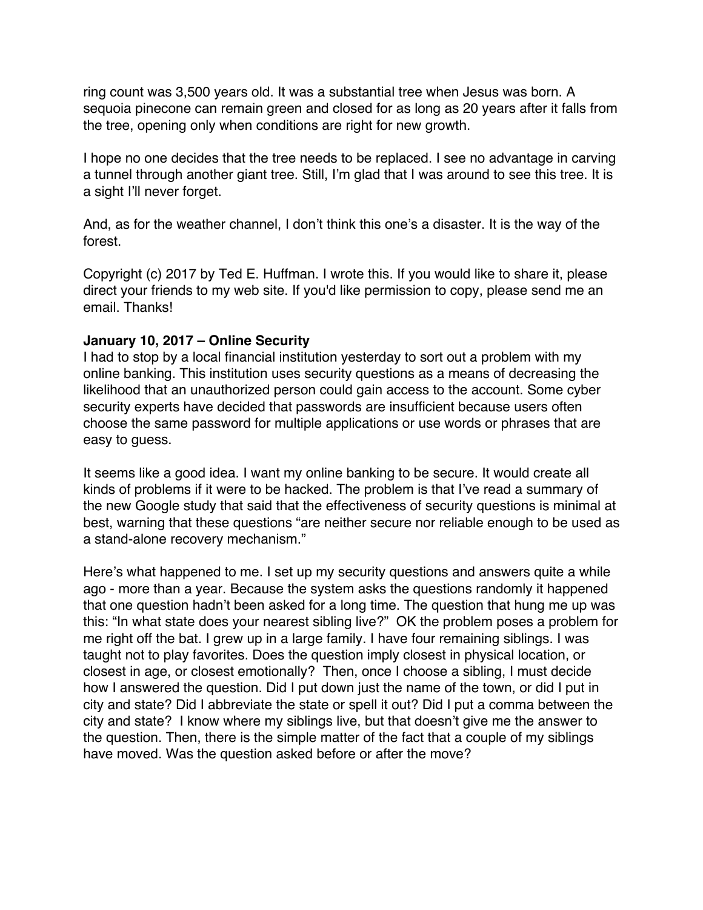ring count was 3,500 years old. It was a substantial tree when Jesus was born. A sequoia pinecone can remain green and closed for as long as 20 years after it falls from the tree, opening only when conditions are right for new growth.

I hope no one decides that the tree needs to be replaced. I see no advantage in carving a tunnel through another giant tree. Still, I'm glad that I was around to see this tree. It is a sight I'll never forget.

And, as for the weather channel, I don't think this one's a disaster. It is the way of the forest.

Copyright (c) 2017 by Ted E. Huffman. I wrote this. If you would like to share it, please direct your friends to my web site. If you'd like permission to copy, please send me an email. Thanks!

**January 10, 2017 – Online Security**

I had to stop by a local financial institution yesterday to sort out a problem with my online banking. This institution uses security questions as a means of decreasing the likelihood that an unauthorized person could gain access to the account. Some cyber security experts have decided that passwords are insufficient because users often choose the same password for multiple applications or use words or phrases that are easy to guess.

It seems like a good idea. I want my online banking to be secure. It would create all kinds of problems if it were to be hacked. The problem is that I've read a summary of the new Google study that said that the effectiveness of security questions is minimal at best, warning that these questions "are neither secure nor reliable enough to be used as a stand-alone recovery mechanism."

Here's what happened to me. I set up my security questions and answers quite a while ago - more than a year. Because the system asks the questions randomly it happened that one question hadn't been asked for a long time. The question that hung me up was this: "In what state does your nearest sibling live?" OK the problem poses a problem for me right off the bat. I grew up in a large family. I have four remaining siblings. I was taught not to play favorites. Does the question imply closest in physical location, or closest in age, or closest emotionally? Then, once I choose a sibling, I must decide how I answered the question. Did I put down just the name of the town, or did I put in city and state? Did I abbreviate the state or spell it out? Did I put a comma between the city and state? I know where my siblings live, but that doesn't give me the answer to the question. Then, there is the simple matter of the fact that a couple of my siblings have moved. Was the question asked before or after the move?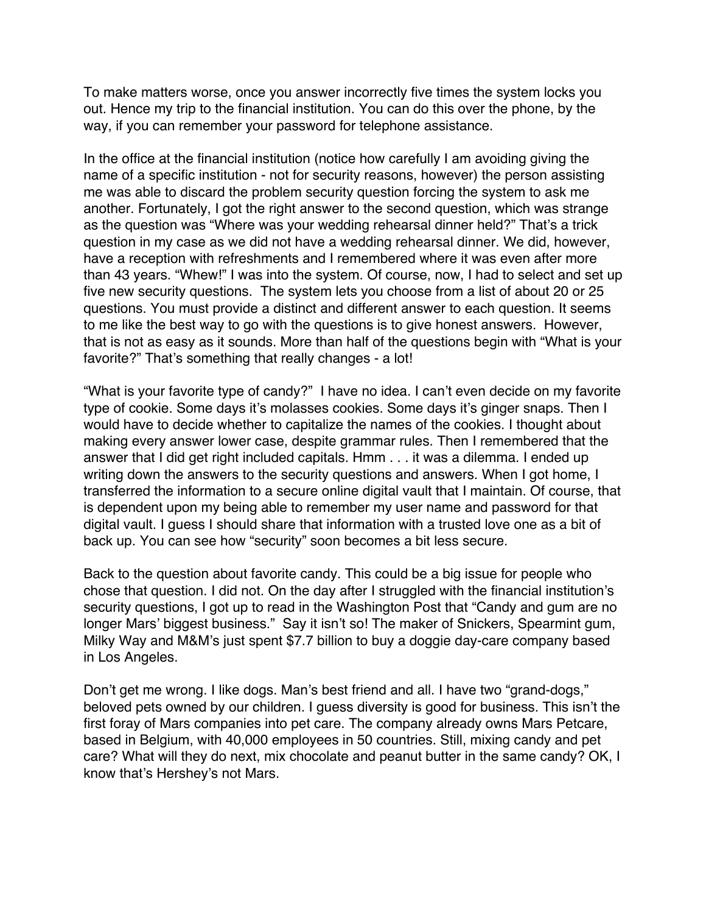To make matters worse, once you answer incorrectly five times the system locks you out. Hence my trip to the financial institution. You can do this over the phone, by the way, if you can remember your password for telephone assistance.

In the office at the financial institution (notice how carefully I am avoiding giving the name of a specific institution - not for security reasons, however) the person assisting me was able to discard the problem security question forcing the system to ask me another. Fortunately, I got the right answer to the second question, which was strange as the question was "Where was your wedding rehearsal dinner held?" That's a trick question in my case as we did not have a wedding rehearsal dinner. We did, however, have a reception with refreshments and I remembered where it was even after more than 43 years. "Whew!" I was into the system. Of course, now, I had to select and set up five new security questions. The system lets you choose from a list of about 20 or 25 questions. You must provide a distinct and different answer to each question. It seems to me like the best way to go with the questions is to give honest answers. However, that is not as easy as it sounds. More than half of the questions begin with "What is your favorite?" That's something that really changes - a lot!

"What is your favorite type of candy?" I have no idea. I can't even decide on my favorite type of cookie. Some days it's molasses cookies. Some days it's ginger snaps. Then I would have to decide whether to capitalize the names of the cookies. I thought about making every answer lower case, despite grammar rules. Then I remembered that the answer that I did get right included capitals. Hmm . . . it was a dilemma. I ended up writing down the answers to the security questions and answers. When I got home, I transferred the information to a secure online digital vault that I maintain. Of course, that is dependent upon my being able to remember my user name and password for that digital vault. I guess I should share that information with a trusted love one as a bit of back up. You can see how "security" soon becomes a bit less secure.

Back to the question about favorite candy. This could be a big issue for people who chose that question. I did not. On the day after I struggled with the financial institution's security questions, I got up to read in the Washington Post that "Candy and gum are no longer Mars' biggest business." Say it isn't so! The maker of Snickers, Spearmint gum, Milky Way and M&M's just spent $7.7 billion to buy a doggie day-care company based in Los Angeles.

Don't get me wrong. I like dogs. Man's best friend and all. I have two "grand-dogs," beloved pets owned by our children. I guess diversity is good for business. This isn't the first foray of Mars companies into pet care. The company already owns Mars Petcare, based in Belgium, with 40,000 employees in 50 countries. Still, mixing candy and pet care? What will they do next, mix chocolate and peanut butter in the same candy? OK, I know that's Hershey's not Mars.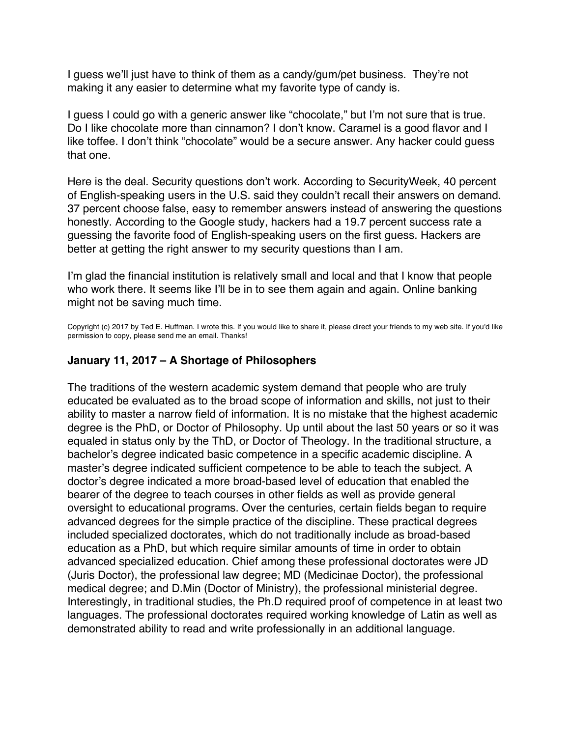I guess we'll just have to think of them as a candy/gum/pet business. They're not making it any easier to determine what my favorite type of candy is.

I guess I could go with a generic answer like "chocolate," but I'm not sure that is true. Do I like chocolate more than cinnamon? I don't know. Caramel is a good flavor and I like toffee. I don't think "chocolate" would be a secure answer. Any hacker could guess that one.

Here is the deal. Security questions don't work. According to SecurityWeek, 40 percent of English-speaking users in the U.S. said they couldn't recall their answers on demand. 37 percent choose false, easy to remember answers instead of answering the questions honestly. According to the Google study, hackers had a 19.7 percent success rate a guessing the favorite food of English-speaking users on the first guess. Hackers are better at getting the right answer to my security questions than I am.

I'm glad the financial institution is relatively small and local and that I know that people who work there. It seems like I'll be in to see them again and again. Online banking might not be saving much time.

Copyright (c) 2017 by Ted E. Huffman. I wrote this. If you would like to share it, please direct your friends to my web site. If you'd like permission to copy, please send me an email. Thanks!

### January 11, 2017 – A Shortage of Philosophers

The traditions of the western academic system demand that people who are truly educated be evaluated as to the broad scope of information and skills, not just to their ability to master a narrow field of information. It is no mistake that the highest academic degree is the PhD, or Doctor of Philosophy. Up until about the last 50 years or so it was equaled in status only by the ThD, or Doctor of Theology. In the traditional structure, a bachelor's degree indicated basic competence in a specific academic discipline. A master's degree indicated sufficient competence to be able to teach the subject. A doctor's degree indicated a more broad-based level of education that enabled the bearer of the degree to teach courses in other fields as well as provide general oversight to educational programs. Over the centuries, certain fields began to require advanced degrees for the simple practice of the discipline. These practical degrees included specialized doctorates, which do not traditionally include as broad-based education as a PhD, but which require similar amounts of time in order to obtain advanced specialized education. Chief among these professional doctorates were JD (Juris Doctor), the professional law degree; MD (Medicinae Doctor), the professional medical degree; and D.Min (Doctor of Ministry), the professional ministerial degree. Interestingly, in traditional studies, the Ph.D required proof of competence in at least two languages. The professional doctorates required working knowledge of Latin as well as demonstrated ability to read and write professionally in an additional language.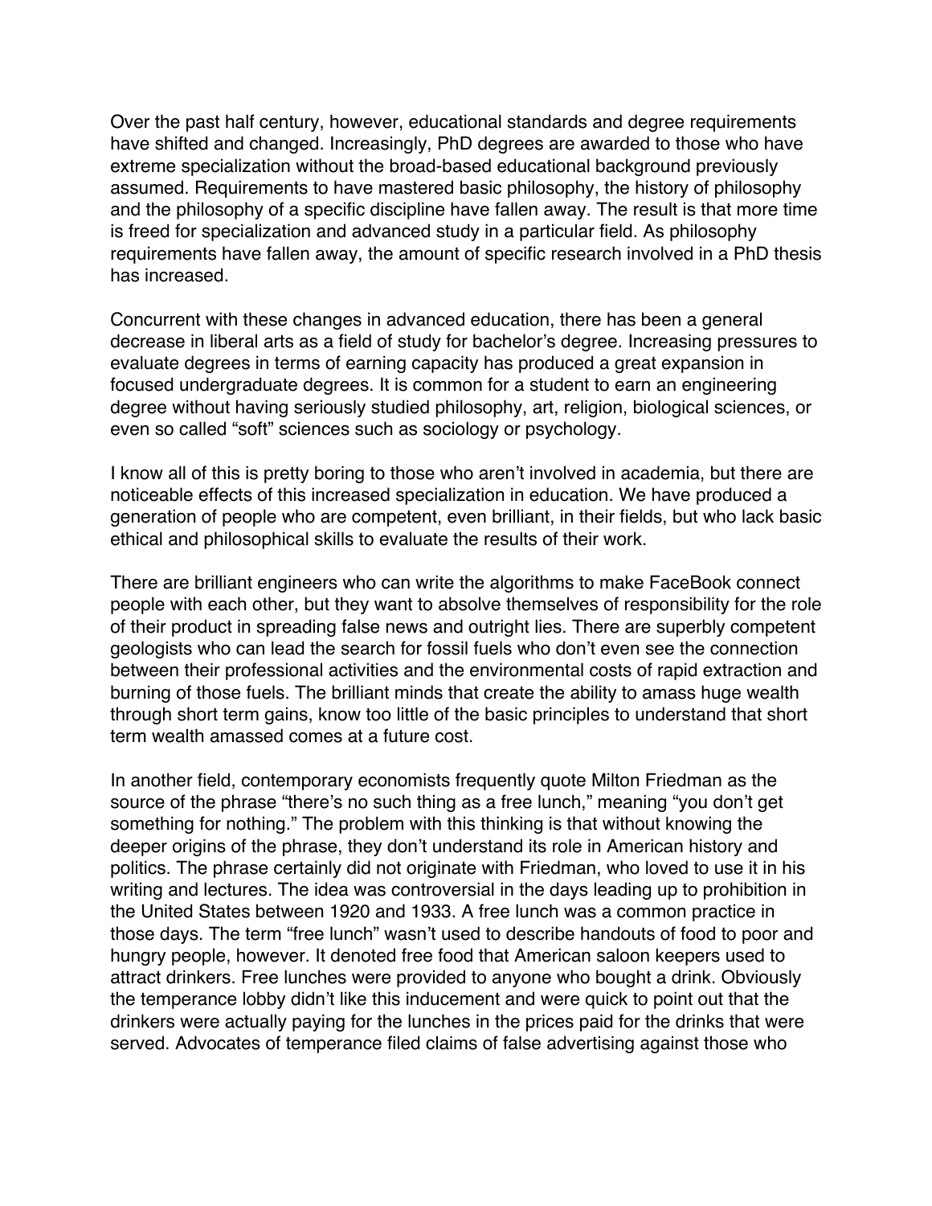Over the past half century, however, educational standards and degree requirements have shifted and changed. Increasingly, PhD degrees are awarded to those who have extreme specialization without the broad-based educational background previously assumed. Requirements to have mastered basic philosophy, the history of philosophy and the philosophy of a specific discipline have fallen away. The result is that more time is freed for specialization and advanced study in a particular field. As philosophy requirements have fallen away, the amount of specific research involved in a PhD thesis has increased.

Concurrent with these changes in advanced education, there has been a general decrease in liberal arts as a field of study for bachelor's degree. Increasing pressures to evaluate degrees in terms of earning capacity has produced a great expansion in focused undergraduate degrees. It is common for a student to earn an engineering degree without having seriously studied philosophy, art, religion, biological sciences, or even so called "soft" sciences such as sociology or psychology.

I know all of this is pretty boring to those who aren't involved in academia, but there are noticeable effects of this increased specialization in education. We have produced a generation of people who are competent, even brilliant, in their fields, but who lack basic ethical and philosophical skills to evaluate the results of their work.

There are brilliant engineers who can write the algorithms to make FaceBook connect people with each other, but they want to absolve themselves of responsibility for the role of their product in spreading false news and outright lies. There are superbly competent geologists who can lead the search for fossil fuels who don't even see the connection between their professional activities and the environmental costs of rapid extraction and burning of those fuels. The brilliant minds that create the ability to amass huge wealth through short term gains, know too little of the basic principles to understand that short term wealth amassed comes at a future cost.

In another field, contemporary economists frequently quote Milton Friedman as the source of the phrase "there's no such thing as a free lunch," meaning "you don't get something for nothing." The problem with this thinking is that without knowing the deeper origins of the phrase, they don't understand its role in American history and politics. The phrase certainly did not originate with Friedman, who loved to use it in his writing and lectures. The idea was controversial in the days leading up to prohibition in the United States between 1920 and 1933. A free lunch was a common practice in those days. The term "free lunch" wasn't used to describe handouts of food to poor and hungry people, however. It denoted free food that American saloon keepers used to attract drinkers. Free lunches were provided to anyone who bought a drink. Obviously the temperance lobby didn't like this inducement and were quick to point out that the drinkers were actually paying for the lunches in the prices paid for the drinks that were served. Advocates of temperance filed claims of false advertising against those who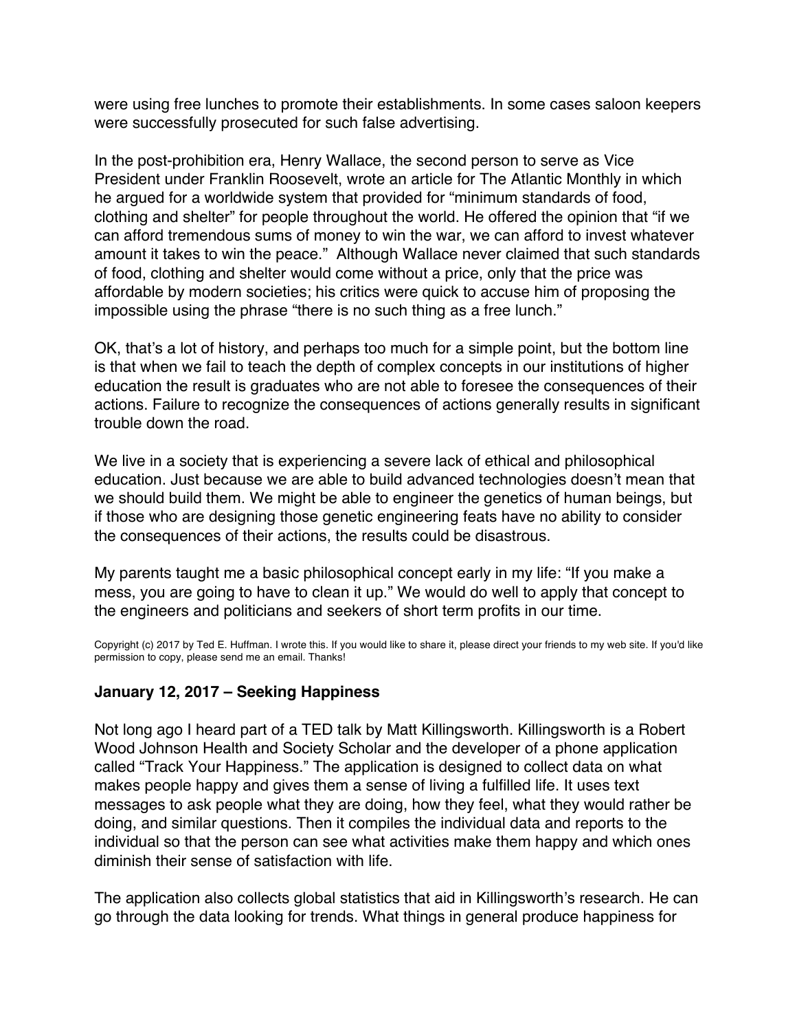were using free lunches to promote their establishments. In some cases saloon keepers were successfully prosecuted for such false advertising.

In the post-prohibition era, Henry Wallace, the second person to serve as Vice President under Franklin Roosevelt, wrote an article for The Atlantic Monthly in which he argued for a worldwide system that provided for "minimum standards of food, clothing and shelter" for people throughout the world. He offered the opinion that "if we can afford tremendous sums of money to win the war, we can afford to invest whatever amount it takes to win the peace." Although Wallace never claimed that such standards of food, clothing and shelter would come without a price, only that the price was affordable by modern societies; his critics were quick to accuse him of proposing the impossible using the phrase "there is no such thing as a free lunch."

OK, that's a lot of history, and perhaps too much for a simple point, but the bottom line is that when we fail to teach the depth of complex concepts in our institutions of higher education the result is graduates who are not able to foresee the consequences of their actions. Failure to recognize the consequences of actions generally results in significant trouble down the road.

We live in a society that is experiencing a severe lack of ethical and philosophical education. Just because we are able to build advanced technologies doesn't mean that we should build them. We might be able to engineer the genetics of human beings, but if those who are designing those genetic engineering feats have no ability to consider the consequences of their actions, the results could be disastrous.

My parents taught me a basic philosophical concept early in my life: "If you make a mess, you are going to have to clean it up." We would do well to apply that concept to the engineers and politicians and seekers of short term profits in our time.

Copyright (c) 2017 by Ted E. Huffman. I wrote this. If you would like to share it, please direct your friends to my web site. If you'd like permission to copy, please send me an email. Thanks!

### January 12, 2017 – Seeking Happiness

Not long ago I heard part of a TED talk by Matt Killingsworth. Killingsworth is a Robert Wood Johnson Health and Society Scholar and the developer of a phone application called "Track Your Happiness." The application is designed to collect data on what makes people happy and gives them a sense of living a fulfilled life. It uses text messages to ask people what they are doing, how they feel, what they would rather be doing, and similar questions. Then it compiles the individual data and reports to the individual so that the person can see what activities make them happy and which ones diminish their sense of satisfaction with life.

The application also collects global statistics that aid in Killingsworth's research. He can go through the data looking for trends. What things in general produce happiness for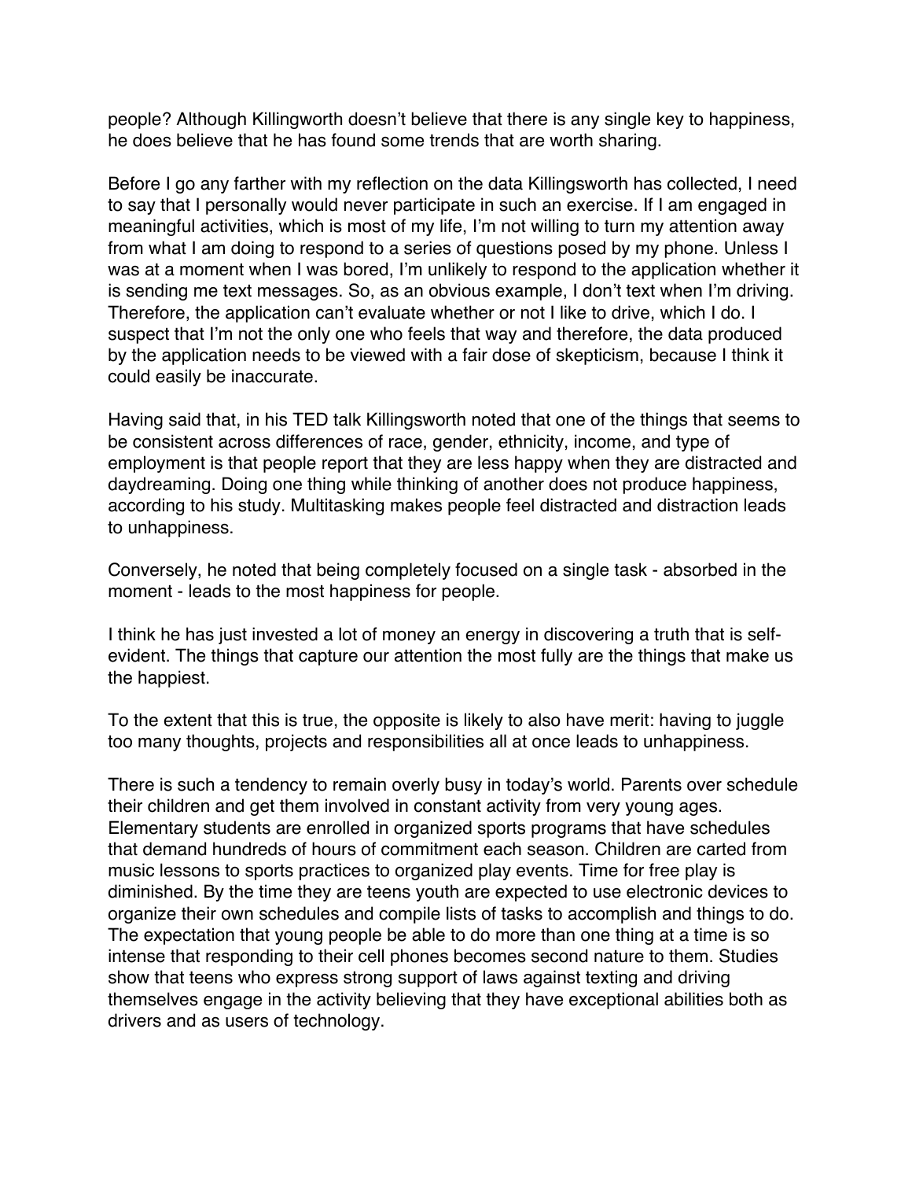people? Although Killingworth doesn't believe that there is any single key to happiness, he does believe that he has found some trends that are worth sharing.

Before I go any farther with my reflection on the data Killingsworth has collected, I need to say that I personally would never participate in such an exercise. If I am engaged in meaningful activities, which is most of my life, I'm not willing to turn my attention away from what I am doing to respond to a series of questions posed by my phone. Unless I was at a moment when I was bored, I'm unlikely to respond to the application whether it is sending me text messages. So, as an obvious example, I don't text when I'm driving. Therefore, the application can't evaluate whether or not I like to drive, which I do. I suspect that I'm not the only one who feels that way and therefore, the data produced by the application needs to be viewed with a fair dose of skepticism, because I think it could easily be inaccurate.

Having said that, in his TED talk Killingsworth noted that one of the things that seems to be consistent across differences of race, gender, ethnicity, income, and type of employment is that people report that they are less happy when they are distracted and daydreaming. Doing one thing while thinking of another does not produce happiness, according to his study. Multitasking makes people feel distracted and distraction leads to unhappiness.

Conversely, he noted that being completely focused on a single task - absorbed in the moment - leads to the most happiness for people.

I think he has just invested a lot of money an energy in discovering a truth that is self-evident. The things that capture our attention the most fully are the things that make us the happiest.

To the extent that this is true, the opposite is likely to also have merit: having to juggle too many thoughts, projects and responsibilities all at once leads to unhappiness.

There is such a tendency to remain overly busy in today's world. Parents over schedule their children and get them involved in constant activity from very young ages. Elementary students are enrolled in organized sports programs that have schedules that demand hundreds of hours of commitment each season. Children are carted from music lessons to sports practices to organized play events. Time for free play is diminished. By the time they are teens youth are expected to use electronic devices to organize their own schedules and compile lists of tasks to accomplish and things to do. The expectation that young people be able to do more than one thing at a time is so intense that responding to their cell phones becomes second nature to them. Studies show that teens who express strong support of laws against texting and driving themselves engage in the activity believing that they have exceptional abilities both as drivers and as users of technology.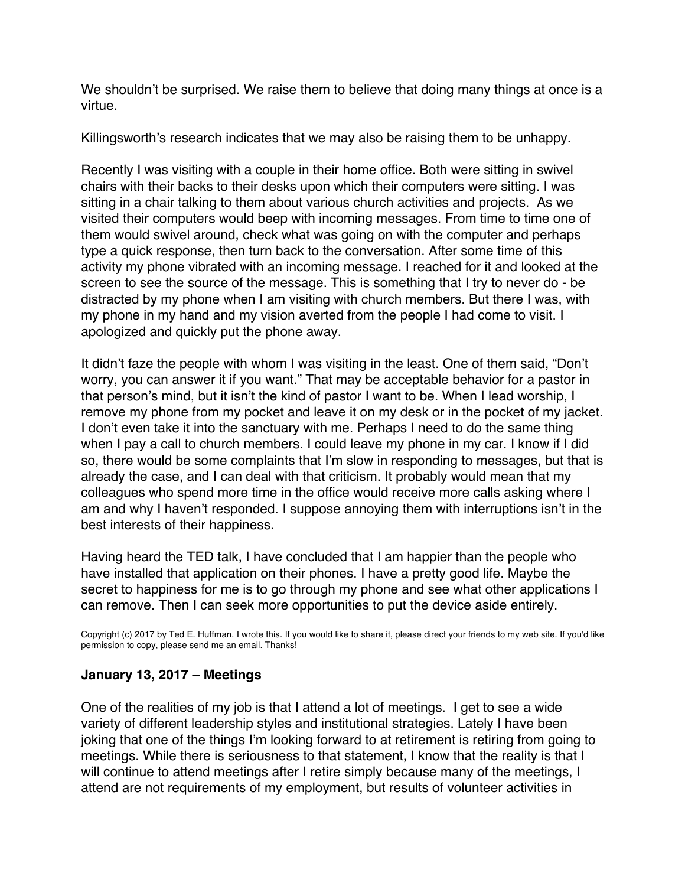We shouldn't be surprised. We raise them to believe that doing many things at once is a virtue.

Killingsworth's research indicates that we may also be raising them to be unhappy.

Recently I was visiting with a couple in their home office. Both were sitting in swivel chairs with their backs to their desks upon which their computers were sitting. I was sitting in a chair talking to them about various church activities and projects. As we visited their computers would beep with incoming messages. From time to time one of them would swivel around, check what was going on with the computer and perhaps type a quick response, then turn back to the conversation. After some time of this activity my phone vibrated with an incoming message. I reached for it and looked at the screen to see the source of the message. This is something that I try to never do - be distracted by my phone when I am visiting with church members. But there I was, with my phone in my hand and my vision averted from the people I had come to visit. I apologized and quickly put the phone away.

It didn't faze the people with whom I was visiting in the least. One of them said, "Don't worry, you can answer it if you want." That may be acceptable behavior for a pastor in that person's mind, but it isn't the kind of pastor I want to be. When I lead worship, I remove my phone from my pocket and leave it on my desk or in the pocket of my jacket. I don't even take it into the sanctuary with me. Perhaps I need to do the same thing when I pay a call to church members. I could leave my phone in my car. I know if I did so, there would be some complaints that I'm slow in responding to messages, but that is already the case, and I can deal with that criticism. It probably would mean that my colleagues who spend more time in the office would receive more calls asking where I am and why I haven't responded. I suppose annoying them with interruptions isn't in the best interests of their happiness.

Having heard the TED talk, I have concluded that I am happier than the people who have installed that application on their phones. I have a pretty good life. Maybe the secret to happiness for me is to go through my phone and see what other applications I can remove. Then I can seek more opportunities to put the device aside entirely.

Copyright (c) 2017 by Ted E. Huffman. I wrote this. If you would like to share it, please direct your friends to my web site. If you'd like permission to copy, please send me an email. Thanks!

### January 13, 2017 – Meetings

One of the realities of my job is that I attend a lot of meetings. I get to see a wide variety of different leadership styles and institutional strategies. Lately I have been joking that one of the things I'm looking forward to at retirement is retiring from going to meetings. While there is seriousness to that statement, I know that the reality is that I will continue to attend meetings after I retire simply because many of the meetings, I attend are not requirements of my employment, but results of volunteer activities in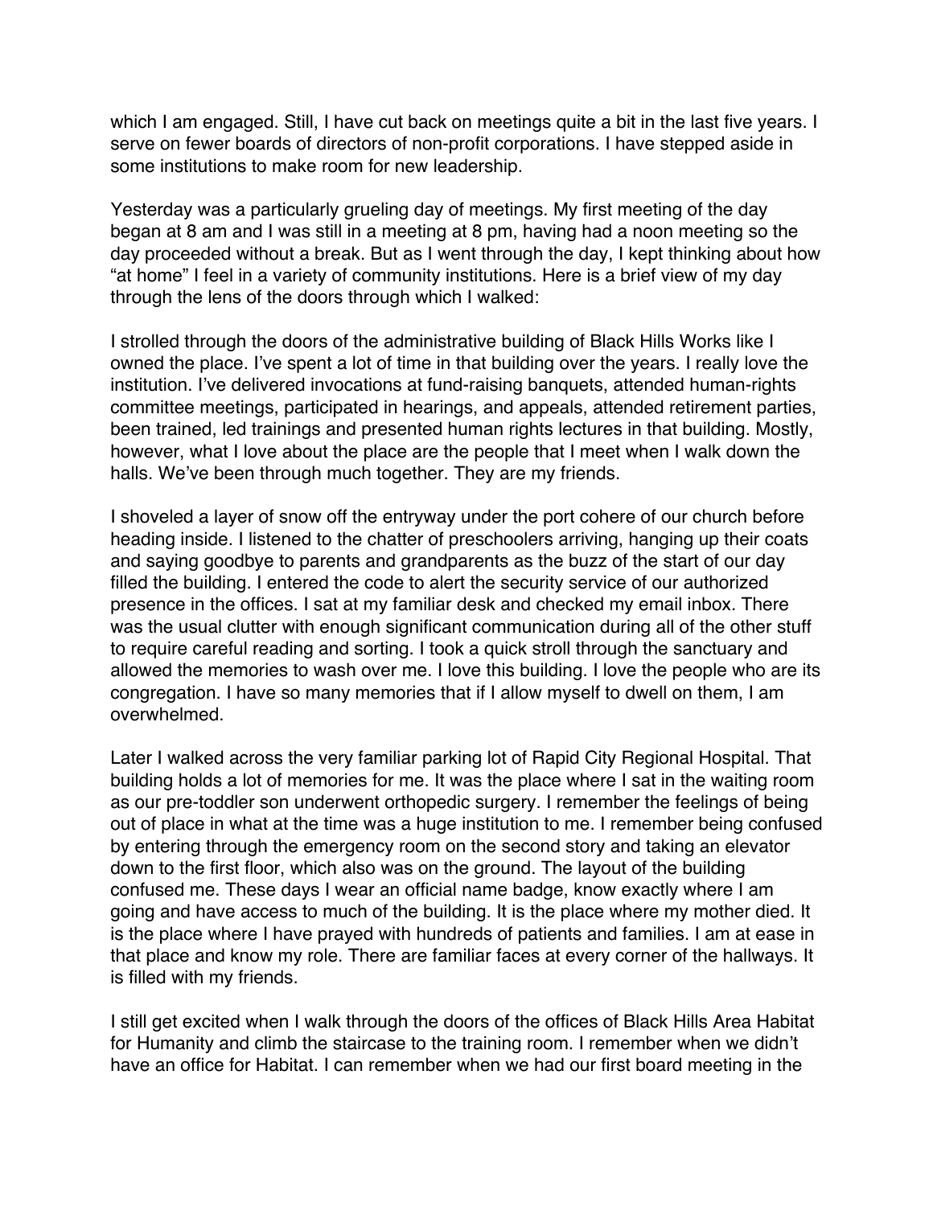which I am engaged. Still, I have cut back on meetings quite a bit in the last five years. I serve on fewer boards of directors of non-profit corporations. I have stepped aside in some institutions to make room for new leadership.

Yesterday was a particularly grueling day of meetings. My first meeting of the day began at 8 am and I was still in a meeting at 8 pm, having had a noon meeting so the day proceeded without a break. But as I went through the day, I kept thinking about how "at home" I feel in a variety of community institutions. Here is a brief view of my day through the lens of the doors through which I walked:

I strolled through the doors of the administrative building of Black Hills Works like I owned the place. I've spent a lot of time in that building over the years. I really love the institution. I've delivered invocations at fund-raising banquets, attended human-rights committee meetings, participated in hearings, and appeals, attended retirement parties, been trained, led trainings and presented human rights lectures in that building. Mostly, however, what I love about the place are the people that I meet when I walk down the halls. We've been through much together. They are my friends.

I shoveled a layer of snow off the entryway under the port cohere of our church before heading inside. I listened to the chatter of preschoolers arriving, hanging up their coats and saying goodbye to parents and grandparents as the buzz of the start of our day filled the building. I entered the code to alert the security service of our authorized presence in the offices. I sat at my familiar desk and checked my email inbox. There was the usual clutter with enough significant communication during all of the other stuff to require careful reading and sorting. I took a quick stroll through the sanctuary and allowed the memories to wash over me. I love this building. I love the people who are its congregation. I have so many memories that if I allow myself to dwell on them, I am overwhelmed.

Later I walked across the very familiar parking lot of Rapid City Regional Hospital. That building holds a lot of memories for me. It was the place where I sat in the waiting room as our pre-toddler son underwent orthopedic surgery. I remember the feelings of being out of place in what at the time was a huge institution to me. I remember being confused by entering through the emergency room on the second story and taking an elevator down to the first floor, which also was on the ground. The layout of the building confused me. These days I wear an official name badge, know exactly where I am going and have access to much of the building. It is the place where my mother died. It is the place where I have prayed with hundreds of patients and families. I am at ease in that place and know my role. There are familiar faces at every corner of the hallways. It is filled with my friends.

I still get excited when I walk through the doors of the offices of Black Hills Area Habitat for Humanity and climb the staircase to the training room. I remember when we didn't have an office for Habitat. I can remember when we had our first board meeting in the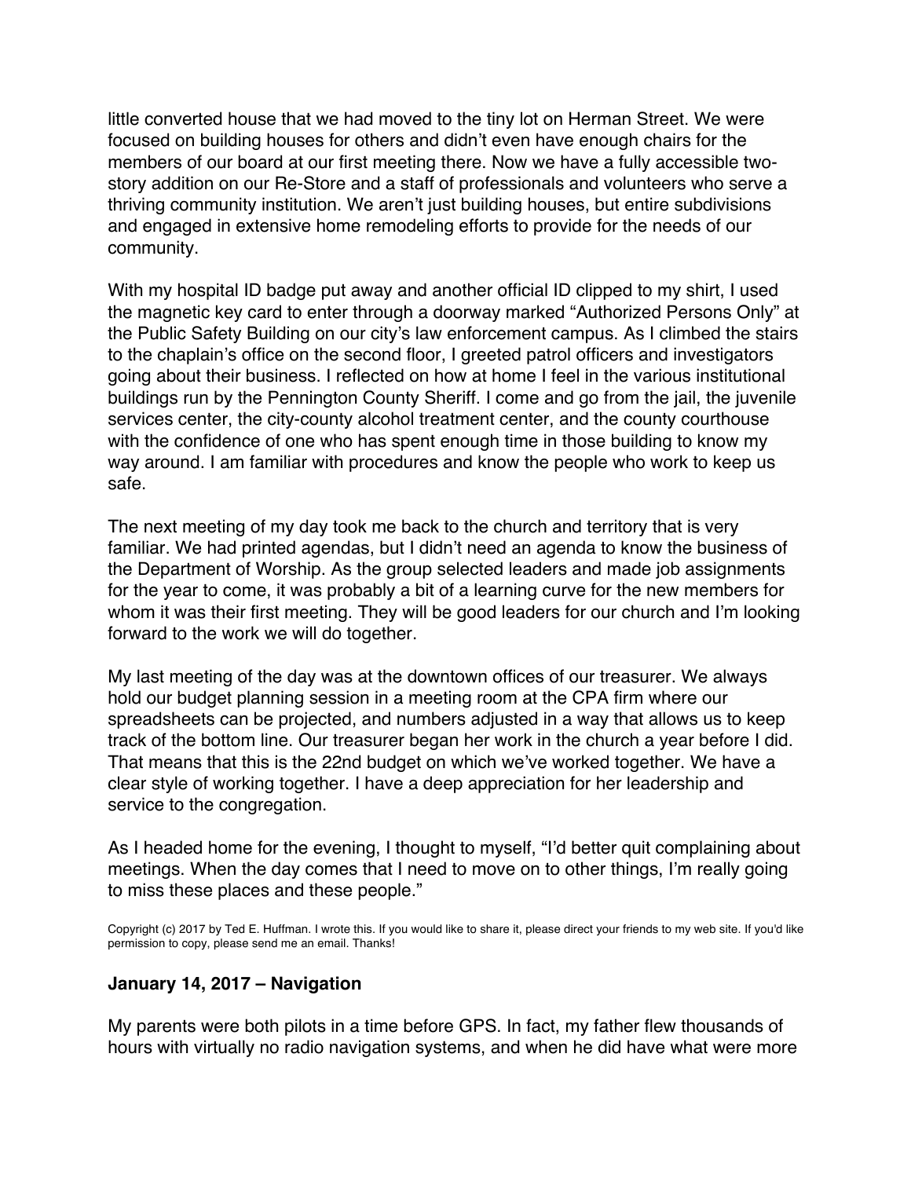little converted house that we had moved to the tiny lot on Herman Street. We were focused on building houses for others and didn't even have enough chairs for the members of our board at our first meeting there. Now we have a fully accessible two-story addition on our Re-Store and a staff of professionals and volunteers who serve a thriving community institution. We aren't just building houses, but entire subdivisions and engaged in extensive home remodeling efforts to provide for the needs of our community.

With my hospital ID badge put away and another official ID clipped to my shirt, I used the magnetic key card to enter through a doorway marked "Authorized Persons Only" at the Public Safety Building on our city's law enforcement campus. As I climbed the stairs to the chaplain's office on the second floor, I greeted patrol officers and investigators going about their business. I reflected on how at home I feel in the various institutional buildings run by the Pennington County Sheriff. I come and go from the jail, the juvenile services center, the city-county alcohol treatment center, and the county courthouse with the confidence of one who has spent enough time in those building to know my way around. I am familiar with procedures and know the people who work to keep us safe.

The next meeting of my day took me back to the church and territory that is very familiar. We had printed agendas, but I didn't need an agenda to know the business of the Department of Worship. As the group selected leaders and made job assignments for the year to come, it was probably a bit of a learning curve for the new members for whom it was their first meeting. They will be good leaders for our church and I'm looking forward to the work we will do together.

My last meeting of the day was at the downtown offices of our treasurer. We always hold our budget planning session in a meeting room at the CPA firm where our spreadsheets can be projected, and numbers adjusted in a way that allows us to keep track of the bottom line. Our treasurer began her work in the church a year before I did. That means that this is the 22nd budget on which we've worked together. We have a clear style of working together. I have a deep appreciation for her leadership and service to the congregation.

As I headed home for the evening, I thought to myself, "I'd better quit complaining about meetings. When the day comes that I need to move on to other things, I'm really going to miss these places and these people."

Copyright (c) 2017 by Ted E. Huffman. I wrote this. If you would like to share it, please direct your friends to my web site. If you'd like permission to copy, please send me an email. Thanks!

### January 14, 2017 – Navigation

My parents were both pilots in a time before GPS. In fact, my father flew thousands of hours with virtually no radio navigation systems, and when he did have what were more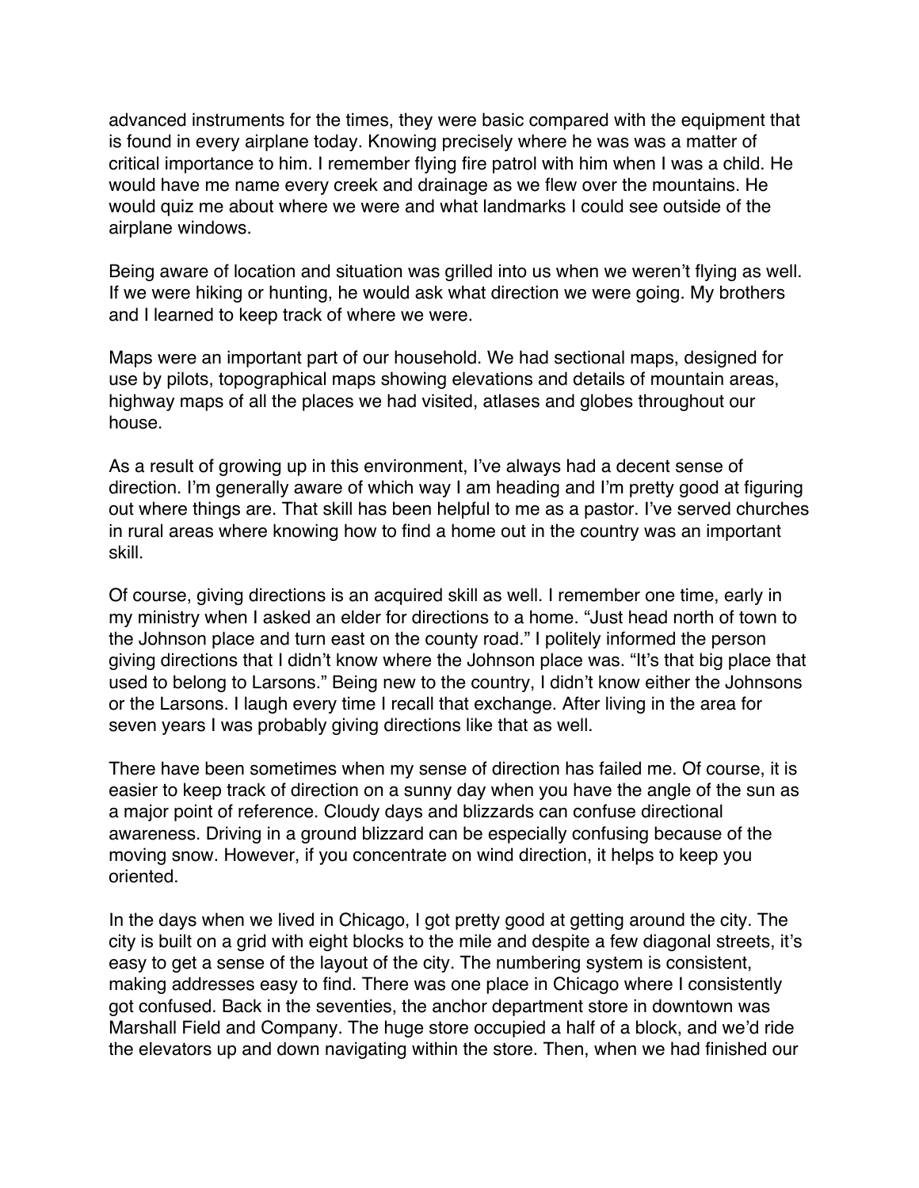advanced instruments for the times, they were basic compared with the equipment that is found in every airplane today. Knowing precisely where he was was a matter of critical importance to him. I remember flying fire patrol with him when I was a child. He would have me name every creek and drainage as we flew over the mountains. He would quiz me about where we were and what landmarks I could see outside of the airplane windows.

Being aware of location and situation was grilled into us when we weren't flying as well. If we were hiking or hunting, he would ask what direction we were going. My brothers and I learned to keep track of where we were.

Maps were an important part of our household. We had sectional maps, designed for use by pilots, topographical maps showing elevations and details of mountain areas, highway maps of all the places we had visited, atlases and globes throughout our house.

As a result of growing up in this environment, I've always had a decent sense of direction. I'm generally aware of which way I am heading and I'm pretty good at figuring out where things are. That skill has been helpful to me as a pastor. I've served churches in rural areas where knowing how to find a home out in the country was an important skill.

Of course, giving directions is an acquired skill as well. I remember one time, early in my ministry when I asked an elder for directions to a home. "Just head north of town to the Johnson place and turn east on the county road." I politely informed the person giving directions that I didn't know where the Johnson place was. "It's that big place that used to belong to Larsons." Being new to the country, I didn't know either the Johnsons or the Larsons. I laugh every time I recall that exchange. After living in the area for seven years I was probably giving directions like that as well.

There have been sometimes when my sense of direction has failed me. Of course, it is easier to keep track of direction on a sunny day when you have the angle of the sun as a major point of reference. Cloudy days and blizzards can confuse directional awareness. Driving in a ground blizzard can be especially confusing because of the moving snow. However, if you concentrate on wind direction, it helps to keep you oriented.

In the days when we lived in Chicago, I got pretty good at getting around the city. The city is built on a grid with eight blocks to the mile and despite a few diagonal streets, it's easy to get a sense of the layout of the city. The numbering system is consistent, making addresses easy to find. There was one place in Chicago where I consistently got confused. Back in the seventies, the anchor department store in downtown was Marshall Field and Company. The huge store occupied a half of a block, and we'd ride the elevators up and down navigating within the store. Then, when we had finished our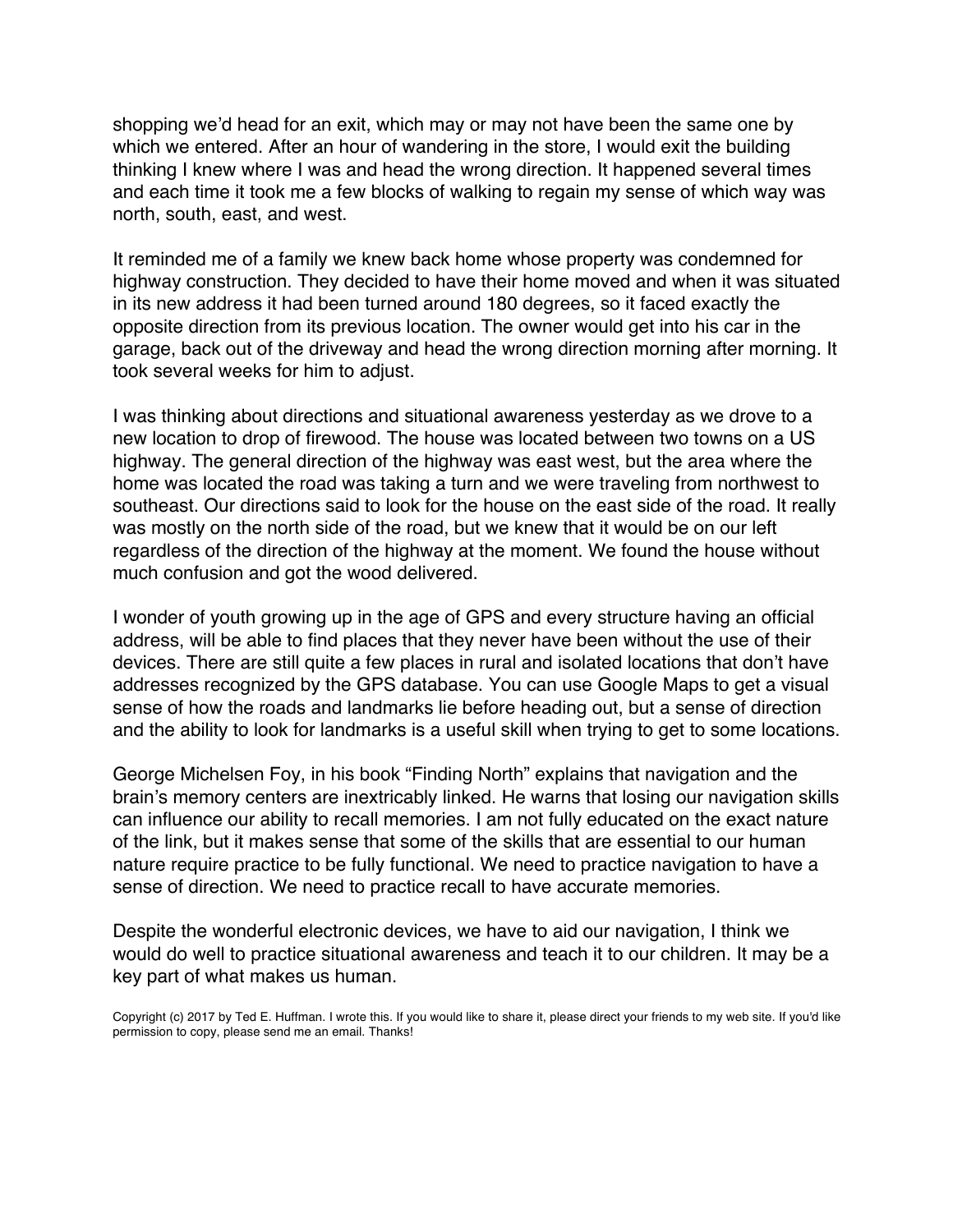shopping we'd head for an exit, which may or may not have been the same one by which we entered. After an hour of wandering in the store, I would exit the building thinking I knew where I was and head the wrong direction. It happened several times and each time it took me a few blocks of walking to regain my sense of which way was north, south, east, and west.

It reminded me of a family we knew back home whose property was condemned for highway construction. They decided to have their home moved and when it was situated in its new address it had been turned around 180 degrees, so it faced exactly the opposite direction from its previous location. The owner would get into his car in the garage, back out of the driveway and head the wrong direction morning after morning. It took several weeks for him to adjust.

I was thinking about directions and situational awareness yesterday as we drove to a new location to drop of firewood. The house was located between two towns on a US highway. The general direction of the highway was east west, but the area where the home was located the road was taking a turn and we were traveling from northwest to southeast. Our directions said to look for the house on the east side of the road. It really was mostly on the north side of the road, but we knew that it would be on our left regardless of the direction of the highway at the moment. We found the house without much confusion and got the wood delivered.

I wonder of youth growing up in the age of GPS and every structure having an official address, will be able to find places that they never have been without the use of their devices. There are still quite a few places in rural and isolated locations that don't have addresses recognized by the GPS database. You can use Google Maps to get a visual sense of how the roads and landmarks lie before heading out, but a sense of direction and the ability to look for landmarks is a useful skill when trying to get to some locations.

George Michelsen Foy, in his book "Finding North" explains that navigation and the brain's memory centers are inextricably linked. He warns that losing our navigation skills can influence our ability to recall memories. I am not fully educated on the exact nature of the link, but it makes sense that some of the skills that are essential to our human nature require practice to be fully functional. We need to practice navigation to have a sense of direction. We need to practice recall to have accurate memories.

Despite the wonderful electronic devices, we have to aid our navigation, I think we would do well to practice situational awareness and teach it to our children. It may be a key part of what makes us human.

Copyright (c) 2017 by Ted E. Huffman. I wrote this. If you would like to share it, please direct your friends to my web site. If you'd like permission to copy, please send me an email. Thanks!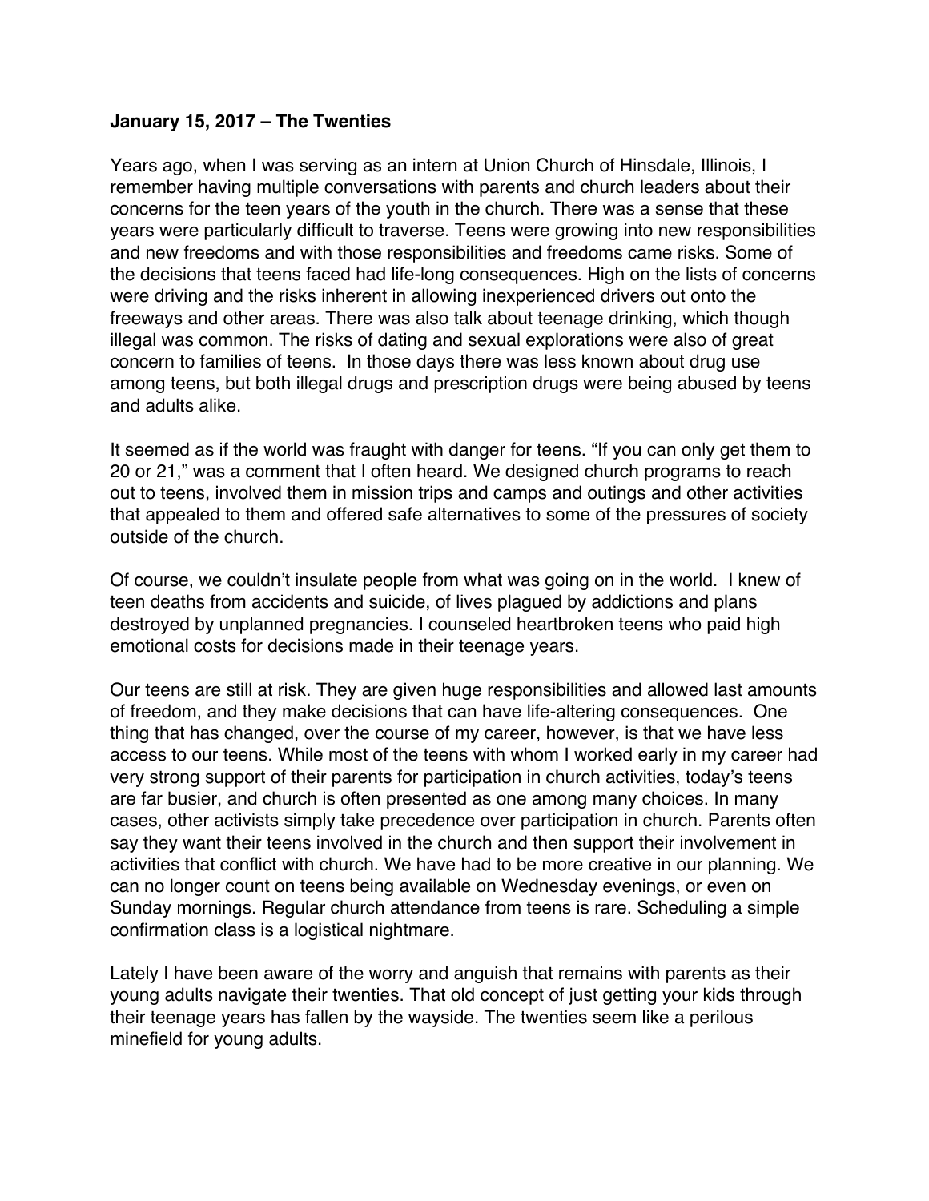**January 15, 2017 – The Twenties**

Years ago, when I was serving as an intern at Union Church of Hinsdale, Illinois, I remember having multiple conversations with parents and church leaders about their concerns for the teen years of the youth in the church. There was a sense that these years were particularly difficult to traverse. Teens were growing into new responsibilities and new freedoms and with those responsibilities and freedoms came risks. Some of the decisions that teens faced had life-long consequences. High on the lists of concerns were driving and the risks inherent in allowing inexperienced drivers out onto the freeways and other areas. There was also talk about teenage drinking, which though illegal was common. The risks of dating and sexual explorations were also of great concern to families of teens. In those days there was less known about drug use among teens, but both illegal drugs and prescription drugs were being abused by teens and adults alike.

It seemed as if the world was fraught with danger for teens. "If you can only get them to 20 or 21," was a comment that I often heard. We designed church programs to reach out to teens, involved them in mission trips and camps and outings and other activities that appealed to them and offered safe alternatives to some of the pressures of society outside of the church.

Of course, we couldn't insulate people from what was going on in the world. I knew of teen deaths from accidents and suicide, of lives plagued by addictions and plans destroyed by unplanned pregnancies. I counseled heartbroken teens who paid high emotional costs for decisions made in their teenage years.

Our teens are still at risk. They are given huge responsibilities and allowed last amounts of freedom, and they make decisions that can have life-altering consequences. One thing that has changed, over the course of my career, however, is that we have less access to our teens. While most of the teens with whom I worked early in my career had very strong support of their parents for participation in church activities, today's teens are far busier, and church is often presented as one among many choices. In many cases, other activists simply take precedence over participation in church. Parents often say they want their teens involved in the church and then support their involvement in activities that conflict with church. We have had to be more creative in our planning. We can no longer count on teens being available on Wednesday evenings, or even on Sunday mornings. Regular church attendance from teens is rare. Scheduling a simple confirmation class is a logistical nightmare.

Lately I have been aware of the worry and anguish that remains with parents as their young adults navigate their twenties. That old concept of just getting your kids through their teenage years has fallen by the wayside. The twenties seem like a perilous minefield for young adults.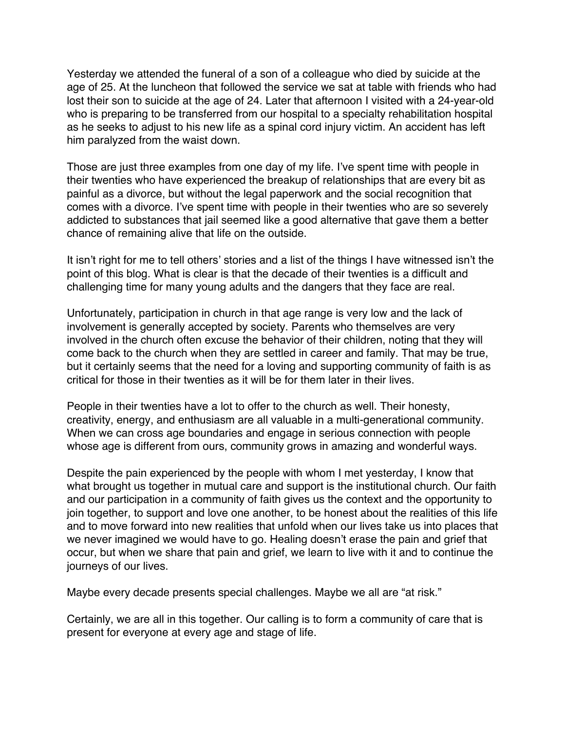Yesterday we attended the funeral of a son of a colleague who died by suicide at the age of 25. At the luncheon that followed the service we sat at table with friends who had lost their son to suicide at the age of 24. Later that afternoon I visited with a 24-year-old who is preparing to be transferred from our hospital to a specialty rehabilitation hospital as he seeks to adjust to his new life as a spinal cord injury victim. An accident has left him paralyzed from the waist down.

Those are just three examples from one day of my life. I've spent time with people in their twenties who have experienced the breakup of relationships that are every bit as painful as a divorce, but without the legal paperwork and the social recognition that comes with a divorce. I've spent time with people in their twenties who are so severely addicted to substances that jail seemed like a good alternative that gave them a better chance of remaining alive that life on the outside.

It isn't right for me to tell others' stories and a list of the things I have witnessed isn't the point of this blog. What is clear is that the decade of their twenties is a difficult and challenging time for many young adults and the dangers that they face are real.

Unfortunately, participation in church in that age range is very low and the lack of involvement is generally accepted by society. Parents who themselves are very involved in the church often excuse the behavior of their children, noting that they will come back to the church when they are settled in career and family. That may be true, but it certainly seems that the need for a loving and supporting community of faith is as critical for those in their twenties as it will be for them later in their lives.

People in their twenties have a lot to offer to the church as well. Their honesty, creativity, energy, and enthusiasm are all valuable in a multi-generational community. When we can cross age boundaries and engage in serious connection with people whose age is different from ours, community grows in amazing and wonderful ways.

Despite the pain experienced by the people with whom I met yesterday, I know that what brought us together in mutual care and support is the institutional church. Our faith and our participation in a community of faith gives us the context and the opportunity to join together, to support and love one another, to be honest about the realities of this life and to move forward into new realities that unfold when our lives take us into places that we never imagined we would have to go. Healing doesn't erase the pain and grief that occur, but when we share that pain and grief, we learn to live with it and to continue the journeys of our lives.

Maybe every decade presents special challenges. Maybe we all are "at risk."

Certainly, we are all in this together. Our calling is to form a community of care that is present for everyone at every age and stage of life.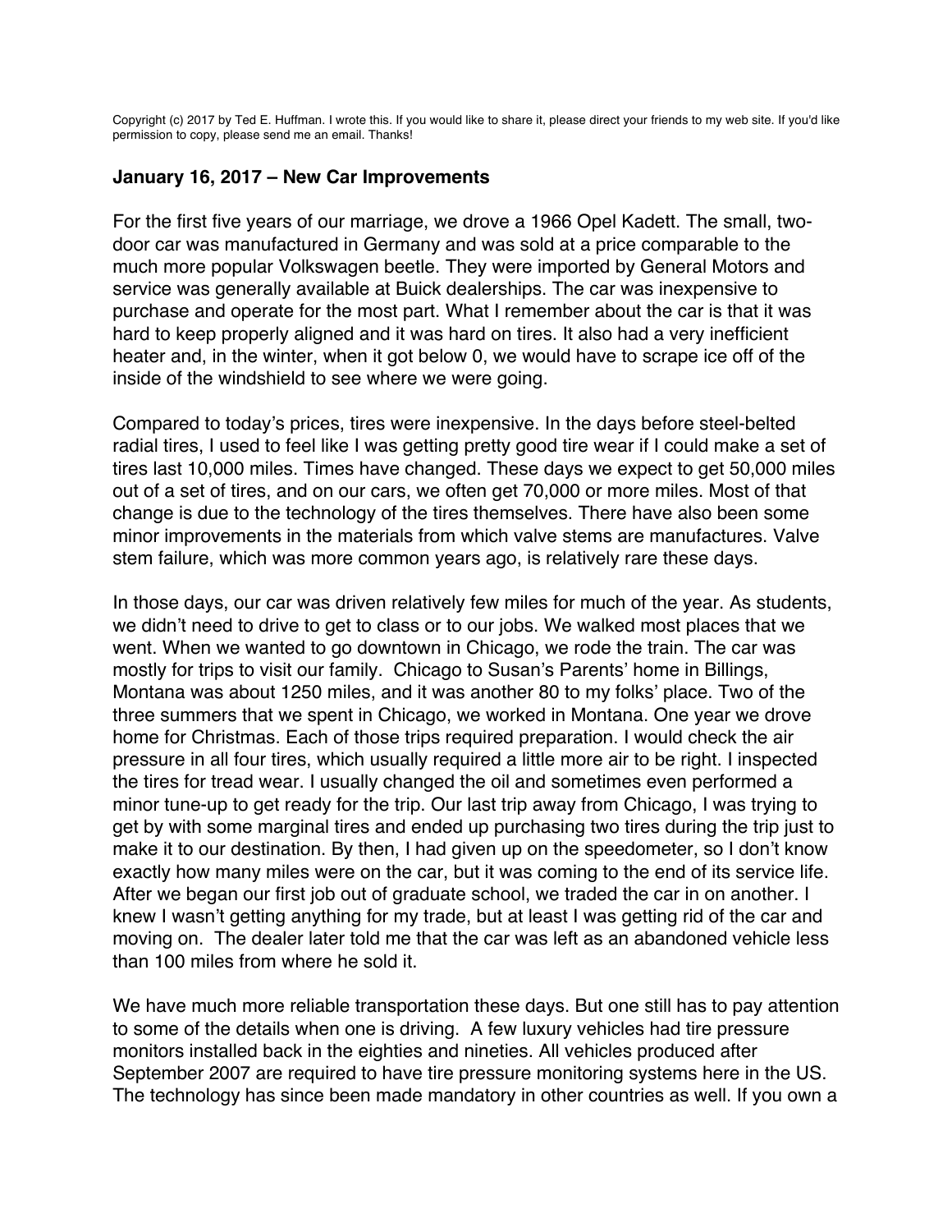Copyright (c) 2017 by Ted E. Huffman. I wrote this. If you would like to share it, please direct your friends to my web site. If you'd like permission to copy, please send me an email. Thanks!

### January 16, 2017 – New Car Improvements

For the first five years of our marriage, we drove a 1966 Opel Kadett. The small, two-door car was manufactured in Germany and was sold at a price comparable to the much more popular Volkswagen beetle. They were imported by General Motors and service was generally available at Buick dealerships. The car was inexpensive to purchase and operate for the most part. What I remember about the car is that it was hard to keep properly aligned and it was hard on tires. It also had a very inefficient heater and, in the winter, when it got below 0, we would have to scrape ice off of the inside of the windshield to see where we were going.

Compared to today's prices, tires were inexpensive. In the days before steel-belted radial tires, I used to feel like I was getting pretty good tire wear if I could make a set of tires last 10,000 miles. Times have changed. These days we expect to get 50,000 miles out of a set of tires, and on our cars, we often get 70,000 or more miles. Most of that change is due to the technology of the tires themselves. There have also been some minor improvements in the materials from which valve stems are manufactures. Valve stem failure, which was more common years ago, is relatively rare these days.

In those days, our car was driven relatively few miles for much of the year. As students, we didn't need to drive to get to class or to our jobs. We walked most places that we went. When we wanted to go downtown in Chicago, we rode the train. The car was mostly for trips to visit our family. Chicago to Susan's Parents' home in Billings, Montana was about 1250 miles, and it was another 80 to my folks' place. Two of the three summers that we spent in Chicago, we worked in Montana. One year we drove home for Christmas. Each of those trips required preparation. I would check the air pressure in all four tires, which usually required a little more air to be right. I inspected the tires for tread wear. I usually changed the oil and sometimes even performed a minor tune-up to get ready for the trip. Our last trip away from Chicago, I was trying to get by with some marginal tires and ended up purchasing two tires during the trip just to make it to our destination. By then, I had given up on the speedometer, so I don't know exactly how many miles were on the car, but it was coming to the end of its service life. After we began our first job out of graduate school, we traded the car in on another. I knew I wasn't getting anything for my trade, but at least I was getting rid of the car and moving on. The dealer later told me that the car was left as an abandoned vehicle less than 100 miles from where he sold it.

We have much more reliable transportation these days. But one still has to pay attention to some of the details when one is driving. A few luxury vehicles had tire pressure monitors installed back in the eighties and nineties. All vehicles produced after September 2007 are required to have tire pressure monitoring systems here in the US. The technology has since been made mandatory in other countries as well. If you own a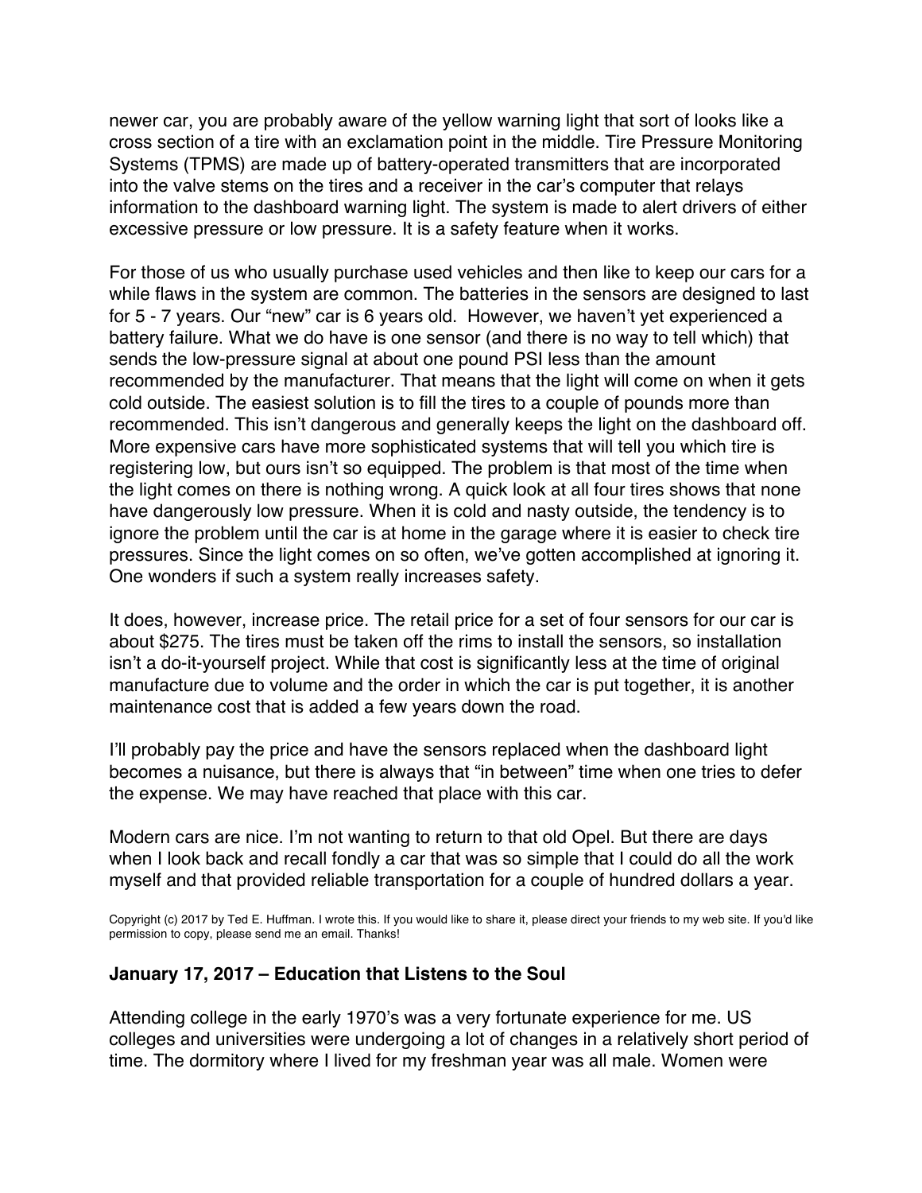newer car, you are probably aware of the yellow warning light that sort of looks like a cross section of a tire with an exclamation point in the middle. Tire Pressure Monitoring Systems (TPMS) are made up of battery-operated transmitters that are incorporated into the valve stems on the tires and a receiver in the car's computer that relays information to the dashboard warning light. The system is made to alert drivers of either excessive pressure or low pressure. It is a safety feature when it works.

For those of us who usually purchase used vehicles and then like to keep our cars for a while flaws in the system are common. The batteries in the sensors are designed to last for 5 - 7 years. Our "new" car is 6 years old. However, we haven't yet experienced a battery failure. What we do have is one sensor (and there is no way to tell which) that sends the low-pressure signal at about one pound PSI less than the amount recommended by the manufacturer. That means that the light will come on when it gets cold outside. The easiest solution is to fill the tires to a couple of pounds more than recommended. This isn't dangerous and generally keeps the light on the dashboard off. More expensive cars have more sophisticated systems that will tell you which tire is registering low, but ours isn't so equipped. The problem is that most of the time when the light comes on there is nothing wrong. A quick look at all four tires shows that none have dangerously low pressure. When it is cold and nasty outside, the tendency is to ignore the problem until the car is at home in the garage where it is easier to check tire pressures. Since the light comes on so often, we've gotten accomplished at ignoring it. One wonders if such a system really increases safety.

It does, however, increase price. The retail price for a set of four sensors for our car is about $275. The tires must be taken off the rims to install the sensors, so installation isn't a do-it-yourself project. While that cost is significantly less at the time of original manufacture due to volume and the order in which the car is put together, it is another maintenance cost that is added a few years down the road.

I'll probably pay the price and have the sensors replaced when the dashboard light becomes a nuisance, but there is always that "in between" time when one tries to defer the expense. We may have reached that place with this car.

Modern cars are nice. I'm not wanting to return to that old Opel. But there are days when I look back and recall fondly a car that was so simple that I could do all the work myself and that provided reliable transportation for a couple of hundred dollars a year.

Copyright (c) 2017 by Ted E. Huffman. I wrote this. If you would like to share it, please direct your friends to my web site. If you'd like permission to copy, please send me an email. Thanks!

### January 17, 2017 – Education that Listens to the Soul

Attending college in the early 1970's was a very fortunate experience for me. US colleges and universities were undergoing a lot of changes in a relatively short period of time. The dormitory where I lived for my freshman year was all male. Women were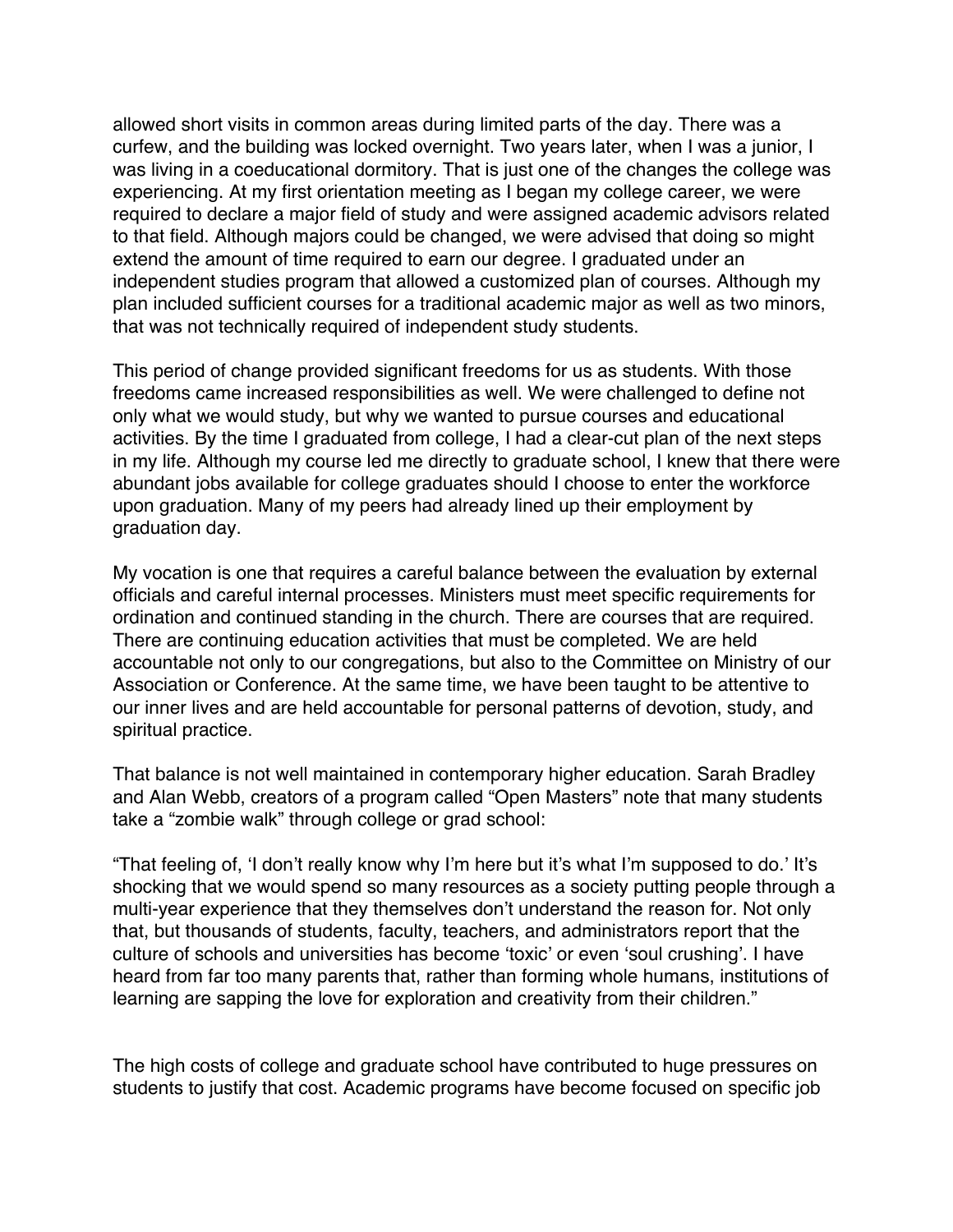allowed short visits in common areas during limited parts of the day. There was a curfew, and the building was locked overnight. Two years later, when I was a junior, I was living in a coeducational dormitory. That is just one of the changes the college was experiencing. At my first orientation meeting as I began my college career, we were required to declare a major field of study and were assigned academic advisors related to that field. Although majors could be changed, we were advised that doing so might extend the amount of time required to earn our degree. I graduated under an independent studies program that allowed a customized plan of courses. Although my plan included sufficient courses for a traditional academic major as well as two minors, that was not technically required of independent study students.

This period of change provided significant freedoms for us as students. With those freedoms came increased responsibilities as well. We were challenged to define not only what we would study, but why we wanted to pursue courses and educational activities. By the time I graduated from college, I had a clear-cut plan of the next steps in my life. Although my course led me directly to graduate school, I knew that there were abundant jobs available for college graduates should I choose to enter the workforce upon graduation. Many of my peers had already lined up their employment by graduation day.

My vocation is one that requires a careful balance between the evaluation by external officials and careful internal processes. Ministers must meet specific requirements for ordination and continued standing in the church. There are courses that are required. There are continuing education activities that must be completed. We are held accountable not only to our congregations, but also to the Committee on Ministry of our Association or Conference. At the same time, we have been taught to be attentive to our inner lives and are held accountable for personal patterns of devotion, study, and spiritual practice.

That balance is not well maintained in contemporary higher education. Sarah Bradley and Alan Webb, creators of a program called "Open Masters" note that many students take a "zombie walk" through college or grad school:

"That feeling of, 'I don't really know why I'm here but it's what I'm supposed to do.' It's shocking that we would spend so many resources as a society putting people through a multi-year experience that they themselves don't understand the reason for. Not only that, but thousands of students, faculty, teachers, and administrators report that the culture of schools and universities has become 'toxic' or even 'soul crushing'. I have heard from far too many parents that, rather than forming whole humans, institutions of learning are sapping the love for exploration and creativity from their children."

The high costs of college and graduate school have contributed to huge pressures on students to justify that cost. Academic programs have become focused on specific job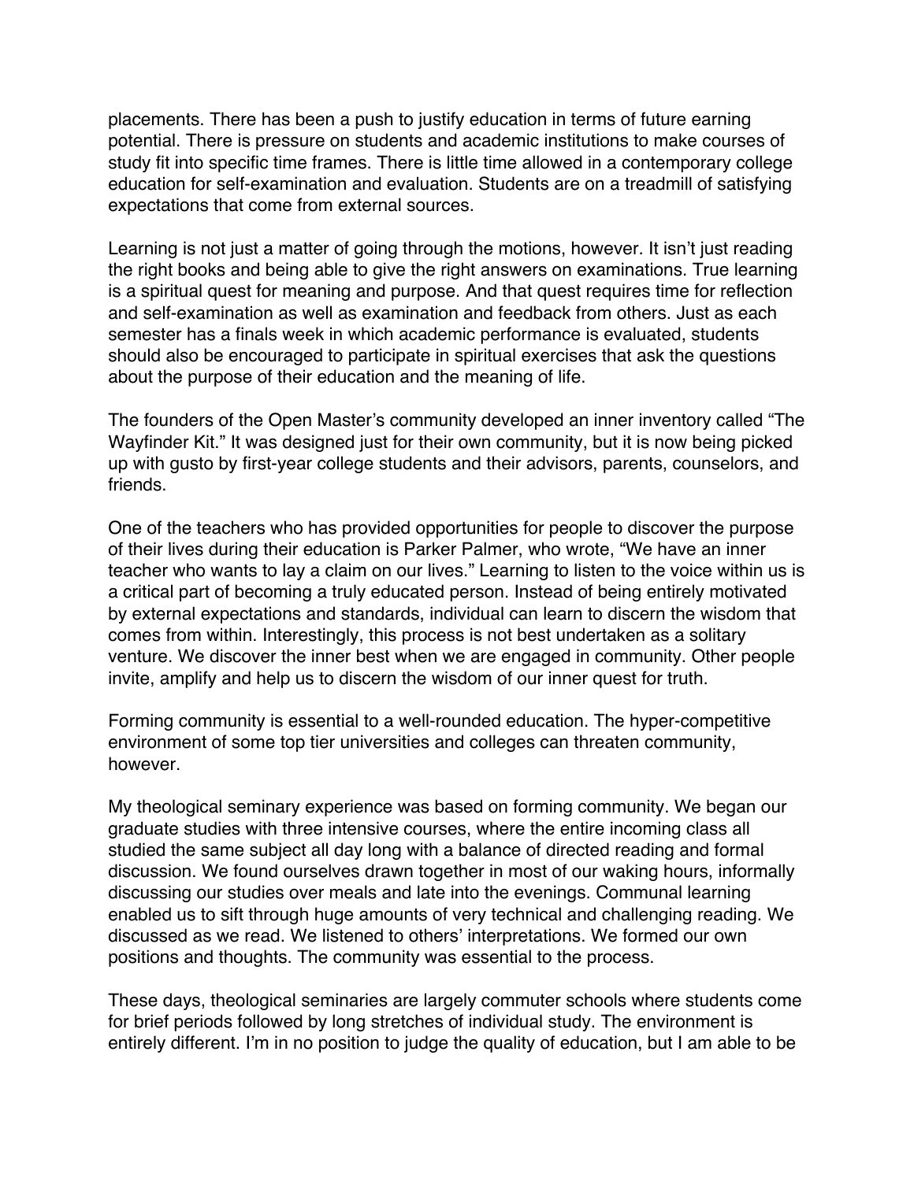placements. There has been a push to justify education in terms of future earning potential. There is pressure on students and academic institutions to make courses of study fit into specific time frames. There is little time allowed in a contemporary college education for self-examination and evaluation. Students are on a treadmill of satisfying expectations that come from external sources.

Learning is not just a matter of going through the motions, however. It isn't just reading the right books and being able to give the right answers on examinations. True learning is a spiritual quest for meaning and purpose. And that quest requires time for reflection and self-examination as well as examination and feedback from others. Just as each semester has a finals week in which academic performance is evaluated, students should also be encouraged to participate in spiritual exercises that ask the questions about the purpose of their education and the meaning of life.

The founders of the Open Master's community developed an inner inventory called "The Wayfinder Kit." It was designed just for their own community, but it is now being picked up with gusto by first-year college students and their advisors, parents, counselors, and friends.

One of the teachers who has provided opportunities for people to discover the purpose of their lives during their education is Parker Palmer, who wrote, "We have an inner teacher who wants to lay a claim on our lives." Learning to listen to the voice within us is a critical part of becoming a truly educated person. Instead of being entirely motivated by external expectations and standards, individual can learn to discern the wisdom that comes from within. Interestingly, this process is not best undertaken as a solitary venture. We discover the inner best when we are engaged in community. Other people invite, amplify and help us to discern the wisdom of our inner quest for truth.

Forming community is essential to a well-rounded education. The hyper-competitive environment of some top tier universities and colleges can threaten community, however.

My theological seminary experience was based on forming community. We began our graduate studies with three intensive courses, where the entire incoming class all studied the same subject all day long with a balance of directed reading and formal discussion. We found ourselves drawn together in most of our waking hours, informally discussing our studies over meals and late into the evenings. Communal learning enabled us to sift through huge amounts of very technical and challenging reading. We discussed as we read. We listened to others' interpretations. We formed our own positions and thoughts. The community was essential to the process.

These days, theological seminaries are largely commuter schools where students come for brief periods followed by long stretches of individual study. The environment is entirely different. I'm in no position to judge the quality of education, but I am able to be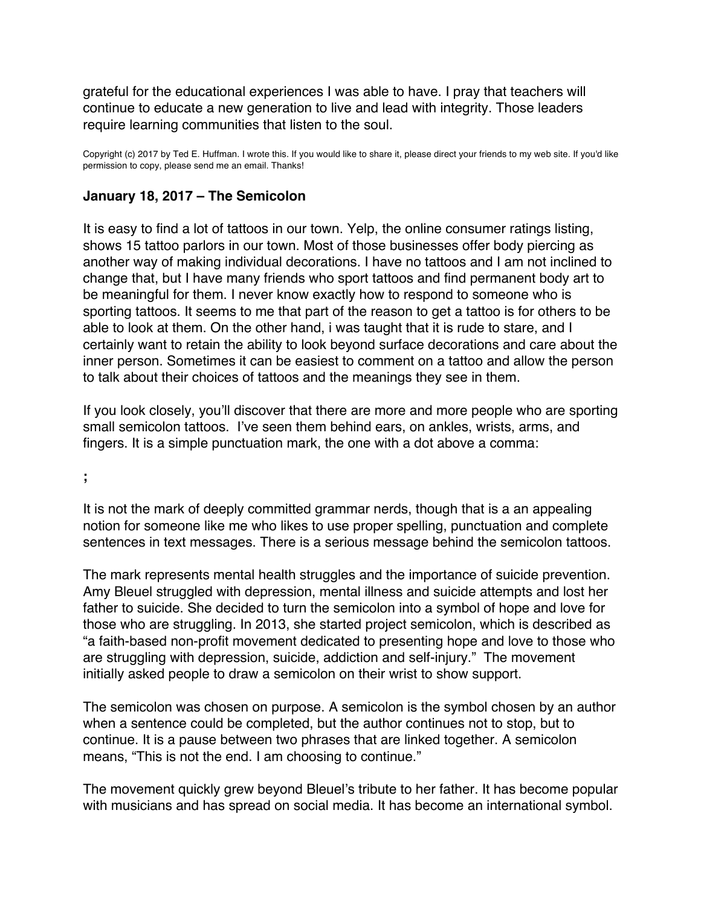grateful for the educational experiences I was able to have. I pray that teachers will continue to educate a new generation to live and lead with integrity. Those leaders require learning communities that listen to the soul.

Copyright (c) 2017 by Ted E. Huffman. I wrote this. If you would like to share it, please direct your friends to my web site. If you'd like permission to copy, please send me an email. Thanks!

### January 18, 2017 – The Semicolon

It is easy to find a lot of tattoos in our town. Yelp, the online consumer ratings listing, shows 15 tattoo parlors in our town. Most of those businesses offer body piercing as another way of making individual decorations. I have no tattoos and I am not inclined to change that, but I have many friends who sport tattoos and find permanent body art to be meaningful for them. I never know exactly how to respond to someone who is sporting tattoos. It seems to me that part of the reason to get a tattoo is for others to be able to look at them. On the other hand, i was taught that it is rude to stare, and I certainly want to retain the ability to look beyond surface decorations and care about the inner person. Sometimes it can be easiest to comment on a tattoo and allow the person to talk about their choices of tattoos and the meanings they see in them.

If you look closely, you'll discover that there are more and more people who are sporting small semicolon tattoos. I've seen them behind ears, on ankles, wrists, arms, and fingers. It is a simple punctuation mark, the one with a dot above a comma:

**;**

It is not the mark of deeply committed grammar nerds, though that is a an appealing notion for someone like me who likes to use proper spelling, punctuation and complete sentences in text messages. There is a serious message behind the semicolon tattoos.

The mark represents mental health struggles and the importance of suicide prevention. Amy Bleuel struggled with depression, mental illness and suicide attempts and lost her father to suicide. She decided to turn the semicolon into a symbol of hope and love for those who are struggling. In 2013, she started project semicolon, which is described as "a faith-based non-profit movement dedicated to presenting hope and love to those who are struggling with depression, suicide, addiction and self-injury." The movement initially asked people to draw a semicolon on their wrist to show support.

The semicolon was chosen on purpose. A semicolon is the symbol chosen by an author when a sentence could be completed, but the author continues not to stop, but to continue. It is a pause between two phrases that are linked together. A semicolon means, "This is not the end. I am choosing to continue."

The movement quickly grew beyond Bleuel's tribute to her father. It has become popular with musicians and has spread on social media. It has become an international symbol.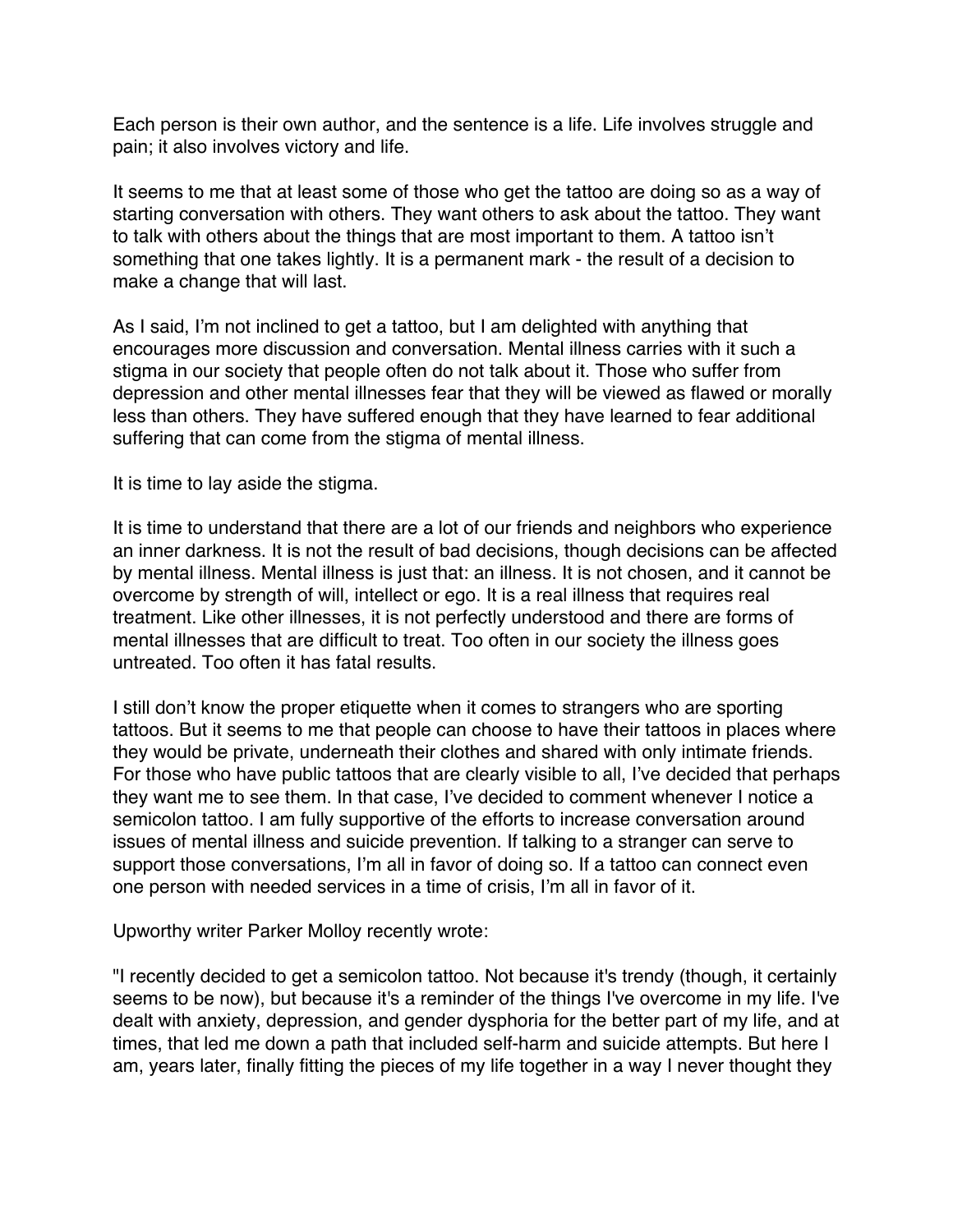Each person is their own author, and the sentence is a life. Life involves struggle and pain; it also involves victory and life.

It seems to me that at least some of those who get the tattoo are doing so as a way of starting conversation with others. They want others to ask about the tattoo. They want to talk with others about the things that are most important to them. A tattoo isn't something that one takes lightly. It is a permanent mark - the result of a decision to make a change that will last.

As I said, I'm not inclined to get a tattoo, but I am delighted with anything that encourages more discussion and conversation. Mental illness carries with it such a stigma in our society that people often do not talk about it. Those who suffer from depression and other mental illnesses fear that they will be viewed as flawed or morally less than others. They have suffered enough that they have learned to fear additional suffering that can come from the stigma of mental illness.

It is time to lay aside the stigma.

It is time to understand that there are a lot of our friends and neighbors who experience an inner darkness. It is not the result of bad decisions, though decisions can be affected by mental illness. Mental illness is just that: an illness. It is not chosen, and it cannot be overcome by strength of will, intellect or ego. It is a real illness that requires real treatment. Like other illnesses, it is not perfectly understood and there are forms of mental illnesses that are difficult to treat. Too often in our society the illness goes untreated. Too often it has fatal results.

I still don't know the proper etiquette when it comes to strangers who are sporting tattoos. But it seems to me that people can choose to have their tattoos in places where they would be private, underneath their clothes and shared with only intimate friends. For those who have public tattoos that are clearly visible to all, I've decided that perhaps they want me to see them. In that case, I've decided to comment whenever I notice a semicolon tattoo. I am fully supportive of the efforts to increase conversation around issues of mental illness and suicide prevention. If talking to a stranger can serve to support those conversations, I'm all in favor of doing so. If a tattoo can connect even one person with needed services in a time of crisis, I'm all in favor of it.

Upworthy writer Parker Molloy recently wrote:

"I recently decided to get a semicolon tattoo. Not because it's trendy (though, it certainly seems to be now), but because it's a reminder of the things I've overcome in my life. I've dealt with anxiety, depression, and gender dysphoria for the better part of my life, and at times, that led me down a path that included self-harm and suicide attempts. But here I am, years later, finally fitting the pieces of my life together in a way I never thought they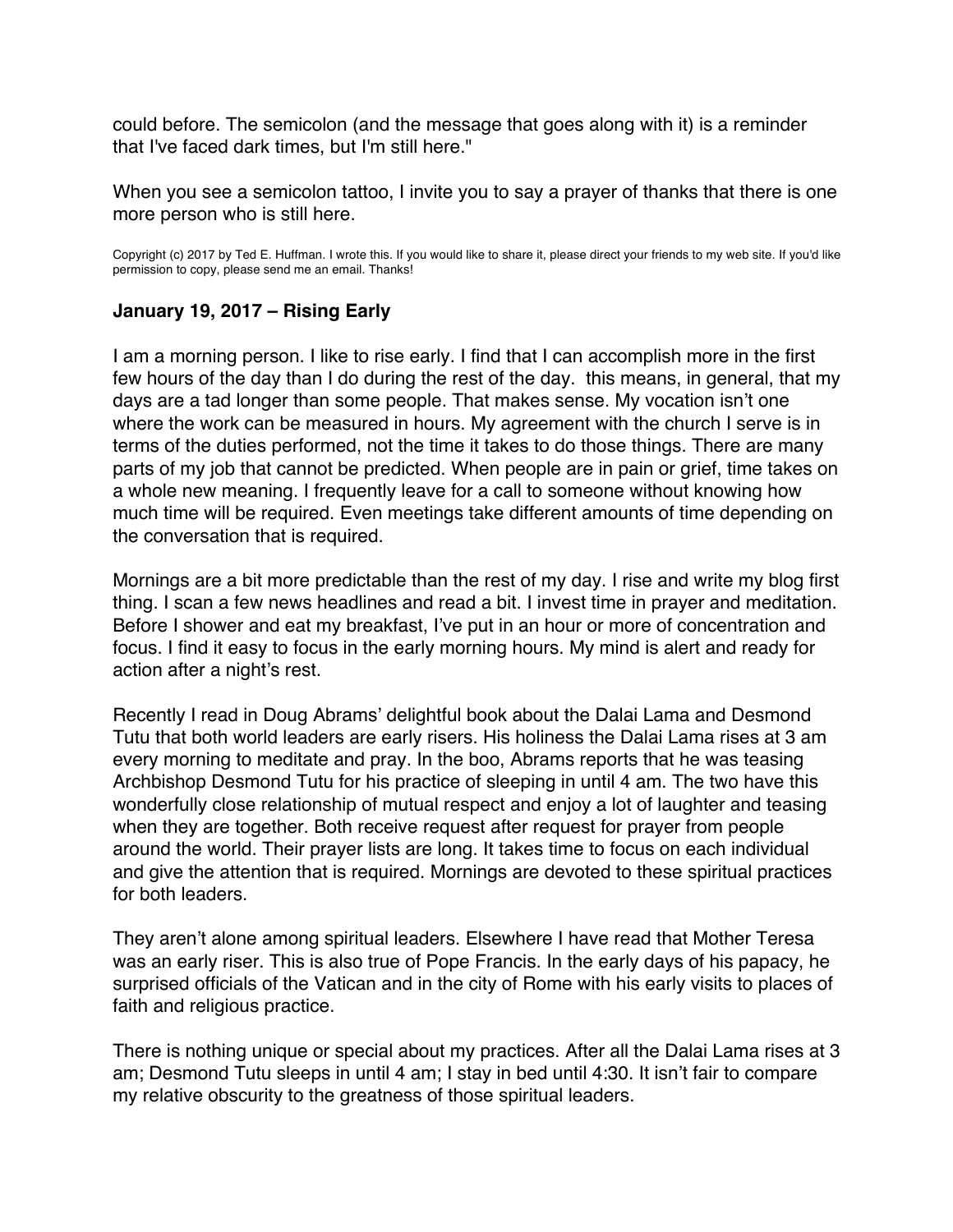could before. The semicolon (and the message that goes along with it) is a reminder that I've faced dark times, but I'm still here."

When you see a semicolon tattoo, I invite you to say a prayer of thanks that there is one more person who is still here.

Copyright (c) 2017 by Ted E. Huffman. I wrote this. If you would like to share it, please direct your friends to my web site. If you'd like permission to copy, please send me an email. Thanks!

### January 19, 2017 – Rising Early

I am a morning person. I like to rise early. I find that I can accomplish more in the first few hours of the day than I do during the rest of the day.  this means, in general, that my days are a tad longer than some people. That makes sense. My vocation isn't one where the work can be measured in hours. My agreement with the church I serve is in terms of the duties performed, not the time it takes to do those things. There are many parts of my job that cannot be predicted. When people are in pain or grief, time takes on a whole new meaning. I frequently leave for a call to someone without knowing how much time will be required. Even meetings take different amounts of time depending on the conversation that is required.

Mornings are a bit more predictable than the rest of my day. I rise and write my blog first thing. I scan a few news headlines and read a bit. I invest time in prayer and meditation. Before I shower and eat my breakfast, I've put in an hour or more of concentration and focus. I find it easy to focus in the early morning hours. My mind is alert and ready for action after a night's rest.

Recently I read in Doug Abrams' delightful book about the Dalai Lama and Desmond Tutu that both world leaders are early risers. His holiness the Dalai Lama rises at 3 am every morning to meditate and pray. In the boo, Abrams reports that he was teasing Archbishop Desmond Tutu for his practice of sleeping in until 4 am. The two have this wonderfully close relationship of mutual respect and enjoy a lot of laughter and teasing when they are together. Both receive request after request for prayer from people around the world. Their prayer lists are long. It takes time to focus on each individual and give the attention that is required. Mornings are devoted to these spiritual practices for both leaders.

They aren't alone among spiritual leaders. Elsewhere I have read that Mother Teresa was an early riser. This is also true of Pope Francis. In the early days of his papacy, he surprised officials of the Vatican and in the city of Rome with his early visits to places of faith and religious practice.

There is nothing unique or special about my practices. After all the Dalai Lama rises at 3 am; Desmond Tutu sleeps in until 4 am; I stay in bed until 4:30. It isn't fair to compare my relative obscurity to the greatness of those spiritual leaders.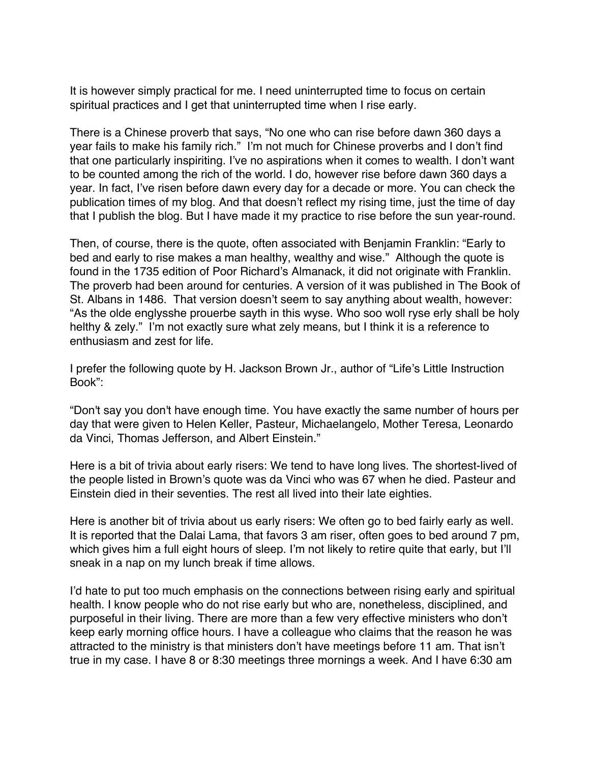It is however simply practical for me. I need uninterrupted time to focus on certain spiritual practices and I get that uninterrupted time when I rise early.

There is a Chinese proverb that says, "No one who can rise before dawn 360 days a year fails to make his family rich." I'm not much for Chinese proverbs and I don't find that one particularly inspiriting. I've no aspirations when it comes to wealth. I don't want to be counted among the rich of the world. I do, however rise before dawn 360 days a year. In fact, I've risen before dawn every day for a decade or more. You can check the publication times of my blog. And that doesn't reflect my rising time, just the time of day that I publish the blog. But I have made it my practice to rise before the sun year-round.

Then, of course, there is the quote, often associated with Benjamin Franklin: "Early to bed and early to rise makes a man healthy, wealthy and wise." Although the quote is found in the 1735 edition of Poor Richard's Almanack, it did not originate with Franklin. The proverb had been around for centuries. A version of it was published in The Book of St. Albans in 1486. That version doesn't seem to say anything about wealth, however: "As the olde englysshe prouerbe sayth in this wyse. Who soo woll ryse erly shall be holy helthy & zely." I'm not exactly sure what zely means, but I think it is a reference to enthusiasm and zest for life.

I prefer the following quote by H. Jackson Brown Jr., author of "Life's Little Instruction Book":

"Don't say you don't have enough time. You have exactly the same number of hours per day that were given to Helen Keller, Pasteur, Michaelangelo, Mother Teresa, Leonardo da Vinci, Thomas Jefferson, and Albert Einstein."

Here is a bit of trivia about early risers: We tend to have long lives. The shortest-lived of the people listed in Brown's quote was da Vinci who was 67 when he died. Pasteur and Einstein died in their seventies. The rest all lived into their late eighties.

Here is another bit of trivia about us early risers: We often go to bed fairly early as well. It is reported that the Dalai Lama, that favors 3 am riser, often goes to bed around 7 pm, which gives him a full eight hours of sleep. I'm not likely to retire quite that early, but I'll sneak in a nap on my lunch break if time allows.

I'd hate to put too much emphasis on the connections between rising early and spiritual health. I know people who do not rise early but who are, nonetheless, disciplined, and purposeful in their living. There are more than a few very effective ministers who don't keep early morning office hours. I have a colleague who claims that the reason he was attracted to the ministry is that ministers don't have meetings before 11 am. That isn't true in my case. I have 8 or 8:30 meetings three mornings a week. And I have 6:30 am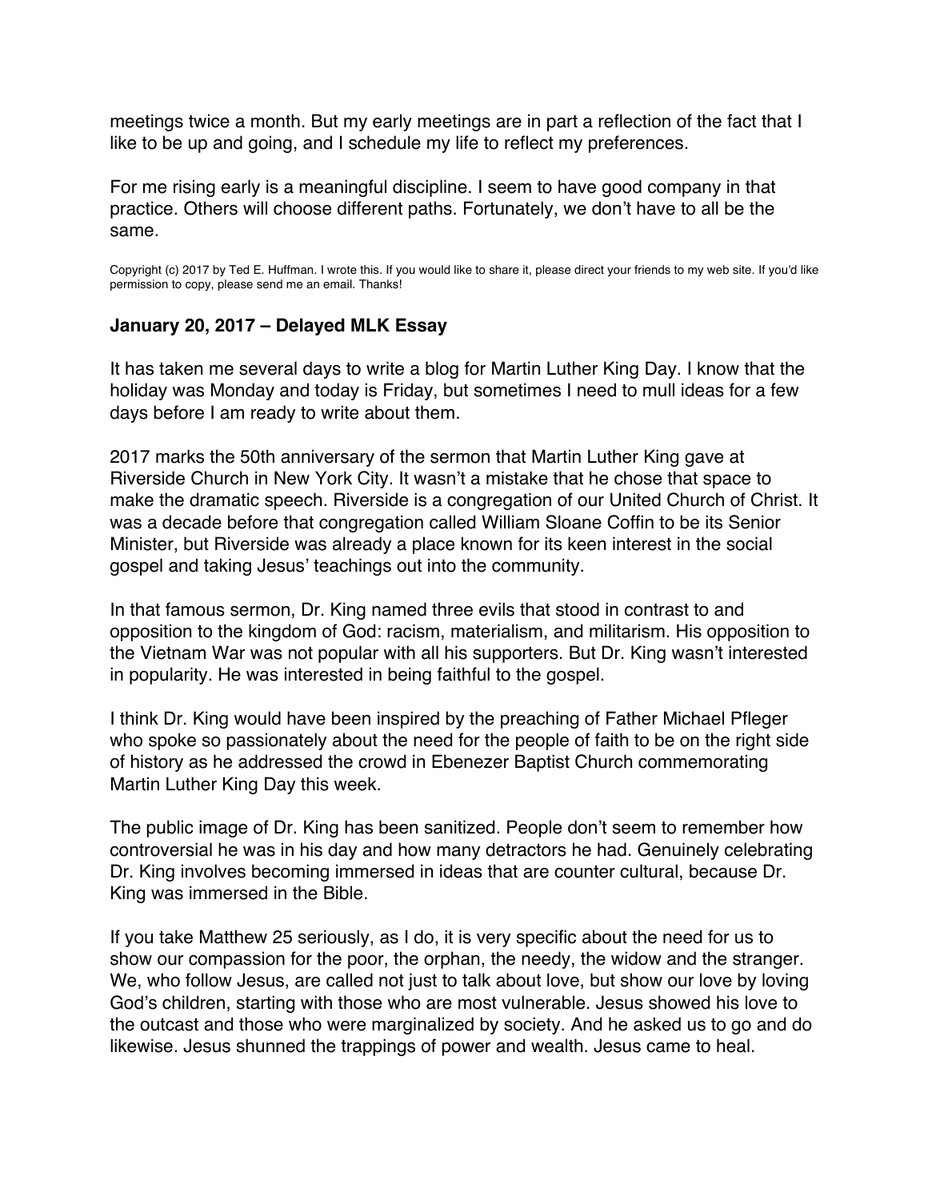meetings twice a month. But my early meetings are in part a reflection of the fact that I like to be up and going, and I schedule my life to reflect my preferences.

For me rising early is a meaningful discipline. I seem to have good company in that practice. Others will choose different paths. Fortunately, we don't have to all be the same.

Copyright (c) 2017 by Ted E. Huffman. I wrote this. If you would like to share it, please direct your friends to my web site. If you'd like permission to copy, please send me an email. Thanks!

**January 20, 2017 – Delayed MLK Essay**

It has taken me several days to write a blog for Martin Luther King Day. I know that the holiday was Monday and today is Friday, but sometimes I need to mull ideas for a few days before I am ready to write about them.

2017 marks the 50th anniversary of the sermon that Martin Luther King gave at Riverside Church in New York City. It wasn't a mistake that he chose that space to make the dramatic speech. Riverside is a congregation of our United Church of Christ. It was a decade before that congregation called William Sloane Coffin to be its Senior Minister, but Riverside was already a place known for its keen interest in the social gospel and taking Jesus' teachings out into the community.

In that famous sermon, Dr. King named three evils that stood in contrast to and opposition to the kingdom of God: racism, materialism, and militarism. His opposition to the Vietnam War was not popular with all his supporters. But Dr. King wasn't interested in popularity. He was interested in being faithful to the gospel.

I think Dr. King would have been inspired by the preaching of Father Michael Pfleger who spoke so passionately about the need for the people of faith to be on the right side of history as he addressed the crowd in Ebenezer Baptist Church commemorating Martin Luther King Day this week.

The public image of Dr. King has been sanitized. People don't seem to remember how controversial he was in his day and how many detractors he had. Genuinely celebrating Dr. King involves becoming immersed in ideas that are counter cultural, because Dr. King was immersed in the Bible.

If you take Matthew 25 seriously, as I do, it is very specific about the need for us to show our compassion for the poor, the orphan, the needy, the widow and the stranger. We, who follow Jesus, are called not just to talk about love, but show our love by loving God's children, starting with those who are most vulnerable. Jesus showed his love to the outcast and those who were marginalized by society. And he asked us to go and do likewise. Jesus shunned the trappings of power and wealth. Jesus came to heal.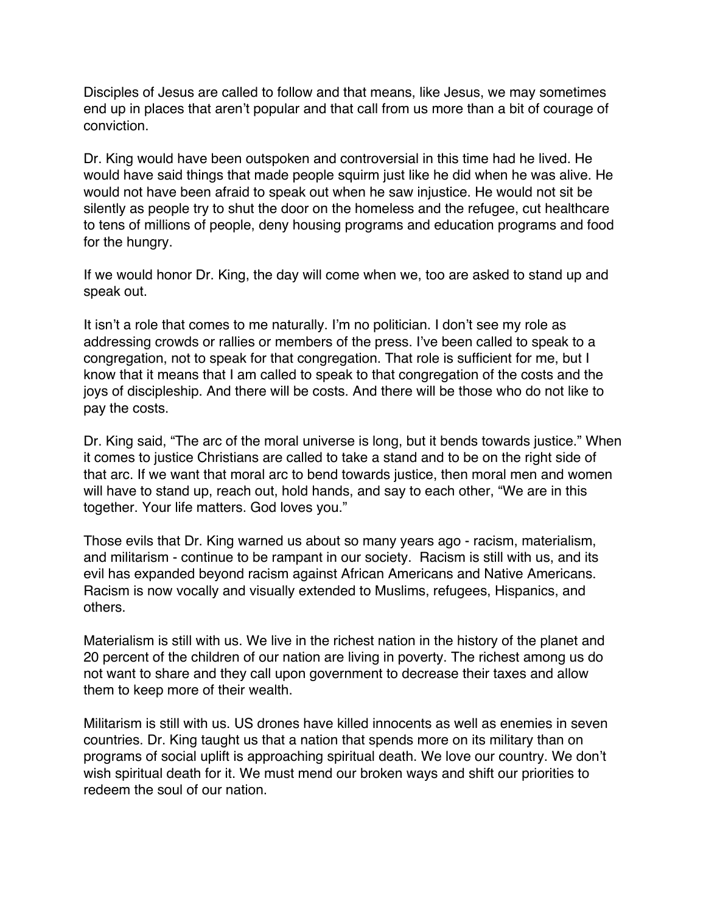Disciples of Jesus are called to follow and that means, like Jesus, we may sometimes end up in places that aren't popular and that call from us more than a bit of courage of conviction.

Dr. King would have been outspoken and controversial in this time had he lived. He would have said things that made people squirm just like he did when he was alive. He would not have been afraid to speak out when he saw injustice. He would not sit be silently as people try to shut the door on the homeless and the refugee, cut healthcare to tens of millions of people, deny housing programs and education programs and food for the hungry.

If we would honor Dr. King, the day will come when we, too are asked to stand up and speak out.

It isn't a role that comes to me naturally. I'm no politician. I don't see my role as addressing crowds or rallies or members of the press. I've been called to speak to a congregation, not to speak for that congregation. That role is sufficient for me, but I know that it means that I am called to speak to that congregation of the costs and the joys of discipleship. And there will be costs. And there will be those who do not like to pay the costs.

Dr. King said, "The arc of the moral universe is long, but it bends towards justice." When it comes to justice Christians are called to take a stand and to be on the right side of that arc. If we want that moral arc to bend towards justice, then moral men and women will have to stand up, reach out, hold hands, and say to each other, "We are in this together. Your life matters. God loves you."

Those evils that Dr. King warned us about so many years ago - racism, materialism, and militarism - continue to be rampant in our society. Racism is still with us, and its evil has expanded beyond racism against African Americans and Native Americans. Racism is now vocally and visually extended to Muslims, refugees, Hispanics, and others.

Materialism is still with us. We live in the richest nation in the history of the planet and 20 percent of the children of our nation are living in poverty. The richest among us do not want to share and they call upon government to decrease their taxes and allow them to keep more of their wealth.

Militarism is still with us. US drones have killed innocents as well as enemies in seven countries. Dr. King taught us that a nation that spends more on its military than on programs of social uplift is approaching spiritual death. We love our country. We don't wish spiritual death for it. We must mend our broken ways and shift our priorities to redeem the soul of our nation.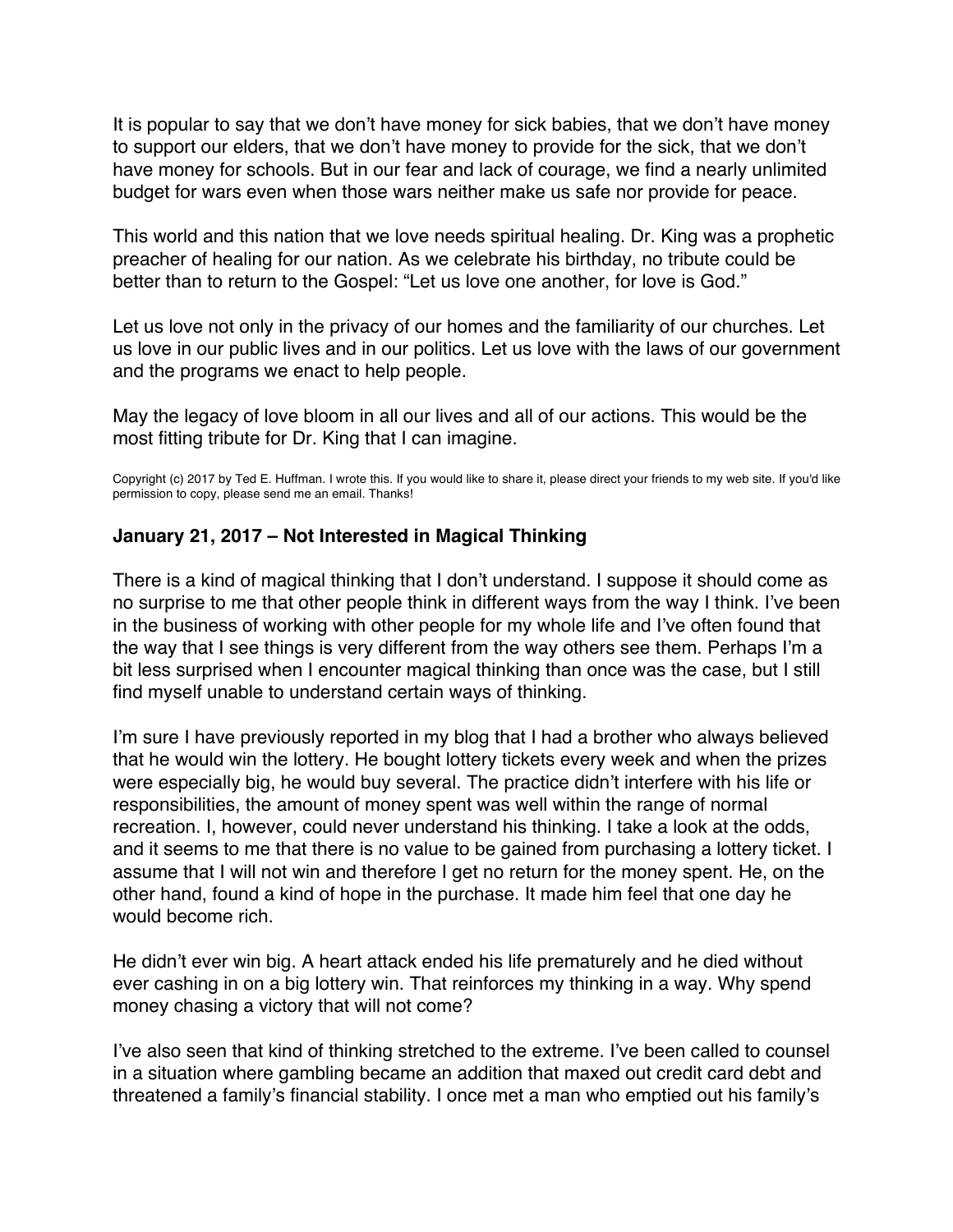It is popular to say that we don't have money for sick babies, that we don't have money to support our elders, that we don't have money to provide for the sick, that we don't have money for schools. But in our fear and lack of courage, we find a nearly unlimited budget for wars even when those wars neither make us safe nor provide for peace.

This world and this nation that we love needs spiritual healing. Dr. King was a prophetic preacher of healing for our nation. As we celebrate his birthday, no tribute could be better than to return to the Gospel: "Let us love one another, for love is God."

Let us love not only in the privacy of our homes and the familiarity of our churches. Let us love in our public lives and in our politics. Let us love with the laws of our government and the programs we enact to help people.

May the legacy of love bloom in all our lives and all of our actions. This would be the most fitting tribute for Dr. King that I can imagine.

Copyright (c) 2017 by Ted E. Huffman. I wrote this. If you would like to share it, please direct your friends to my web site. If you'd like permission to copy, please send me an email. Thanks!

### January 21, 2017 – Not Interested in Magical Thinking

There is a kind of magical thinking that I don't understand. I suppose it should come as no surprise to me that other people think in different ways from the way I think. I've been in the business of working with other people for my whole life and I've often found that the way that I see things is very different from the way others see them. Perhaps I'm a bit less surprised when I encounter magical thinking than once was the case, but I still find myself unable to understand certain ways of thinking.

I'm sure I have previously reported in my blog that I had a brother who always believed that he would win the lottery. He bought lottery tickets every week and when the prizes were especially big, he would buy several. The practice didn't interfere with his life or responsibilities, the amount of money spent was well within the range of normal recreation. I, however, could never understand his thinking. I take a look at the odds, and it seems to me that there is no value to be gained from purchasing a lottery ticket. I assume that I will not win and therefore I get no return for the money spent. He, on the other hand, found a kind of hope in the purchase. It made him feel that one day he would become rich.

He didn't ever win big. A heart attack ended his life prematurely and he died without ever cashing in on a big lottery win. That reinforces my thinking in a way. Why spend money chasing a victory that will not come?

I've also seen that kind of thinking stretched to the extreme. I've been called to counsel in a situation where gambling became an addition that maxed out credit card debt and threatened a family's financial stability. I once met a man who emptied out his family's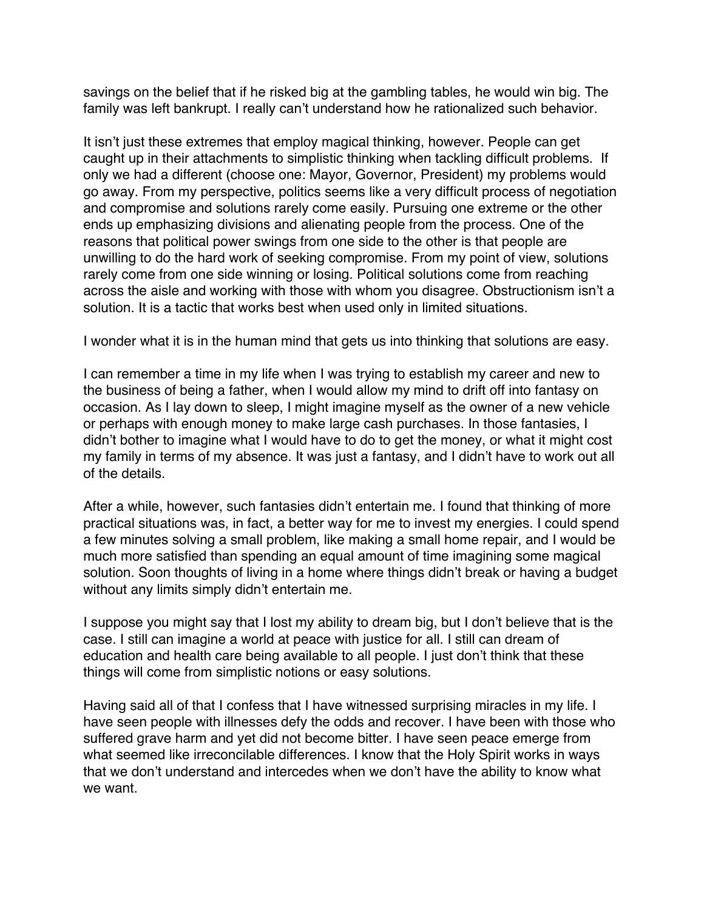savings on the belief that if he risked big at the gambling tables, he would win big. The family was left bankrupt. I really can't understand how he rationalized such behavior.

It isn't just these extremes that employ magical thinking, however. People can get caught up in their attachments to simplistic thinking when tackling difficult problems. If only we had a different (choose one: Mayor, Governor, President) my problems would go away. From my perspective, politics seems like a very difficult process of negotiation and compromise and solutions rarely come easily. Pursuing one extreme or the other ends up emphasizing divisions and alienating people from the process. One of the reasons that political power swings from one side to the other is that people are unwilling to do the hard work of seeking compromise. From my point of view, solutions rarely come from one side winning or losing. Political solutions come from reaching across the aisle and working with those with whom you disagree. Obstructionism isn't a solution. It is a tactic that works best when used only in limited situations.

I wonder what it is in the human mind that gets us into thinking that solutions are easy.

I can remember a time in my life when I was trying to establish my career and new to the business of being a father, when I would allow my mind to drift off into fantasy on occasion. As I lay down to sleep, I might imagine myself as the owner of a new vehicle or perhaps with enough money to make large cash purchases. In those fantasies, I didn't bother to imagine what I would have to do to get the money, or what it might cost my family in terms of my absence. It was just a fantasy, and I didn't have to work out all of the details.

After a while, however, such fantasies didn't entertain me. I found that thinking of more practical situations was, in fact, a better way for me to invest my energies. I could spend a few minutes solving a small problem, like making a small home repair, and I would be much more satisfied than spending an equal amount of time imagining some magical solution. Soon thoughts of living in a home where things didn't break or having a budget without any limits simply didn't entertain me.

I suppose you might say that I lost my ability to dream big, but I don't believe that is the case. I still can imagine a world at peace with justice for all. I still can dream of education and health care being available to all people. I just don't think that these things will come from simplistic notions or easy solutions.

Having said all of that I confess that I have witnessed surprising miracles in my life. I have seen people with illnesses defy the odds and recover. I have been with those who suffered grave harm and yet did not become bitter. I have seen peace emerge from what seemed like irreconcilable differences. I know that the Holy Spirit works in ways that we don't understand and intercedes when we don't have the ability to know what we want.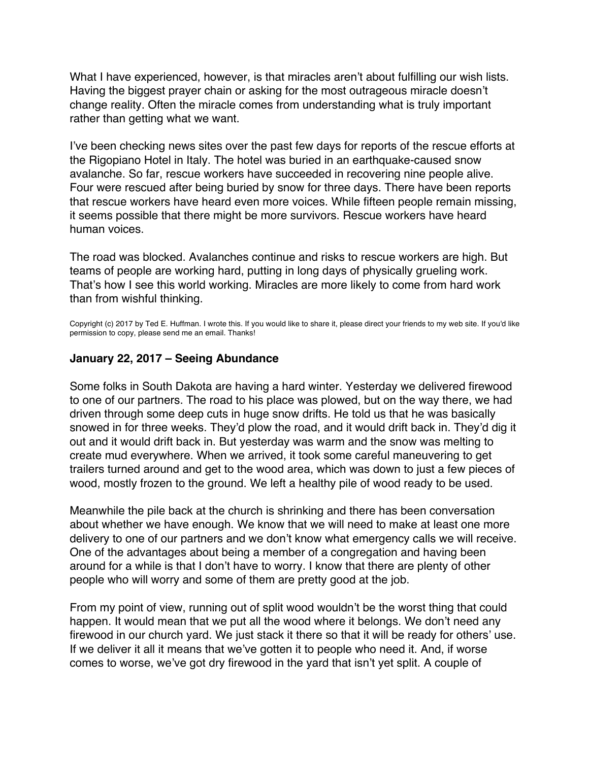What I have experienced, however, is that miracles aren't about fulfilling our wish lists. Having the biggest prayer chain or asking for the most outrageous miracle doesn't change reality. Often the miracle comes from understanding what is truly important rather than getting what we want.

I've been checking news sites over the past few days for reports of the rescue efforts at the Rigopiano Hotel in Italy. The hotel was buried in an earthquake-caused snow avalanche. So far, rescue workers have succeeded in recovering nine people alive. Four were rescued after being buried by snow for three days. There have been reports that rescue workers have heard even more voices. While fifteen people remain missing, it seems possible that there might be more survivors. Rescue workers have heard human voices.

The road was blocked. Avalanches continue and risks to rescue workers are high. But teams of people are working hard, putting in long days of physically grueling work. That's how I see this world working. Miracles are more likely to come from hard work than from wishful thinking.

Copyright (c) 2017 by Ted E. Huffman. I wrote this. If you would like to share it, please direct your friends to my web site. If you'd like permission to copy, please send me an email. Thanks!

### January 22, 2017 – Seeing Abundance

Some folks in South Dakota are having a hard winter. Yesterday we delivered firewood to one of our partners. The road to his place was plowed, but on the way there, we had driven through some deep cuts in huge snow drifts. He told us that he was basically snowed in for three weeks. They'd plow the road, and it would drift back in. They'd dig it out and it would drift back in. But yesterday was warm and the snow was melting to create mud everywhere. When we arrived, it took some careful maneuvering to get trailers turned around and get to the wood area, which was down to just a few pieces of wood, mostly frozen to the ground. We left a healthy pile of wood ready to be used.

Meanwhile the pile back at the church is shrinking and there has been conversation about whether we have enough. We know that we will need to make at least one more delivery to one of our partners and we don't know what emergency calls we will receive. One of the advantages about being a member of a congregation and having been around for a while is that I don't have to worry. I know that there are plenty of other people who will worry and some of them are pretty good at the job.

From my point of view, running out of split wood wouldn't be the worst thing that could happen. It would mean that we put all the wood where it belongs. We don't need any firewood in our church yard. We just stack it there so that it will be ready for others' use. If we deliver it all it means that we've gotten it to people who need it. And, if worse comes to worse, we've got dry firewood in the yard that isn't yet split. A couple of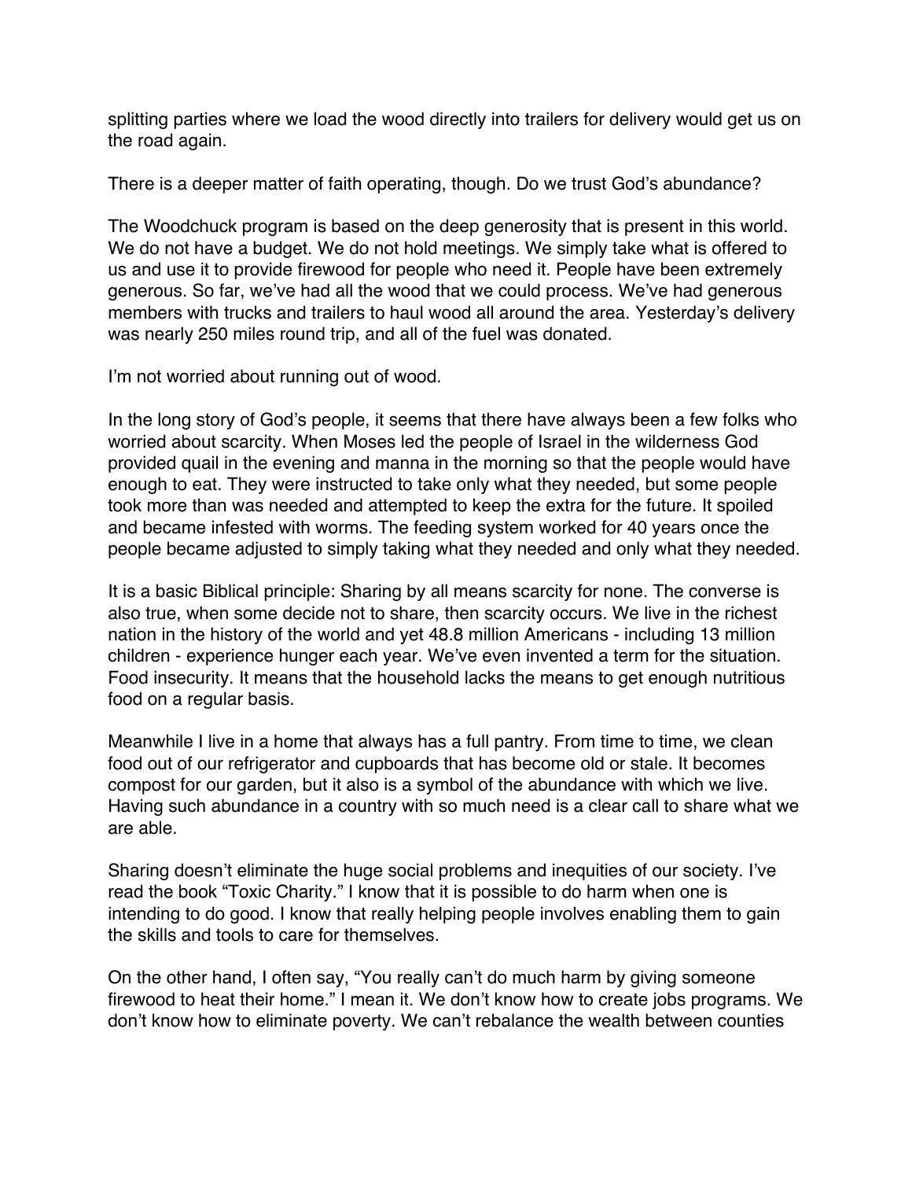splitting parties where we load the wood directly into trailers for delivery would get us on the road again.

There is a deeper matter of faith operating, though. Do we trust God's abundance?

The Woodchuck program is based on the deep generosity that is present in this world. We do not have a budget. We do not hold meetings. We simply take what is offered to us and use it to provide firewood for people who need it. People have been extremely generous. So far, we've had all the wood that we could process. We've had generous members with trucks and trailers to haul wood all around the area. Yesterday's delivery was nearly 250 miles round trip, and all of the fuel was donated.

I'm not worried about running out of wood.

In the long story of God's people, it seems that there have always been a few folks who worried about scarcity. When Moses led the people of Israel in the wilderness God provided quail in the evening and manna in the morning so that the people would have enough to eat. They were instructed to take only what they needed, but some people took more than was needed and attempted to keep the extra for the future. It spoiled and became infested with worms. The feeding system worked for 40 years once the people became adjusted to simply taking what they needed and only what they needed.

It is a basic Biblical principle: Sharing by all means scarcity for none. The converse is also true, when some decide not to share, then scarcity occurs. We live in the richest nation in the history of the world and yet 48.8 million Americans - including 13 million children - experience hunger each year. We've even invented a term for the situation. Food insecurity. It means that the household lacks the means to get enough nutritious food on a regular basis.

Meanwhile I live in a home that always has a full pantry. From time to time, we clean food out of our refrigerator and cupboards that has become old or stale. It becomes compost for our garden, but it also is a symbol of the abundance with which we live. Having such abundance in a country with so much need is a clear call to share what we are able.

Sharing doesn't eliminate the huge social problems and inequities of our society. I've read the book "Toxic Charity." I know that it is possible to do harm when one is intending to do good. I know that really helping people involves enabling them to gain the skills and tools to care for themselves.

On the other hand, I often say, "You really can't do much harm by giving someone firewood to heat their home." I mean it. We don't know how to create jobs programs. We don't know how to eliminate poverty. We can't rebalance the wealth between counties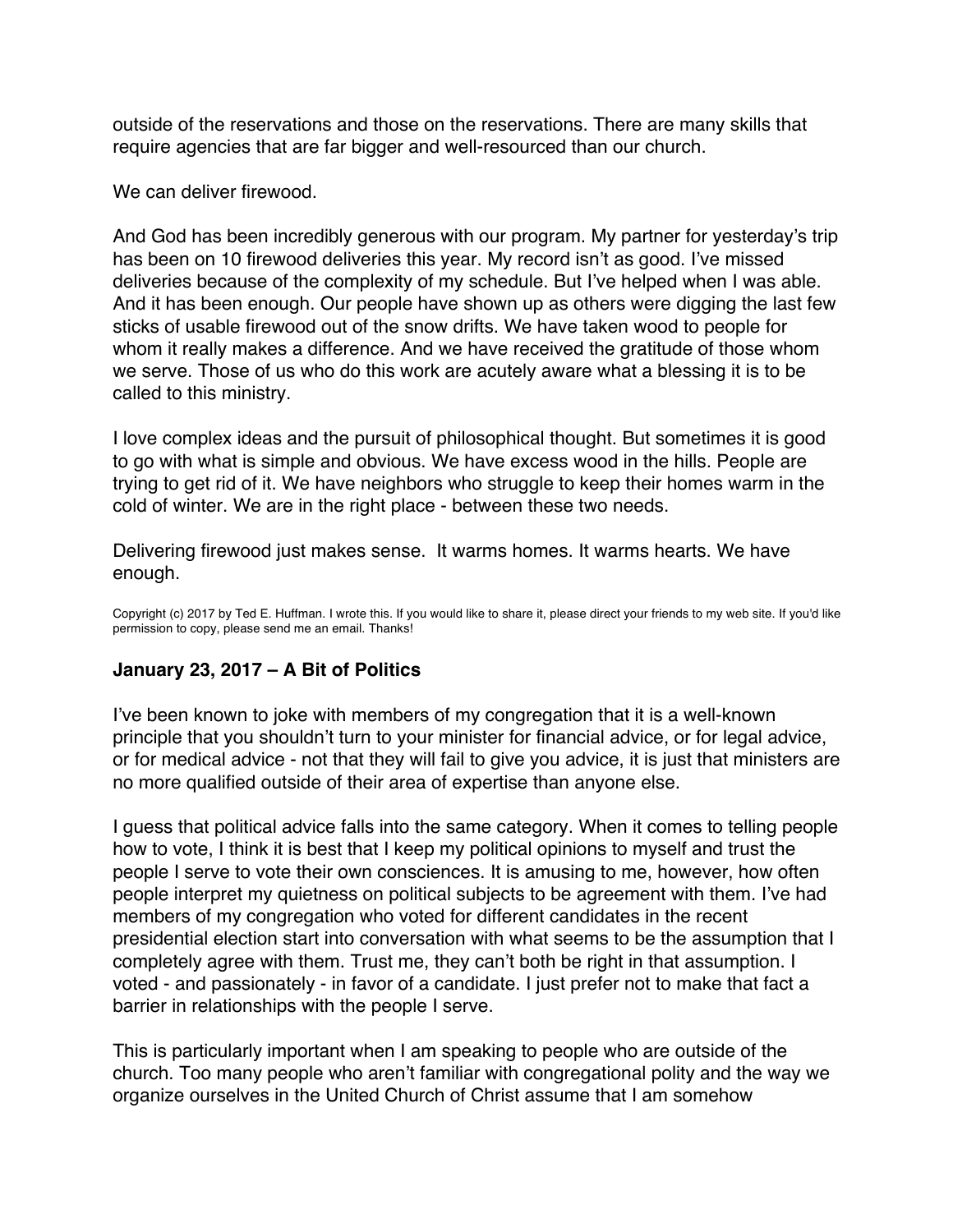outside of the reservations and those on the reservations. There are many skills that require agencies that are far bigger and well-resourced than our church.

We can deliver firewood.

And God has been incredibly generous with our program. My partner for yesterday's trip has been on 10 firewood deliveries this year. My record isn't as good. I've missed deliveries because of the complexity of my schedule. But I've helped when I was able. And it has been enough. Our people have shown up as others were digging the last few sticks of usable firewood out of the snow drifts. We have taken wood to people for whom it really makes a difference. And we have received the gratitude of those whom we serve. Those of us who do this work are acutely aware what a blessing it is to be called to this ministry.

I love complex ideas and the pursuit of philosophical thought. But sometimes it is good to go with what is simple and obvious. We have excess wood in the hills. People are trying to get rid of it. We have neighbors who struggle to keep their homes warm in the cold of winter. We are in the right place - between these two needs.

Delivering firewood just makes sense. It warms homes. It warms hearts. We have enough.

Copyright (c) 2017 by Ted E. Huffman. I wrote this. If you would like to share it, please direct your friends to my web site. If you'd like permission to copy, please send me an email. Thanks!

### January 23, 2017 – A Bit of Politics

I've been known to joke with members of my congregation that it is a well-known principle that you shouldn't turn to your minister for financial advice, or for legal advice, or for medical advice - not that they will fail to give you advice, it is just that ministers are no more qualified outside of their area of expertise than anyone else.

I guess that political advice falls into the same category. When it comes to telling people how to vote, I think it is best that I keep my political opinions to myself and trust the people I serve to vote their own consciences. It is amusing to me, however, how often people interpret my quietness on political subjects to be agreement with them. I've had members of my congregation who voted for different candidates in the recent presidential election start into conversation with what seems to be the assumption that I completely agree with them. Trust me, they can't both be right in that assumption. I voted - and passionately - in favor of a candidate. I just prefer not to make that fact a barrier in relationships with the people I serve.

This is particularly important when I am speaking to people who are outside of the church. Too many people who aren't familiar with congregational polity and the way we organize ourselves in the United Church of Christ assume that I am somehow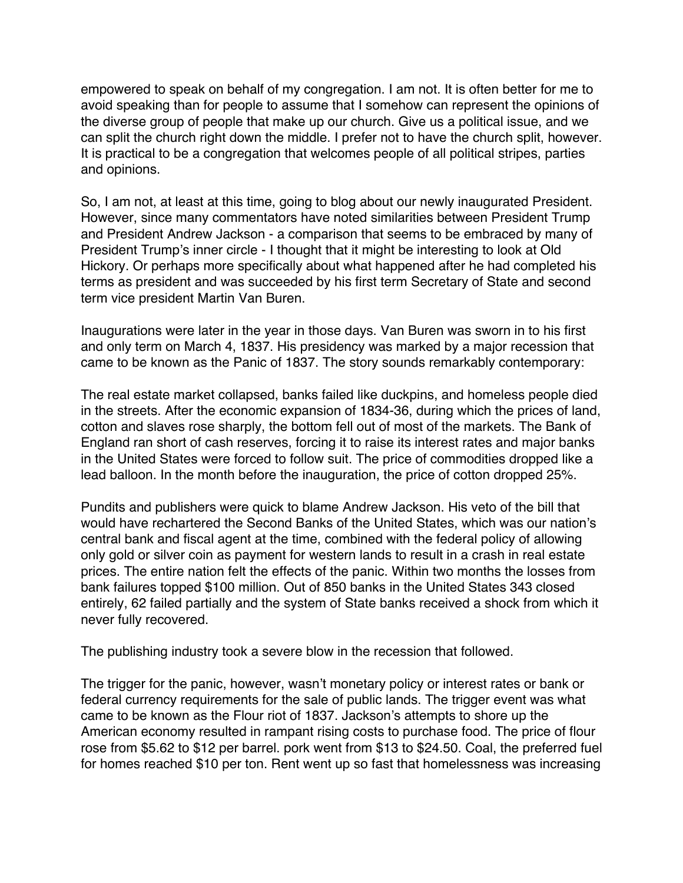empowered to speak on behalf of my congregation. I am not. It is often better for me to avoid speaking than for people to assume that I somehow can represent the opinions of the diverse group of people that make up our church. Give us a political issue, and we can split the church right down the middle. I prefer not to have the church split, however. It is practical to be a congregation that welcomes people of all political stripes, parties and opinions.

So, I am not, at least at this time, going to blog about our newly inaugurated President. However, since many commentators have noted similarities between President Trump and President Andrew Jackson - a comparison that seems to be embraced by many of President Trump's inner circle - I thought that it might be interesting to look at Old Hickory. Or perhaps more specifically about what happened after he had completed his terms as president and was succeeded by his first term Secretary of State and second term vice president Martin Van Buren.

Inaugurations were later in the year in those days. Van Buren was sworn in to his first and only term on March 4, 1837. His presidency was marked by a major recession that came to be known as the Panic of 1837. The story sounds remarkably contemporary:

The real estate market collapsed, banks failed like duckpins, and homeless people died in the streets. After the economic expansion of 1834-36, during which the prices of land, cotton and slaves rose sharply, the bottom fell out of most of the markets. The Bank of England ran short of cash reserves, forcing it to raise its interest rates and major banks in the United States were forced to follow suit. The price of commodities dropped like a lead balloon. In the month before the inauguration, the price of cotton dropped 25%.

Pundits and publishers were quick to blame Andrew Jackson. His veto of the bill that would have rechartered the Second Banks of the United States, which was our nation's central bank and fiscal agent at the time, combined with the federal policy of allowing only gold or silver coin as payment for western lands to result in a crash in real estate prices. The entire nation felt the effects of the panic. Within two months the losses from bank failures topped $100 million. Out of 850 banks in the United States 343 closed entirely, 62 failed partially and the system of State banks received a shock from which it never fully recovered.

The publishing industry took a severe blow in the recession that followed.

The trigger for the panic, however, wasn't monetary policy or interest rates or bank or federal currency requirements for the sale of public lands. The trigger event was what came to be known as the Flour riot of 1837. Jackson's attempts to shore up the American economy resulted in rampant rising costs to purchase food. The price of flour rose from $5.62 to $12 per barrel. pork went from $13 to $24.50. Coal, the preferred fuel for homes reached $10 per ton. Rent went up so fast that homelessness was increasing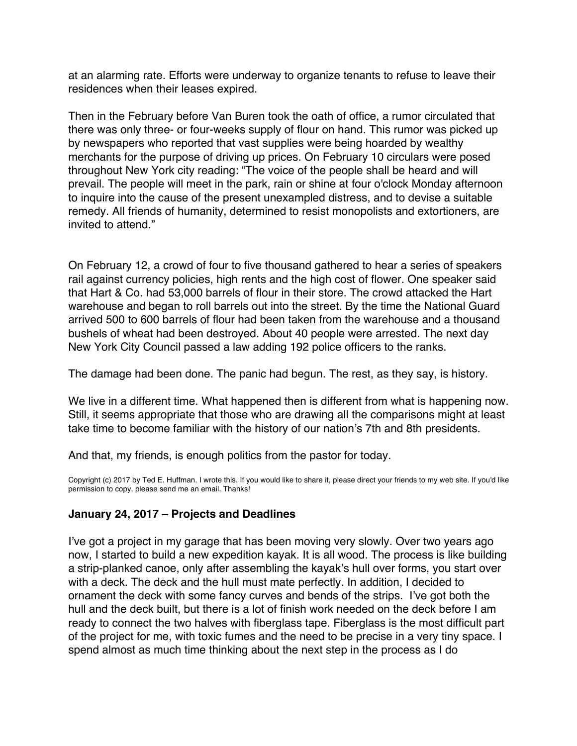at an alarming rate. Efforts were underway to organize tenants to refuse to leave their residences when their leases expired.

Then in the February before Van Buren took the oath of office, a rumor circulated that there was only three- or four-weeks supply of flour on hand. This rumor was picked up by newspapers who reported that vast supplies were being hoarded by wealthy merchants for the purpose of driving up prices. On February 10 circulars were posed throughout New York city reading: "The voice of the people shall be heard and will prevail. The people will meet in the park, rain or shine at four o'clock Monday afternoon to inquire into the cause of the present unexampled distress, and to devise a suitable remedy. All friends of humanity, determined to resist monopolists and extortioners, are invited to attend."

On February 12, a crowd of four to five thousand gathered to hear a series of speakers rail against currency policies, high rents and the high cost of flower. One speaker said that Hart & Co. had 53,000 barrels of flour in their store. The crowd attacked the Hart warehouse and began to roll barrels out into the street. By the time the National Guard arrived 500 to 600 barrels of flour had been taken from the warehouse and a thousand bushels of wheat had been destroyed. About 40 people were arrested. The next day New York City Council passed a law adding 192 police officers to the ranks.

The damage had been done. The panic had begun. The rest, as they say, is history.

We live in a different time. What happened then is different from what is happening now. Still, it seems appropriate that those who are drawing all the comparisons might at least take time to become familiar with the history of our nation's 7th and 8th presidents.

And that, my friends, is enough politics from the pastor for today.

Copyright (c) 2017 by Ted E. Huffman. I wrote this. If you would like to share it, please direct your friends to my web site. If you'd like permission to copy, please send me an email. Thanks!

### January 24, 2017 – Projects and Deadlines

I've got a project in my garage that has been moving very slowly. Over two years ago now, I started to build a new expedition kayak. It is all wood. The process is like building a strip-planked canoe, only after assembling the kayak's hull over forms, you start over with a deck. The deck and the hull must mate perfectly. In addition, I decided to ornament the deck with some fancy curves and bends of the strips. I've got both the hull and the deck built, but there is a lot of finish work needed on the deck before I am ready to connect the two halves with fiberglass tape. Fiberglass is the most difficult part of the project for me, with toxic fumes and the need to be precise in a very tiny space. I spend almost as much time thinking about the next step in the process as I do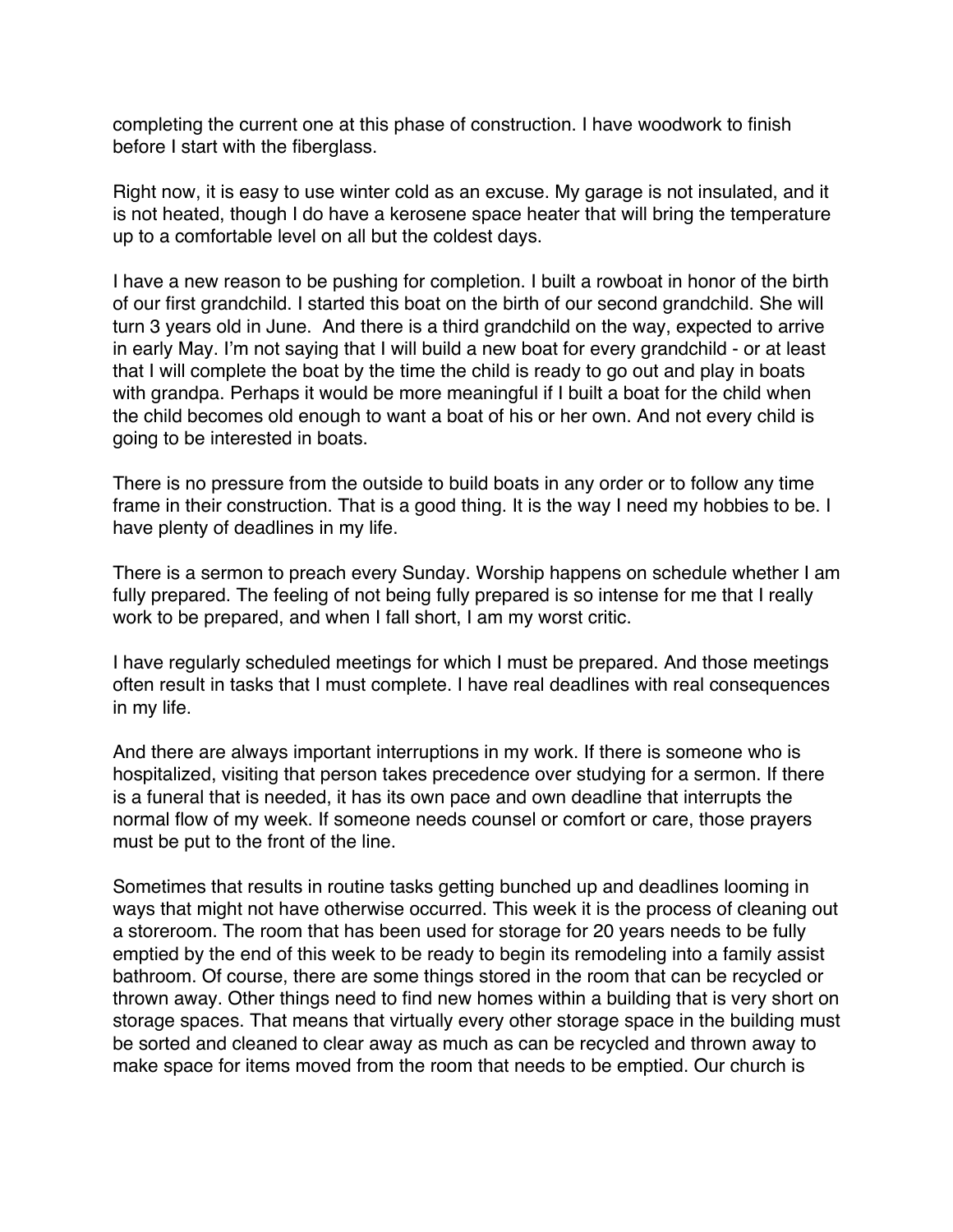completing the current one at this phase of construction. I have woodwork to finish before I start with the fiberglass.

Right now, it is easy to use winter cold as an excuse. My garage is not insulated, and it is not heated, though I do have a kerosene space heater that will bring the temperature up to a comfortable level on all but the coldest days.

I have a new reason to be pushing for completion. I built a rowboat in honor of the birth of our first grandchild. I started this boat on the birth of our second grandchild. She will turn 3 years old in June. And there is a third grandchild on the way, expected to arrive in early May. I'm not saying that I will build a new boat for every grandchild - or at least that I will complete the boat by the time the child is ready to go out and play in boats with grandpa. Perhaps it would be more meaningful if I built a boat for the child when the child becomes old enough to want a boat of his or her own. And not every child is going to be interested in boats.

There is no pressure from the outside to build boats in any order or to follow any time frame in their construction. That is a good thing. It is the way I need my hobbies to be. I have plenty of deadlines in my life.

There is a sermon to preach every Sunday. Worship happens on schedule whether I am fully prepared. The feeling of not being fully prepared is so intense for me that I really work to be prepared, and when I fall short, I am my worst critic.

I have regularly scheduled meetings for which I must be prepared. And those meetings often result in tasks that I must complete. I have real deadlines with real consequences in my life.

And there are always important interruptions in my work. If there is someone who is hospitalized, visiting that person takes precedence over studying for a sermon. If there is a funeral that is needed, it has its own pace and own deadline that interrupts the normal flow of my week. If someone needs counsel or comfort or care, those prayers must be put to the front of the line.

Sometimes that results in routine tasks getting bunched up and deadlines looming in ways that might not have otherwise occurred. This week it is the process of cleaning out a storeroom. The room that has been used for storage for 20 years needs to be fully emptied by the end of this week to be ready to begin its remodeling into a family assist bathroom. Of course, there are some things stored in the room that can be recycled or thrown away. Other things need to find new homes within a building that is very short on storage spaces. That means that virtually every other storage space in the building must be sorted and cleaned to clear away as much as can be recycled and thrown away to make space for items moved from the room that needs to be emptied. Our church is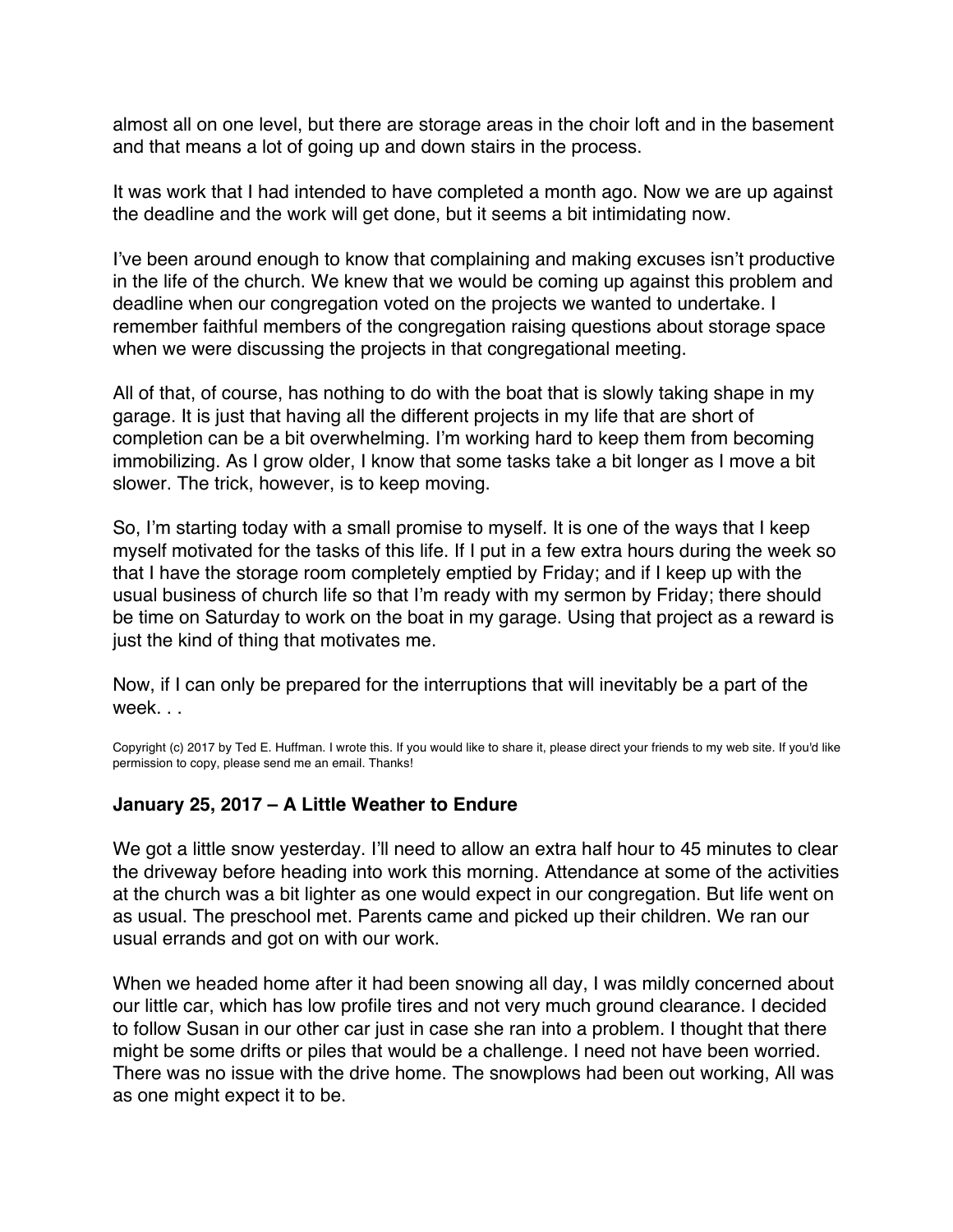almost all on one level, but there are storage areas in the choir loft and in the basement and that means a lot of going up and down stairs in the process.

It was work that I had intended to have completed a month ago. Now we are up against the deadline and the work will get done, but it seems a bit intimidating now.

I've been around enough to know that complaining and making excuses isn't productive in the life of the church. We knew that we would be coming up against this problem and deadline when our congregation voted on the projects we wanted to undertake. I remember faithful members of the congregation raising questions about storage space when we were discussing the projects in that congregational meeting.

All of that, of course, has nothing to do with the boat that is slowly taking shape in my garage. It is just that having all the different projects in my life that are short of completion can be a bit overwhelming. I'm working hard to keep them from becoming immobilizing. As I grow older, I know that some tasks take a bit longer as I move a bit slower. The trick, however, is to keep moving.

So, I'm starting today with a small promise to myself. It is one of the ways that I keep myself motivated for the tasks of this life. If I put in a few extra hours during the week so that I have the storage room completely emptied by Friday; and if I keep up with the usual business of church life so that I'm ready with my sermon by Friday; there should be time on Saturday to work on the boat in my garage. Using that project as a reward is just the kind of thing that motivates me.

Now, if I can only be prepared for the interruptions that will inevitably be a part of the week. . .

Copyright (c) 2017 by Ted E. Huffman. I wrote this. If you would like to share it, please direct your friends to my web site. If you'd like permission to copy, please send me an email. Thanks!

### January 25, 2017 – A Little Weather to Endure

We got a little snow yesterday. I'll need to allow an extra half hour to 45 minutes to clear the driveway before heading into work this morning. Attendance at some of the activities at the church was a bit lighter as one would expect in our congregation. But life went on as usual. The preschool met. Parents came and picked up their children. We ran our usual errands and got on with our work.

When we headed home after it had been snowing all day, I was mildly concerned about our little car, which has low profile tires and not very much ground clearance. I decided to follow Susan in our other car just in case she ran into a problem. I thought that there might be some drifts or piles that would be a challenge. I need not have been worried. There was no issue with the drive home. The snowplows had been out working, All was as one might expect it to be.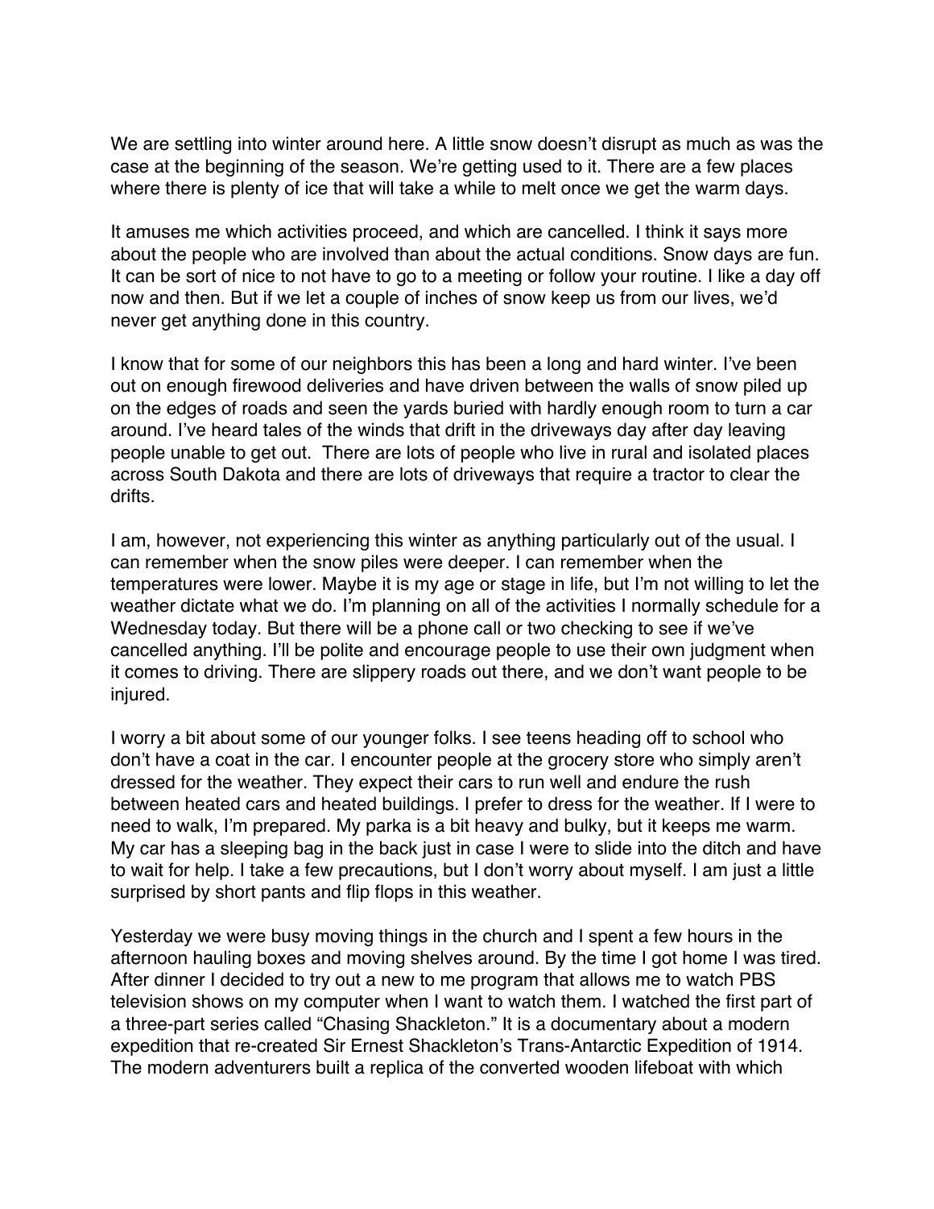We are settling into winter around here. A little snow doesn't disrupt as much as was the case at the beginning of the season. We're getting used to it. There are a few places where there is plenty of ice that will take a while to melt once we get the warm days.

It amuses me which activities proceed, and which are cancelled. I think it says more about the people who are involved than about the actual conditions. Snow days are fun. It can be sort of nice to not have to go to a meeting or follow your routine. I like a day off now and then. But if we let a couple of inches of snow keep us from our lives, we'd never get anything done in this country.

I know that for some of our neighbors this has been a long and hard winter. I've been out on enough firewood deliveries and have driven between the walls of snow piled up on the edges of roads and seen the yards buried with hardly enough room to turn a car around. I've heard tales of the winds that drift in the driveways day after day leaving people unable to get out. There are lots of people who live in rural and isolated places across South Dakota and there are lots of driveways that require a tractor to clear the drifts.

I am, however, not experiencing this winter as anything particularly out of the usual. I can remember when the snow piles were deeper. I can remember when the temperatures were lower. Maybe it is my age or stage in life, but I'm not willing to let the weather dictate what we do. I'm planning on all of the activities I normally schedule for a Wednesday today. But there will be a phone call or two checking to see if we've cancelled anything. I'll be polite and encourage people to use their own judgment when it comes to driving. There are slippery roads out there, and we don't want people to be injured.

I worry a bit about some of our younger folks. I see teens heading off to school who don't have a coat in the car. I encounter people at the grocery store who simply aren't dressed for the weather. They expect their cars to run well and endure the rush between heated cars and heated buildings. I prefer to dress for the weather. If I were to need to walk, I'm prepared. My parka is a bit heavy and bulky, but it keeps me warm. My car has a sleeping bag in the back just in case I were to slide into the ditch and have to wait for help. I take a few precautions, but I don't worry about myself. I am just a little surprised by short pants and flip flops in this weather.

Yesterday we were busy moving things in the church and I spent a few hours in the afternoon hauling boxes and moving shelves around. By the time I got home I was tired. After dinner I decided to try out a new to me program that allows me to watch PBS television shows on my computer when I want to watch them. I watched the first part of a three-part series called "Chasing Shackleton." It is a documentary about a modern expedition that re-created Sir Ernest Shackleton's Trans-Antarctic Expedition of 1914. The modern adventurers built a replica of the converted wooden lifeboat with which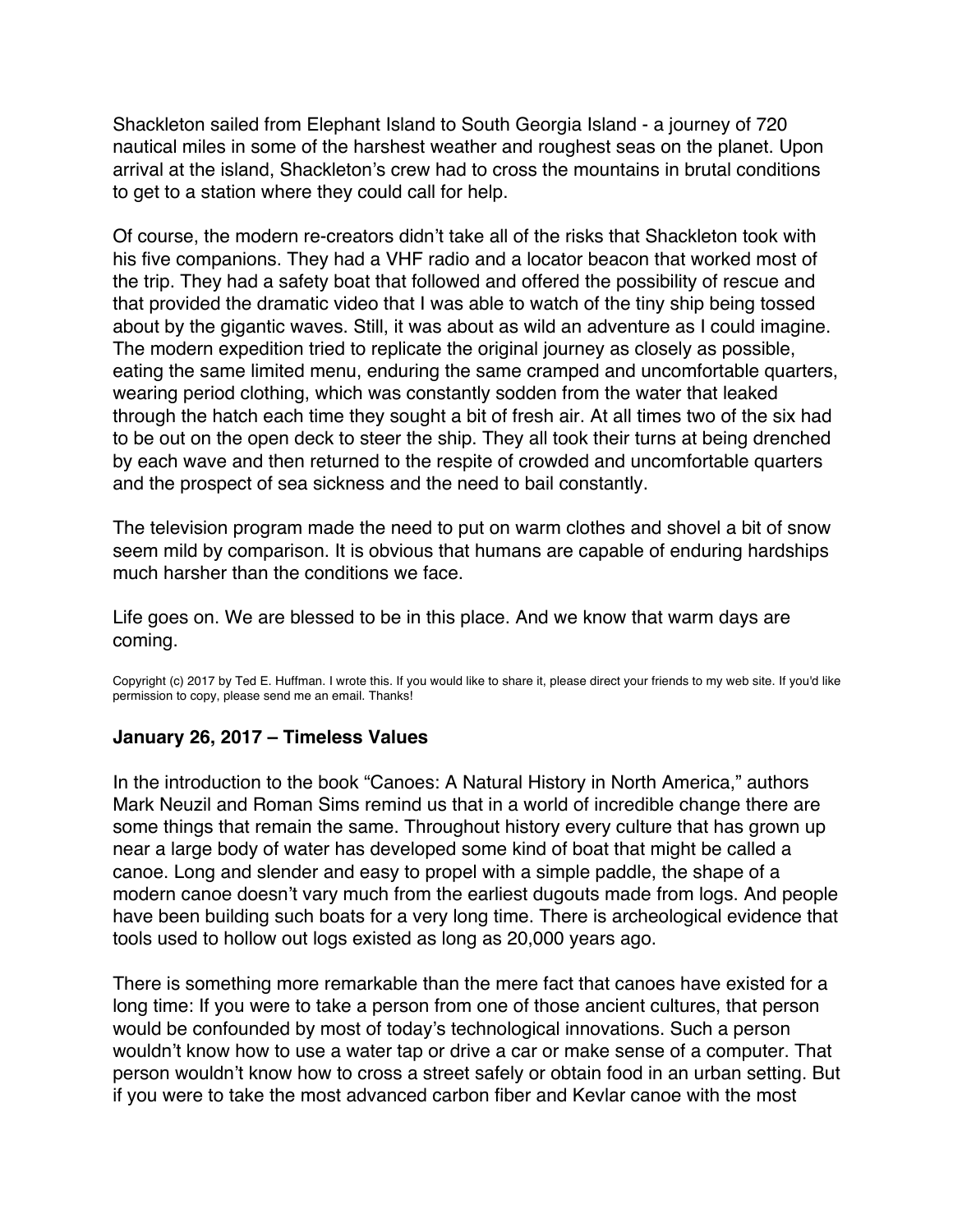Shackleton sailed from Elephant Island to South Georgia Island - a journey of 720 nautical miles in some of the harshest weather and roughest seas on the planet. Upon arrival at the island, Shackleton's crew had to cross the mountains in brutal conditions to get to a station where they could call for help.

Of course, the modern re-creators didn't take all of the risks that Shackleton took with his five companions. They had a VHF radio and a locator beacon that worked most of the trip. They had a safety boat that followed and offered the possibility of rescue and that provided the dramatic video that I was able to watch of the tiny ship being tossed about by the gigantic waves. Still, it was about as wild an adventure as I could imagine. The modern expedition tried to replicate the original journey as closely as possible, eating the same limited menu, enduring the same cramped and uncomfortable quarters, wearing period clothing, which was constantly sodden from the water that leaked through the hatch each time they sought a bit of fresh air. At all times two of the six had to be out on the open deck to steer the ship. They all took their turns at being drenched by each wave and then returned to the respite of crowded and uncomfortable quarters and the prospect of sea sickness and the need to bail constantly.

The television program made the need to put on warm clothes and shovel a bit of snow seem mild by comparison. It is obvious that humans are capable of enduring hardships much harsher than the conditions we face.

Life goes on. We are blessed to be in this place. And we know that warm days are coming.

Copyright (c) 2017 by Ted E. Huffman. I wrote this. If you would like to share it, please direct your friends to my web site. If you'd like permission to copy, please send me an email. Thanks!

### January 26, 2017 – Timeless Values

In the introduction to the book "Canoes: A Natural History in North America," authors Mark Neuzil and Roman Sims remind us that in a world of incredible change there are some things that remain the same. Throughout history every culture that has grown up near a large body of water has developed some kind of boat that might be called a canoe. Long and slender and easy to propel with a simple paddle, the shape of a modern canoe doesn't vary much from the earliest dugouts made from logs. And people have been building such boats for a very long time. There is archeological evidence that tools used to hollow out logs existed as long as 20,000 years ago.

There is something more remarkable than the mere fact that canoes have existed for a long time: If you were to take a person from one of those ancient cultures, that person would be confounded by most of today's technological innovations. Such a person wouldn't know how to use a water tap or drive a car or make sense of a computer. That person wouldn't know how to cross a street safely or obtain food in an urban setting. But if you were to take the most advanced carbon fiber and Kevlar canoe with the most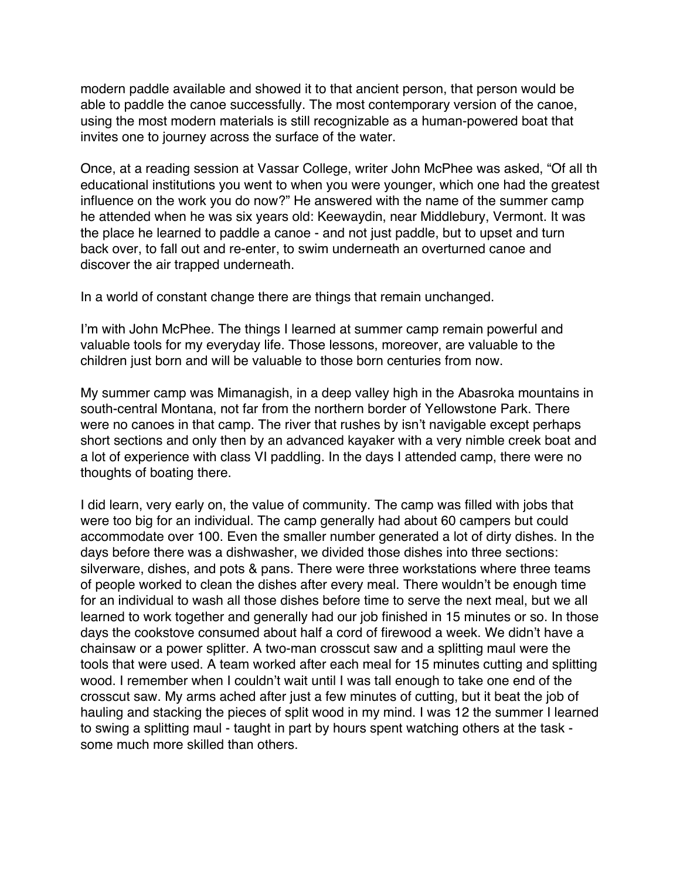modern paddle available and showed it to that ancient person, that person would be able to paddle the canoe successfully. The most contemporary version of the canoe, using the most modern materials is still recognizable as a human-powered boat that invites one to journey across the surface of the water.

Once, at a reading session at Vassar College, writer John McPhee was asked, “Of all th educational institutions you went to when you were younger, which one had the greatest influence on the work you do now?” He answered with the name of the summer camp he attended when he was six years old: Keewaydin, near Middlebury, Vermont. It was the place he learned to paddle a canoe - and not just paddle, but to upset and turn back over, to fall out and re-enter, to swim underneath an overturned canoe and discover the air trapped underneath.

In a world of constant change there are things that remain unchanged.

I’m with John McPhee. The things I learned at summer camp remain powerful and valuable tools for my everyday life. Those lessons, moreover, are valuable to the children just born and will be valuable to those born centuries from now.

My summer camp was Mimanagish, in a deep valley high in the Abasroka mountains in south-central Montana, not far from the northern border of Yellowstone Park. There were no canoes in that camp. The river that rushes by isn’t navigable except perhaps short sections and only then by an advanced kayaker with a very nimble creek boat and a lot of experience with class VI paddling. In the days I attended camp, there were no thoughts of boating there.

I did learn, very early on, the value of community. The camp was filled with jobs that were too big for an individual. The camp generally had about 60 campers but could accommodate over 100. Even the smaller number generated a lot of dirty dishes. In the days before there was a dishwasher, we divided those dishes into three sections: silverware, dishes, and pots & pans. There were three workstations where three teams of people worked to clean the dishes after every meal. There wouldn’t be enough time for an individual to wash all those dishes before time to serve the next meal, but we all learned to work together and generally had our job finished in 15 minutes or so. In those days the cookstove consumed about half a cord of firewood a week. We didn’t have a chainsaw or a power splitter. A two-man crosscut saw and a splitting maul were the tools that were used. A team worked after each meal for 15 minutes cutting and splitting wood. I remember when I couldn’t wait until I was tall enough to take one end of the crosscut saw. My arms ached after just a few minutes of cutting, but it beat the job of hauling and stacking the pieces of split wood in my mind. I was 12 the summer I learned to swing a splitting maul - taught in part by hours spent watching others at the task - some much more skilled than others.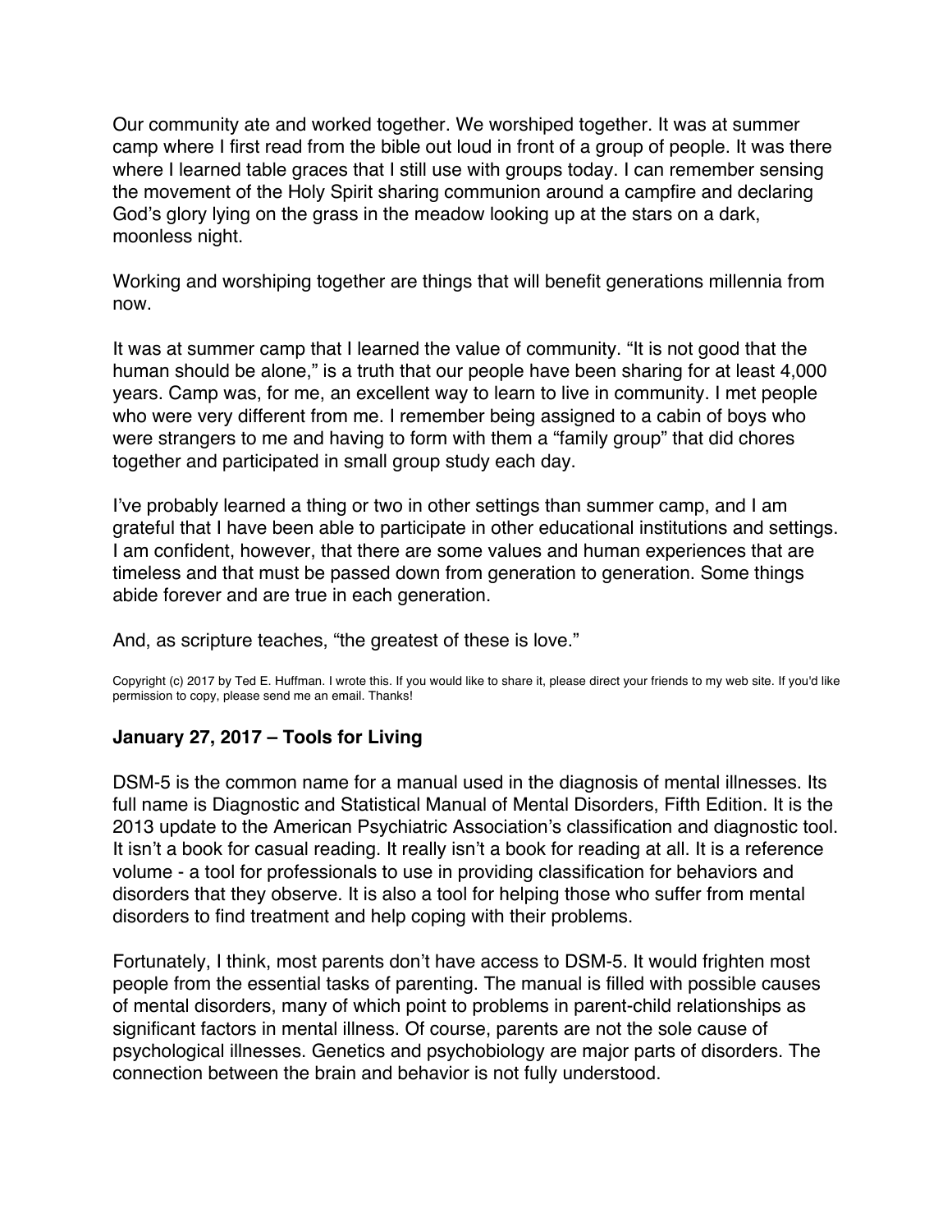Our community ate and worked together. We worshiped together. It was at summer camp where I first read from the bible out loud in front of a group of people. It was there where I learned table graces that I still use with groups today. I can remember sensing the movement of the Holy Spirit sharing communion around a campfire and declaring God's glory lying on the grass in the meadow looking up at the stars on a dark, moonless night.

Working and worshiping together are things that will benefit generations millennia from now.

It was at summer camp that I learned the value of community. "It is not good that the human should be alone," is a truth that our people have been sharing for at least 4,000 years. Camp was, for me, an excellent way to learn to live in community. I met people who were very different from me. I remember being assigned to a cabin of boys who were strangers to me and having to form with them a "family group" that did chores together and participated in small group study each day.

I've probably learned a thing or two in other settings than summer camp, and I am grateful that I have been able to participate in other educational institutions and settings. I am confident, however, that there are some values and human experiences that are timeless and that must be passed down from generation to generation. Some things abide forever and are true in each generation.

And, as scripture teaches, "the greatest of these is love."

Copyright (c) 2017 by Ted E. Huffman. I wrote this. If you would like to share it, please direct your friends to my web site. If you'd like permission to copy, please send me an email. Thanks!

### January 27, 2017 – Tools for Living

DSM-5 is the common name for a manual used in the diagnosis of mental illnesses. Its full name is Diagnostic and Statistical Manual of Mental Disorders, Fifth Edition. It is the 2013 update to the American Psychiatric Association's classification and diagnostic tool. It isn't a book for casual reading. It really isn't a book for reading at all. It is a reference volume - a tool for professionals to use in providing classification for behaviors and disorders that they observe. It is also a tool for helping those who suffer from mental disorders to find treatment and help coping with their problems.

Fortunately, I think, most parents don't have access to DSM-5. It would frighten most people from the essential tasks of parenting. The manual is filled with possible causes of mental disorders, many of which point to problems in parent-child relationships as significant factors in mental illness. Of course, parents are not the sole cause of psychological illnesses. Genetics and psychobiology are major parts of disorders. The connection between the brain and behavior is not fully understood.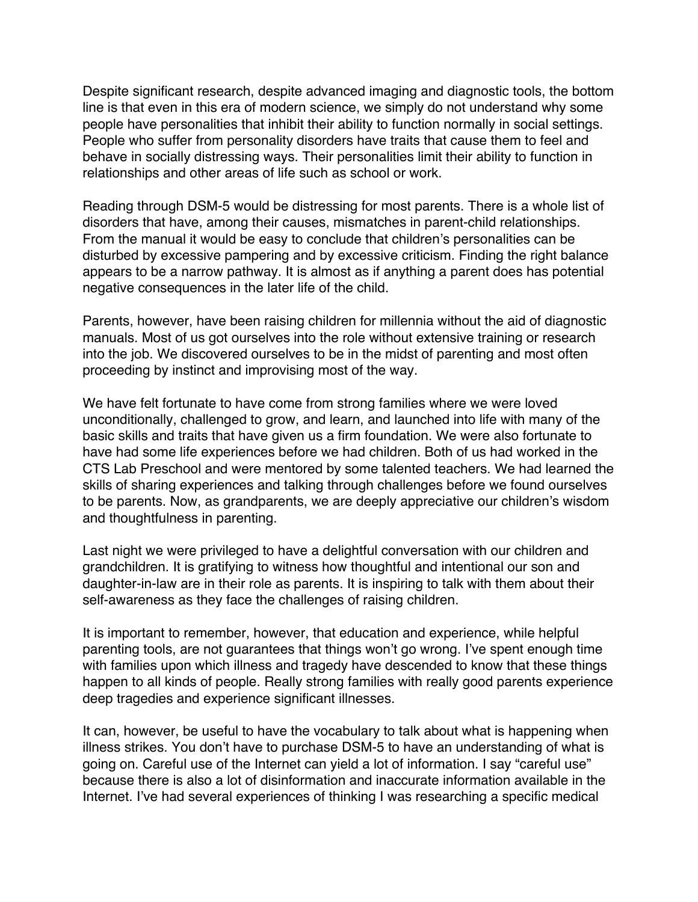Despite significant research, despite advanced imaging and diagnostic tools, the bottom line is that even in this era of modern science, we simply do not understand why some people have personalities that inhibit their ability to function normally in social settings. People who suffer from personality disorders have traits that cause them to feel and behave in socially distressing ways. Their personalities limit their ability to function in relationships and other areas of life such as school or work.

Reading through DSM-5 would be distressing for most parents. There is a whole list of disorders that have, among their causes, mismatches in parent-child relationships. From the manual it would be easy to conclude that children's personalities can be disturbed by excessive pampering and by excessive criticism. Finding the right balance appears to be a narrow pathway. It is almost as if anything a parent does has potential negative consequences in the later life of the child.

Parents, however, have been raising children for millennia without the aid of diagnostic manuals. Most of us got ourselves into the role without extensive training or research into the job. We discovered ourselves to be in the midst of parenting and most often proceeding by instinct and improvising most of the way.

We have felt fortunate to have come from strong families where we were loved unconditionally, challenged to grow, and learn, and launched into life with many of the basic skills and traits that have given us a firm foundation. We were also fortunate to have had some life experiences before we had children. Both of us had worked in the CTS Lab Preschool and were mentored by some talented teachers. We had learned the skills of sharing experiences and talking through challenges before we found ourselves to be parents. Now, as grandparents, we are deeply appreciative our children's wisdom and thoughtfulness in parenting.

Last night we were privileged to have a delightful conversation with our children and grandchildren. It is gratifying to witness how thoughtful and intentional our son and daughter-in-law are in their role as parents. It is inspiring to talk with them about their self-awareness as they face the challenges of raising children.

It is important to remember, however, that education and experience, while helpful parenting tools, are not guarantees that things won't go wrong. I've spent enough time with families upon which illness and tragedy have descended to know that these things happen to all kinds of people. Really strong families with really good parents experience deep tragedies and experience significant illnesses.

It can, however, be useful to have the vocabulary to talk about what is happening when illness strikes. You don't have to purchase DSM-5 to have an understanding of what is going on. Careful use of the Internet can yield a lot of information. I say "careful use" because there is also a lot of disinformation and inaccurate information available in the Internet. I've had several experiences of thinking I was researching a specific medical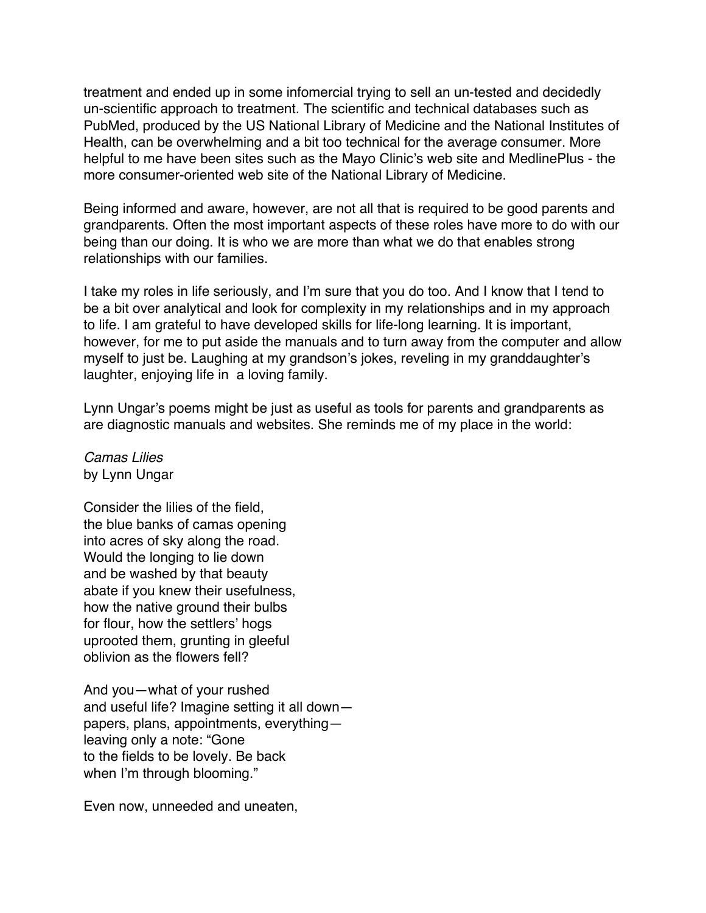treatment and ended up in some infomercial trying to sell an un-tested and decidedly un-scientific approach to treatment. The scientific and technical databases such as PubMed, produced by the US National Library of Medicine and the National Institutes of Health, can be overwhelming and a bit too technical for the average consumer. More helpful to me have been sites such as the Mayo Clinic's web site and MedlinePlus - the more consumer-oriented web site of the National Library of Medicine.

Being informed and aware, however, are not all that is required to be good parents and grandparents. Often the most important aspects of these roles have more to do with our being than our doing. It is who we are more than what we do that enables strong relationships with our families.

I take my roles in life seriously, and I'm sure that you do too. And I know that I tend to be a bit over analytical and look for complexity in my relationships and in my approach to life. I am grateful to have developed skills for life-long learning. It is important, however, for me to put aside the manuals and to turn away from the computer and allow myself to just be. Laughing at my grandson's jokes, reveling in my granddaughter's laughter, enjoying life in a loving family.

Lynn Ungar's poems might be just as useful as tools for parents and grandparents as are diagnostic manuals and websites. She reminds me of my place in the world:

*Camas Lilies*
by Lynn Ungar

Consider the lilies of the field,
the blue banks of camas opening
into acres of sky along the road.
Would the longing to lie down
and be washed by that beauty
abate if you knew their usefulness,
how the native ground their bulbs
for flour, how the settlers' hogs
uprooted them, grunting in gleeful
oblivion as the flowers fell?

And you—what of your rushed
and useful life? Imagine setting it all down—
papers, plans, appointments, everything—
leaving only a note: "Gone
to the fields to be lovely. Be back
when I'm through blooming."

Even now, unneeded and uneaten,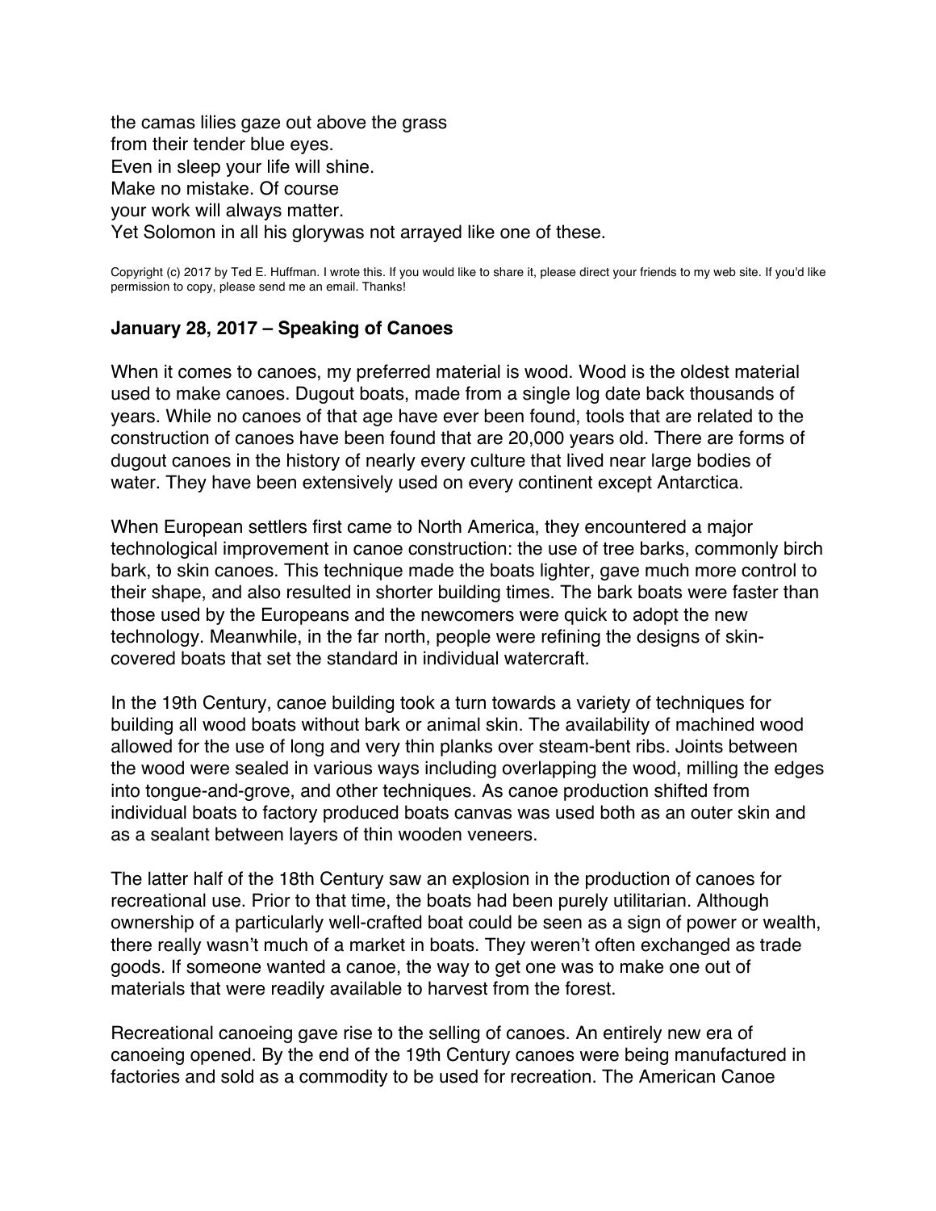the camas lilies gaze out above the grass
from their tender blue eyes.
Even in sleep your life will shine.
Make no mistake. Of course
your work will always matter.
Yet Solomon in all his glorywas not arrayed like one of these.

Copyright (c) 2017 by Ted E. Huffman. I wrote this. If you would like to share it, please direct your friends to my web site. If you'd like permission to copy, please send me an email. Thanks!

### January 28, 2017 – Speaking of Canoes

When it comes to canoes, my preferred material is wood. Wood is the oldest material used to make canoes. Dugout boats, made from a single log date back thousands of years. While no canoes of that age have ever been found, tools that are related to the construction of canoes have been found that are 20,000 years old. There are forms of dugout canoes in the history of nearly every culture that lived near large bodies of water. They have been extensively used on every continent except Antarctica.

When European settlers first came to North America, they encountered a major technological improvement in canoe construction: the use of tree barks, commonly birch bark, to skin canoes. This technique made the boats lighter, gave much more control to their shape, and also resulted in shorter building times. The bark boats were faster than those used by the Europeans and the newcomers were quick to adopt the new technology. Meanwhile, in the far north, people were refining the designs of skin-covered boats that set the standard in individual watercraft.

In the 19th Century, canoe building took a turn towards a variety of techniques for building all wood boats without bark or animal skin. The availability of machined wood allowed for the use of long and very thin planks over steam-bent ribs. Joints between the wood were sealed in various ways including overlapping the wood, milling the edges into tongue-and-grove, and other techniques. As canoe production shifted from individual boats to factory produced boats canvas was used both as an outer skin and as a sealant between layers of thin wooden veneers.

The latter half of the 18th Century saw an explosion in the production of canoes for recreational use. Prior to that time, the boats had been purely utilitarian. Although ownership of a particularly well-crafted boat could be seen as a sign of power or wealth, there really wasn't much of a market in boats. They weren't often exchanged as trade goods. If someone wanted a canoe, the way to get one was to make one out of materials that were readily available to harvest from the forest.

Recreational canoeing gave rise to the selling of canoes. An entirely new era of canoeing opened. By the end of the 19th Century canoes were being manufactured in factories and sold as a commodity to be used for recreation. The American Canoe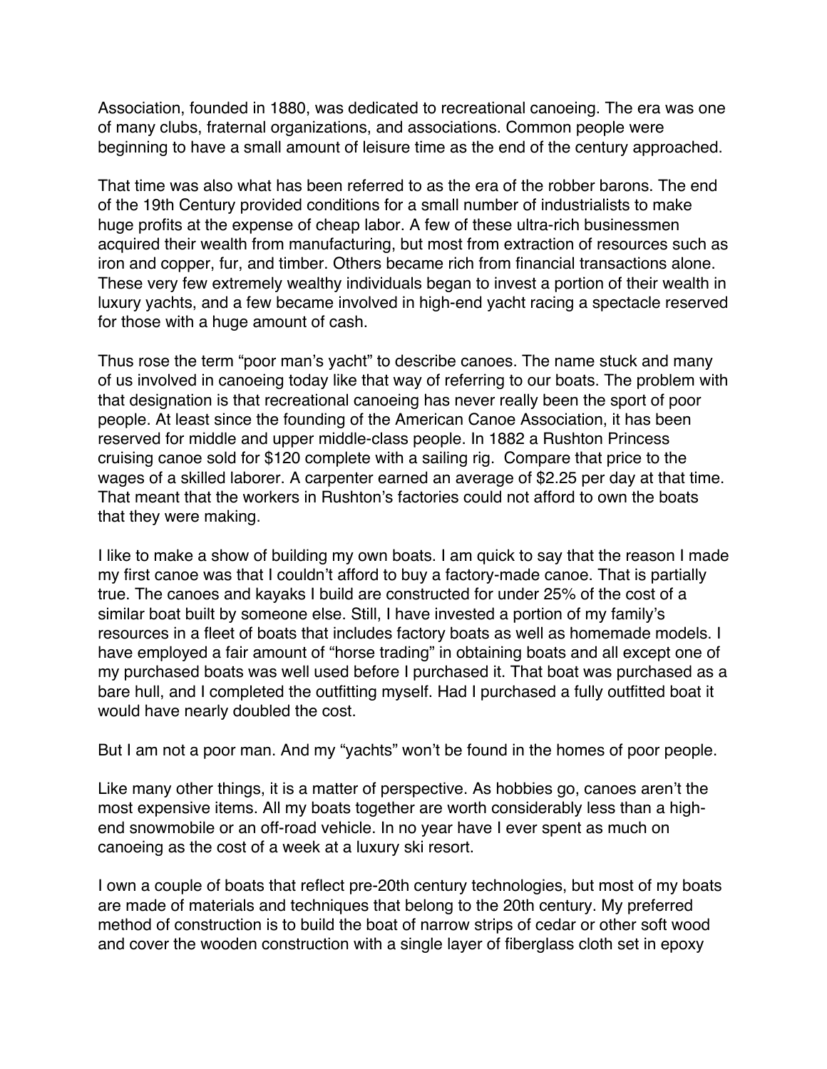Association, founded in 1880, was dedicated to recreational canoeing. The era was one of many clubs, fraternal organizations, and associations. Common people were beginning to have a small amount of leisure time as the end of the century approached.

That time was also what has been referred to as the era of the robber barons. The end of the 19th Century provided conditions for a small number of industrialists to make huge profits at the expense of cheap labor. A few of these ultra-rich businessmen acquired their wealth from manufacturing, but most from extraction of resources such as iron and copper, fur, and timber. Others became rich from financial transactions alone. These very few extremely wealthy individuals began to invest a portion of their wealth in luxury yachts, and a few became involved in high-end yacht racing a spectacle reserved for those with a huge amount of cash.

Thus rose the term "poor man's yacht" to describe canoes. The name stuck and many of us involved in canoeing today like that way of referring to our boats. The problem with that designation is that recreational canoeing has never really been the sport of poor people. At least since the founding of the American Canoe Association, it has been reserved for middle and upper middle-class people. In 1882 a Rushton Princess cruising canoe sold for $120 complete with a sailing rig. Compare that price to the wages of a skilled laborer. A carpenter earned an average of $2.25 per day at that time. That meant that the workers in Rushton's factories could not afford to own the boats that they were making.

I like to make a show of building my own boats. I am quick to say that the reason I made my first canoe was that I couldn't afford to buy a factory-made canoe. That is partially true. The canoes and kayaks I build are constructed for under 25% of the cost of a similar boat built by someone else. Still, I have invested a portion of my family's resources in a fleet of boats that includes factory boats as well as homemade models. I have employed a fair amount of "horse trading" in obtaining boats and all except one of my purchased boats was well used before I purchased it. That boat was purchased as a bare hull, and I completed the outfitting myself. Had I purchased a fully outfitted boat it would have nearly doubled the cost.

But I am not a poor man. And my "yachts" won't be found in the homes of poor people.

Like many other things, it is a matter of perspective. As hobbies go, canoes aren't the most expensive items. All my boats together are worth considerably less than a high-end snowmobile or an off-road vehicle. In no year have I ever spent as much on canoeing as the cost of a week at a luxury ski resort.

I own a couple of boats that reflect pre-20th century technologies, but most of my boats are made of materials and techniques that belong to the 20th century. My preferred method of construction is to build the boat of narrow strips of cedar or other soft wood and cover the wooden construction with a single layer of fiberglass cloth set in epoxy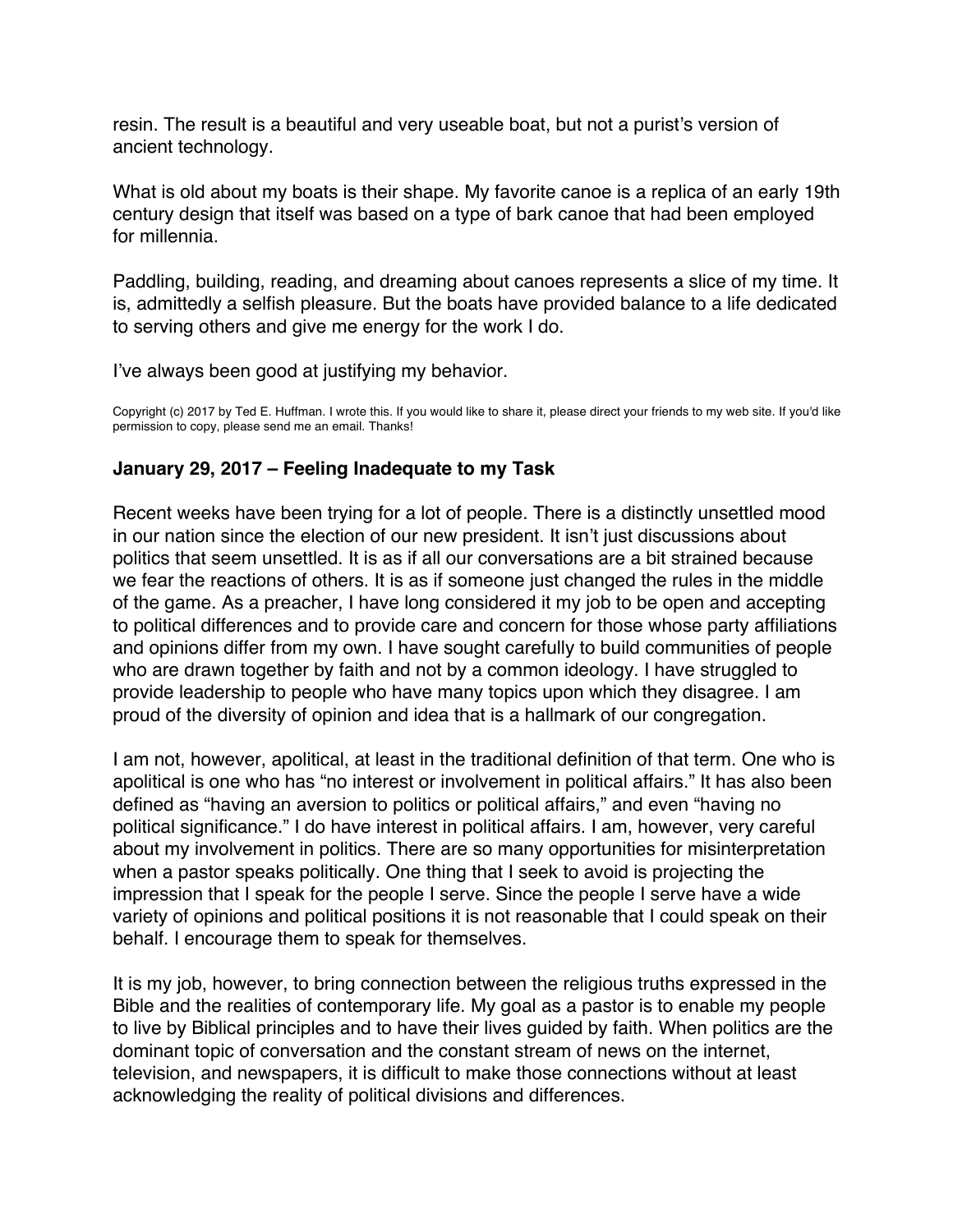resin. The result is a beautiful and very useable boat, but not a purist's version of ancient technology.

What is old about my boats is their shape. My favorite canoe is a replica of an early 19th century design that itself was based on a type of bark canoe that had been employed for millennia.

Paddling, building, reading, and dreaming about canoes represents a slice of my time. It is, admittedly a selfish pleasure. But the boats have provided balance to a life dedicated to serving others and give me energy for the work I do.

I've always been good at justifying my behavior.

Copyright (c) 2017 by Ted E. Huffman. I wrote this. If you would like to share it, please direct your friends to my web site. If you'd like permission to copy, please send me an email. Thanks!

### January 29, 2017 – Feeling Inadequate to my Task

Recent weeks have been trying for a lot of people. There is a distinctly unsettled mood in our nation since the election of our new president. It isn't just discussions about politics that seem unsettled. It is as if all our conversations are a bit strained because we fear the reactions of others. It is as if someone just changed the rules in the middle of the game. As a preacher, I have long considered it my job to be open and accepting to political differences and to provide care and concern for those whose party affiliations and opinions differ from my own. I have sought carefully to build communities of people who are drawn together by faith and not by a common ideology. I have struggled to provide leadership to people who have many topics upon which they disagree. I am proud of the diversity of opinion and idea that is a hallmark of our congregation.

I am not, however, apolitical, at least in the traditional definition of that term. One who is apolitical is one who has "no interest or involvement in political affairs." It has also been defined as "having an aversion to politics or political affairs," and even "having no political significance." I do have interest in political affairs. I am, however, very careful about my involvement in politics. There are so many opportunities for misinterpretation when a pastor speaks politically. One thing that I seek to avoid is projecting the impression that I speak for the people I serve. Since the people I serve have a wide variety of opinions and political positions it is not reasonable that I could speak on their behalf. I encourage them to speak for themselves.

It is my job, however, to bring connection between the religious truths expressed in the Bible and the realities of contemporary life. My goal as a pastor is to enable my people to live by Biblical principles and to have their lives guided by faith. When politics are the dominant topic of conversation and the constant stream of news on the internet, television, and newspapers, it is difficult to make those connections without at least acknowledging the reality of political divisions and differences.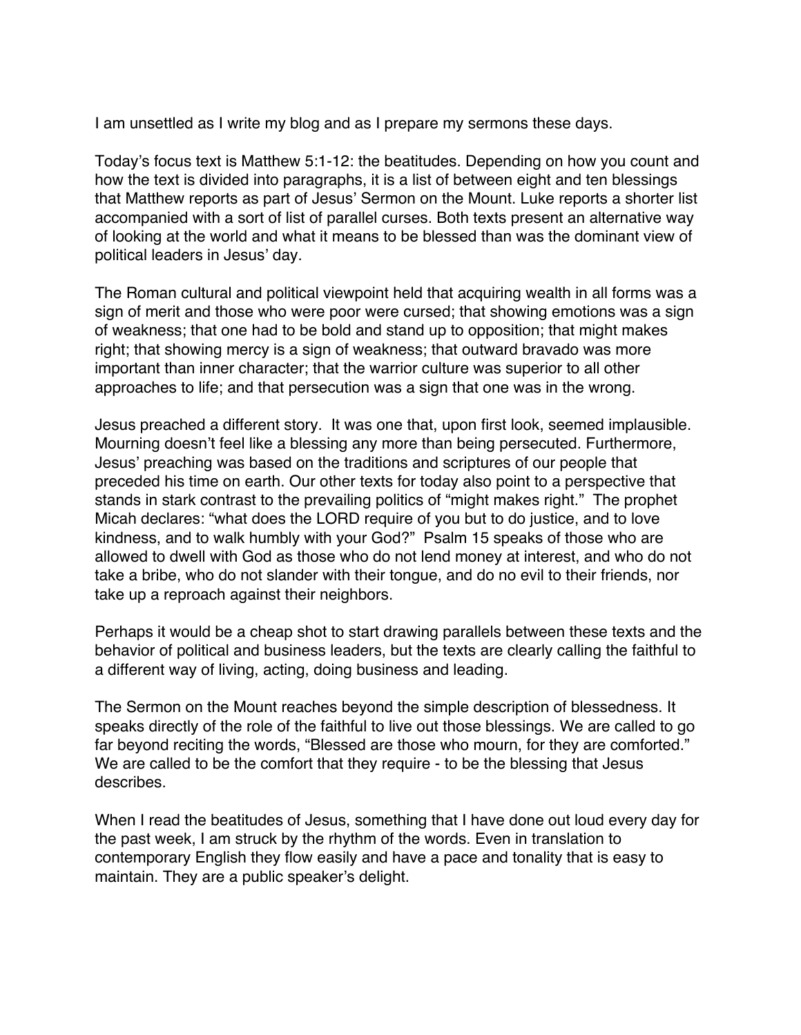I am unsettled as I write my blog and as I prepare my sermons these days.

Today's focus text is Matthew 5:1-12: the beatitudes. Depending on how you count and how the text is divided into paragraphs, it is a list of between eight and ten blessings that Matthew reports as part of Jesus' Sermon on the Mount. Luke reports a shorter list accompanied with a sort of list of parallel curses. Both texts present an alternative way of looking at the world and what it means to be blessed than was the dominant view of political leaders in Jesus' day.

The Roman cultural and political viewpoint held that acquiring wealth in all forms was a sign of merit and those who were poor were cursed; that showing emotions was a sign of weakness; that one had to be bold and stand up to opposition; that might makes right; that showing mercy is a sign of weakness; that outward bravado was more important than inner character; that the warrior culture was superior to all other approaches to life; and that persecution was a sign that one was in the wrong.

Jesus preached a different story. It was one that, upon first look, seemed implausible. Mourning doesn't feel like a blessing any more than being persecuted. Furthermore, Jesus' preaching was based on the traditions and scriptures of our people that preceded his time on earth. Our other texts for today also point to a perspective that stands in stark contrast to the prevailing politics of "might makes right." The prophet Micah declares: "what does the LORD require of you but to do justice, and to love kindness, and to walk humbly with your God?" Psalm 15 speaks of those who are allowed to dwell with God as those who do not lend money at interest, and who do not take a bribe, who do not slander with their tongue, and do no evil to their friends, nor take up a reproach against their neighbors.

Perhaps it would be a cheap shot to start drawing parallels between these texts and the behavior of political and business leaders, but the texts are clearly calling the faithful to a different way of living, acting, doing business and leading.

The Sermon on the Mount reaches beyond the simple description of blessedness. It speaks directly of the role of the faithful to live out those blessings. We are called to go far beyond reciting the words, "Blessed are those who mourn, for they are comforted." We are called to be the comfort that they require - to be the blessing that Jesus describes.

When I read the beatitudes of Jesus, something that I have done out loud every day for the past week, I am struck by the rhythm of the words. Even in translation to contemporary English they flow easily and have a pace and tonality that is easy to maintain. They are a public speaker's delight.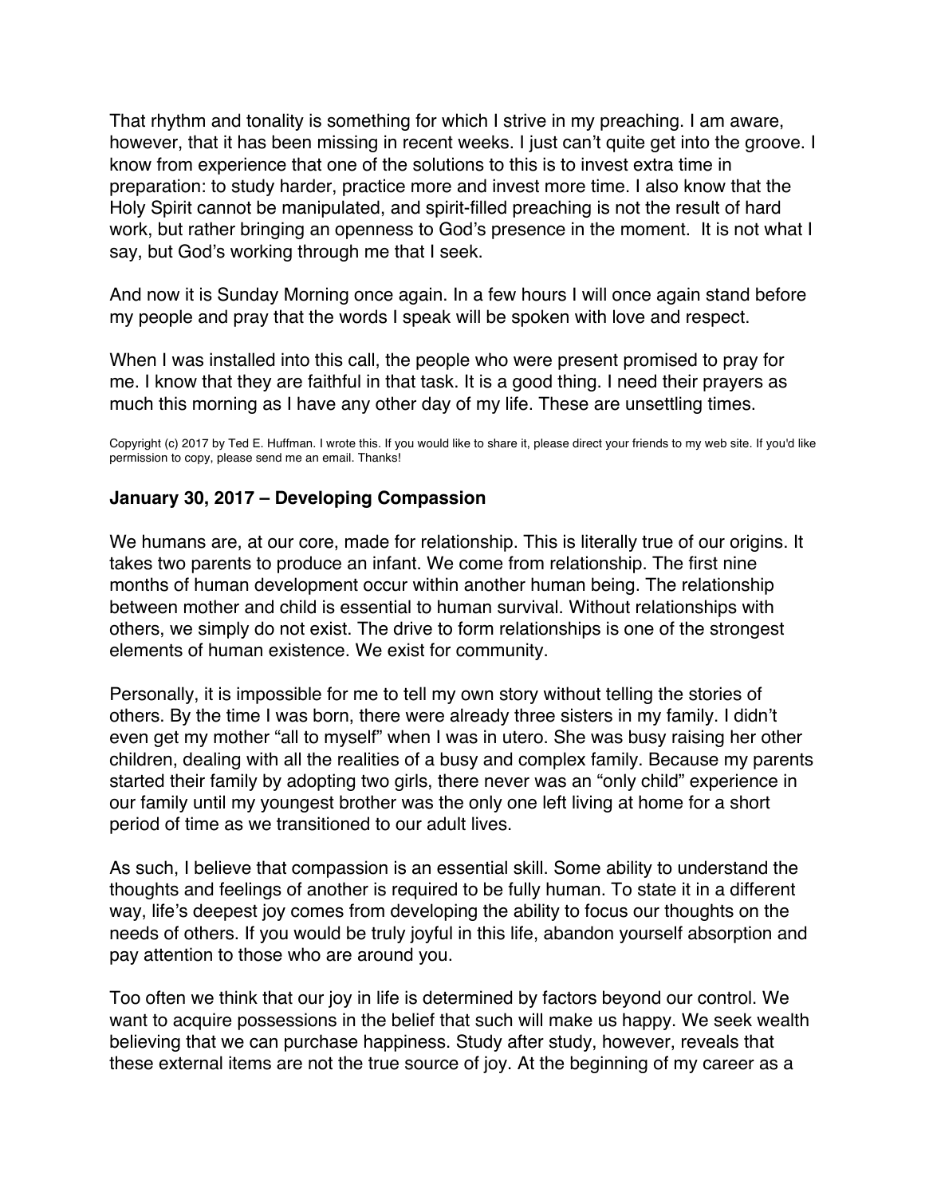That rhythm and tonality is something for which I strive in my preaching. I am aware, however, that it has been missing in recent weeks. I just can't quite get into the groove. I know from experience that one of the solutions to this is to invest extra time in preparation: to study harder, practice more and invest more time. I also know that the Holy Spirit cannot be manipulated, and spirit-filled preaching is not the result of hard work, but rather bringing an openness to God's presence in the moment. It is not what I say, but God's working through me that I seek.

And now it is Sunday Morning once again. In a few hours I will once again stand before my people and pray that the words I speak will be spoken with love and respect.

When I was installed into this call, the people who were present promised to pray for me. I know that they are faithful in that task. It is a good thing. I need their prayers as much this morning as I have any other day of my life. These are unsettling times.

Copyright (c) 2017 by Ted E. Huffman. I wrote this. If you would like to share it, please direct your friends to my web site. If you'd like permission to copy, please send me an email. Thanks!

### January 30, 2017 – Developing Compassion

We humans are, at our core, made for relationship. This is literally true of our origins. It takes two parents to produce an infant. We come from relationship. The first nine months of human development occur within another human being. The relationship between mother and child is essential to human survival. Without relationships with others, we simply do not exist. The drive to form relationships is one of the strongest elements of human existence. We exist for community.

Personally, it is impossible for me to tell my own story without telling the stories of others. By the time I was born, there were already three sisters in my family. I didn't even get my mother "all to myself" when I was in utero. She was busy raising her other children, dealing with all the realities of a busy and complex family. Because my parents started their family by adopting two girls, there never was an "only child" experience in our family until my youngest brother was the only one left living at home for a short period of time as we transitioned to our adult lives.

As such, I believe that compassion is an essential skill. Some ability to understand the thoughts and feelings of another is required to be fully human. To state it in a different way, life's deepest joy comes from developing the ability to focus our thoughts on the needs of others. If you would be truly joyful in this life, abandon yourself absorption and pay attention to those who are around you.

Too often we think that our joy in life is determined by factors beyond our control. We want to acquire possessions in the belief that such will make us happy. We seek wealth believing that we can purchase happiness. Study after study, however, reveals that these external items are not the true source of joy. At the beginning of my career as a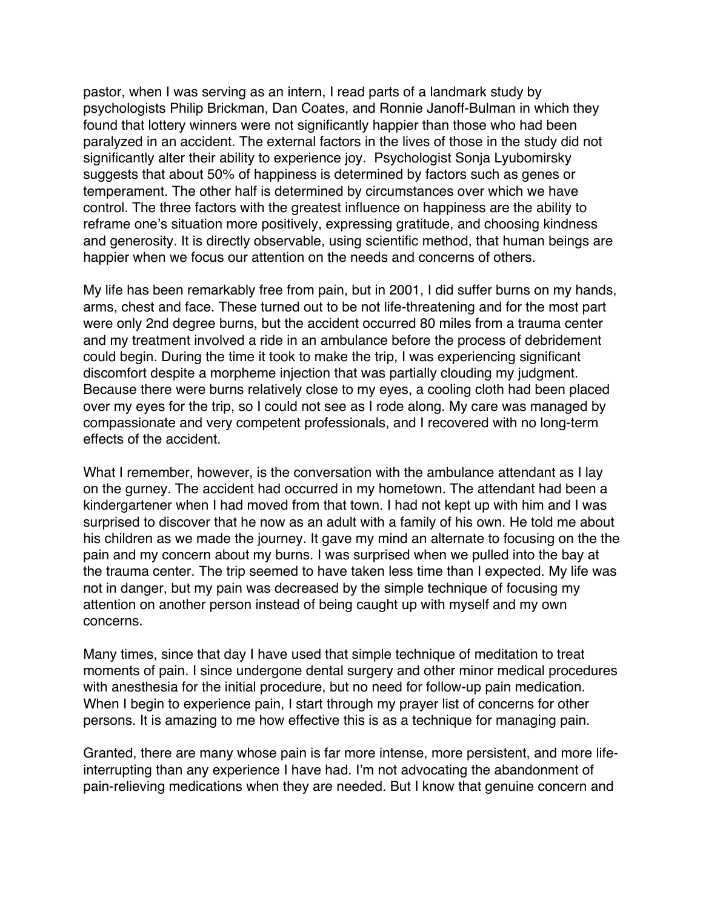pastor, when I was serving as an intern, I read parts of a landmark study by psychologists Philip Brickman, Dan Coates, and Ronnie Janoff-Bulman in which they found that lottery winners were not significantly happier than those who had been paralyzed in an accident. The external factors in the lives of those in the study did not significantly alter their ability to experience joy. Psychologist Sonja Lyubomirsky suggests that about 50% of happiness is determined by factors such as genes or temperament. The other half is determined by circumstances over which we have control. The three factors with the greatest influence on happiness are the ability to reframe one's situation more positively, expressing gratitude, and choosing kindness and generosity. It is directly observable, using scientific method, that human beings are happier when we focus our attention on the needs and concerns of others.

My life has been remarkably free from pain, but in 2001, I did suffer burns on my hands, arms, chest and face. These turned out to be not life-threatening and for the most part were only 2nd degree burns, but the accident occurred 80 miles from a trauma center and my treatment involved a ride in an ambulance before the process of debridement could begin. During the time it took to make the trip, I was experiencing significant discomfort despite a morpheme injection that was partially clouding my judgment. Because there were burns relatively close to my eyes, a cooling cloth had been placed over my eyes for the trip, so I could not see as I rode along. My care was managed by compassionate and very competent professionals, and I recovered with no long-term effects of the accident.

What I remember, however, is the conversation with the ambulance attendant as I lay on the gurney. The accident had occurred in my hometown. The attendant had been a kindergartener when I had moved from that town. I had not kept up with him and I was surprised to discover that he now as an adult with a family of his own. He told me about his children as we made the journey. It gave my mind an alternate to focusing on the the pain and my concern about my burns. I was surprised when we pulled into the bay at the trauma center. The trip seemed to have taken less time than I expected. My life was not in danger, but my pain was decreased by the simple technique of focusing my attention on another person instead of being caught up with myself and my own concerns.

Many times, since that day I have used that simple technique of meditation to treat moments of pain. I since undergone dental surgery and other minor medical procedures with anesthesia for the initial procedure, but no need for follow-up pain medication. When I begin to experience pain, I start through my prayer list of concerns for other persons. It is amazing to me how effective this is as a technique for managing pain.

Granted, there are many whose pain is far more intense, more persistent, and more life-interrupting than any experience I have had. I'm not advocating the abandonment of pain-relieving medications when they are needed. But I know that genuine concern and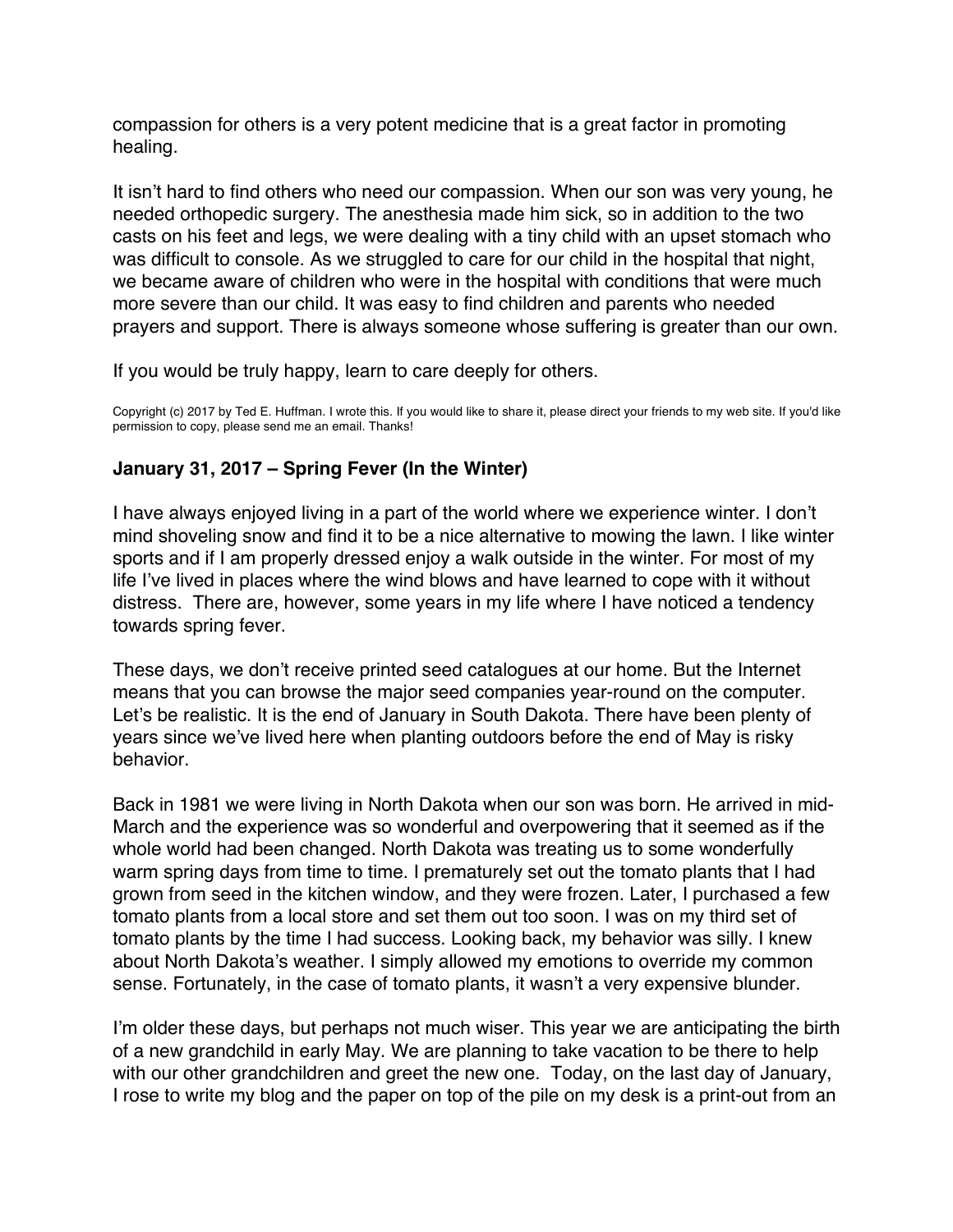compassion for others is a very potent medicine that is a great factor in promoting healing.

It isn't hard to find others who need our compassion. When our son was very young, he needed orthopedic surgery. The anesthesia made him sick, so in addition to the two casts on his feet and legs, we were dealing with a tiny child with an upset stomach who was difficult to console. As we struggled to care for our child in the hospital that night, we became aware of children who were in the hospital with conditions that were much more severe than our child. It was easy to find children and parents who needed prayers and support. There is always someone whose suffering is greater than our own.

If you would be truly happy, learn to care deeply for others.

Copyright (c) 2017 by Ted E. Huffman. I wrote this. If you would like to share it, please direct your friends to my web site. If you'd like permission to copy, please send me an email. Thanks!

### January 31, 2017 – Spring Fever (In the Winter)

I have always enjoyed living in a part of the world where we experience winter. I don't mind shoveling snow and find it to be a nice alternative to mowing the lawn. I like winter sports and if I am properly dressed enjoy a walk outside in the winter. For most of my life I've lived in places where the wind blows and have learned to cope with it without distress. There are, however, some years in my life where I have noticed a tendency towards spring fever.

These days, we don't receive printed seed catalogues at our home. But the Internet means that you can browse the major seed companies year-round on the computer. Let's be realistic. It is the end of January in South Dakota. There have been plenty of years since we've lived here when planting outdoors before the end of May is risky behavior.

Back in 1981 we were living in North Dakota when our son was born. He arrived in mid-March and the experience was so wonderful and overpowering that it seemed as if the whole world had been changed. North Dakota was treating us to some wonderfully warm spring days from time to time. I prematurely set out the tomato plants that I had grown from seed in the kitchen window, and they were frozen. Later, I purchased a few tomato plants from a local store and set them out too soon. I was on my third set of tomato plants by the time I had success. Looking back, my behavior was silly. I knew about North Dakota's weather. I simply allowed my emotions to override my common sense. Fortunately, in the case of tomato plants, it wasn't a very expensive blunder.

I'm older these days, but perhaps not much wiser. This year we are anticipating the birth of a new grandchild in early May. We are planning to take vacation to be there to help with our other grandchildren and greet the new one. Today, on the last day of January, I rose to write my blog and the paper on top of the pile on my desk is a print-out from an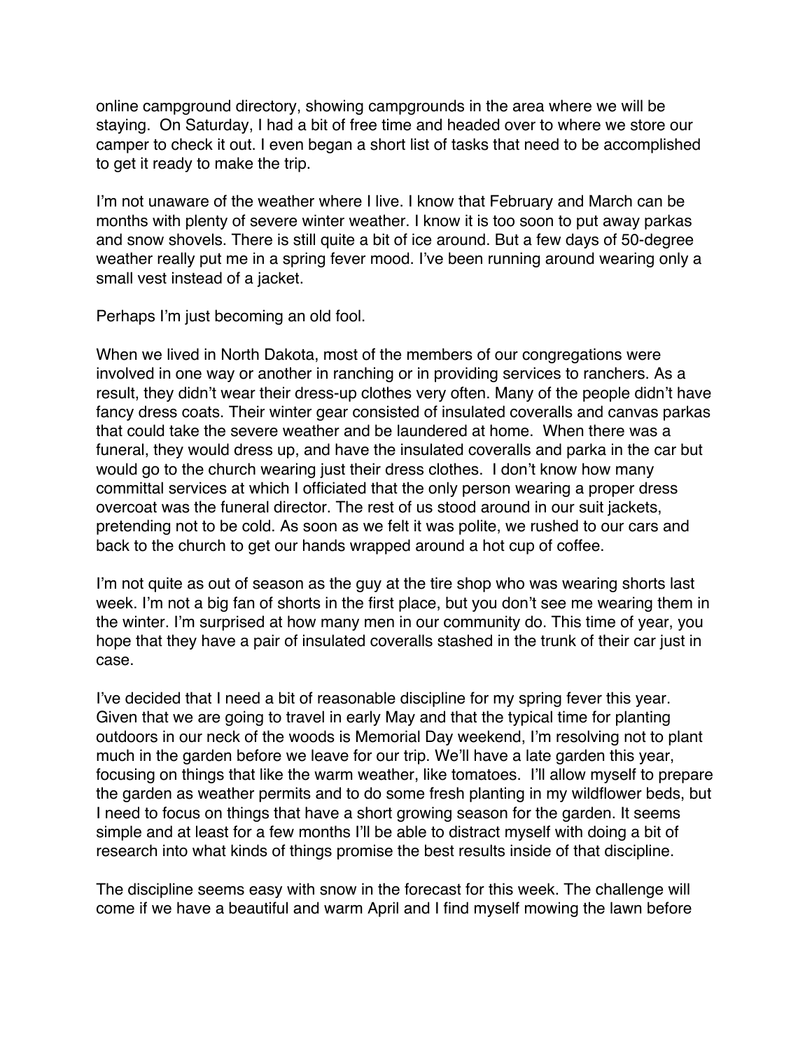online campground directory, showing campgrounds in the area where we will be staying. On Saturday, I had a bit of free time and headed over to where we store our camper to check it out. I even began a short list of tasks that need to be accomplished to get it ready to make the trip.

I'm not unaware of the weather where I live. I know that February and March can be months with plenty of severe winter weather. I know it is too soon to put away parkas and snow shovels. There is still quite a bit of ice around. But a few days of 50-degree weather really put me in a spring fever mood. I've been running around wearing only a small vest instead of a jacket.

Perhaps I'm just becoming an old fool.

When we lived in North Dakota, most of the members of our congregations were involved in one way or another in ranching or in providing services to ranchers. As a result, they didn't wear their dress-up clothes very often. Many of the people didn't have fancy dress coats. Their winter gear consisted of insulated coveralls and canvas parkas that could take the severe weather and be laundered at home. When there was a funeral, they would dress up, and have the insulated coveralls and parka in the car but would go to the church wearing just their dress clothes. I don't know how many committal services at which I officiated that the only person wearing a proper dress overcoat was the funeral director. The rest of us stood around in our suit jackets, pretending not to be cold. As soon as we felt it was polite, we rushed to our cars and back to the church to get our hands wrapped around a hot cup of coffee.

I'm not quite as out of season as the guy at the tire shop who was wearing shorts last week. I'm not a big fan of shorts in the first place, but you don't see me wearing them in the winter. I'm surprised at how many men in our community do. This time of year, you hope that they have a pair of insulated coveralls stashed in the trunk of their car just in case.

I've decided that I need a bit of reasonable discipline for my spring fever this year. Given that we are going to travel in early May and that the typical time for planting outdoors in our neck of the woods is Memorial Day weekend, I'm resolving not to plant much in the garden before we leave for our trip. We'll have a late garden this year, focusing on things that like the warm weather, like tomatoes. I'll allow myself to prepare the garden as weather permits and to do some fresh planting in my wildflower beds, but I need to focus on things that have a short growing season for the garden. It seems simple and at least for a few months I'll be able to distract myself with doing a bit of research into what kinds of things promise the best results inside of that discipline.

The discipline seems easy with snow in the forecast for this week. The challenge will come if we have a beautiful and warm April and I find myself mowing the lawn before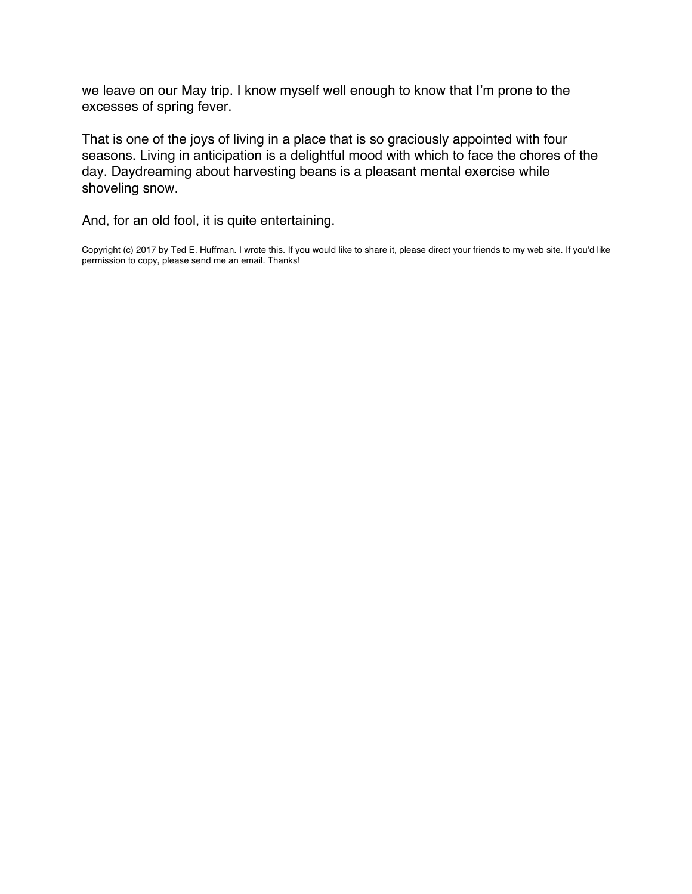we leave on our May trip. I know myself well enough to know that I'm prone to the excesses of spring fever.

That is one of the joys of living in a place that is so graciously appointed with four seasons. Living in anticipation is a delightful mood with which to face the chores of the day. Daydreaming about harvesting beans is a pleasant mental exercise while shoveling snow.

And, for an old fool, it is quite entertaining.

Copyright (c) 2017 by Ted E. Huffman. I wrote this. If you would like to share it, please direct your friends to my web site. If you'd like permission to copy, please send me an email. Thanks!